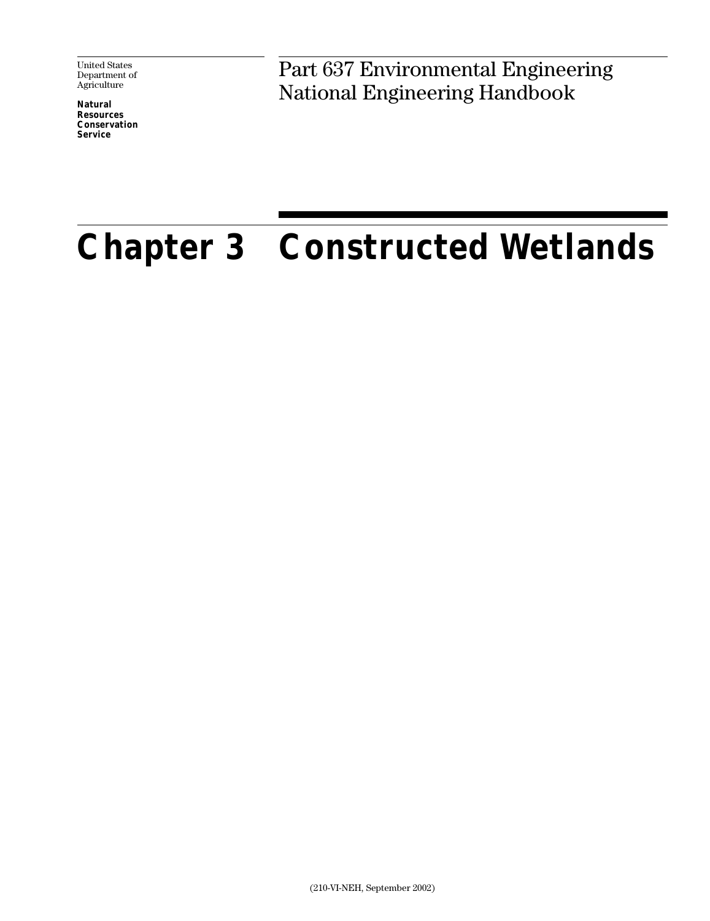United States
Department of
Agriculture

**Natural**
**Resources**
**Conservation**
**Service**

Part 637 Environmental Engineering
National Engineering Handbook

# Chapter 3 Constructed Wetlands

(210-VI-NEH, September 2002)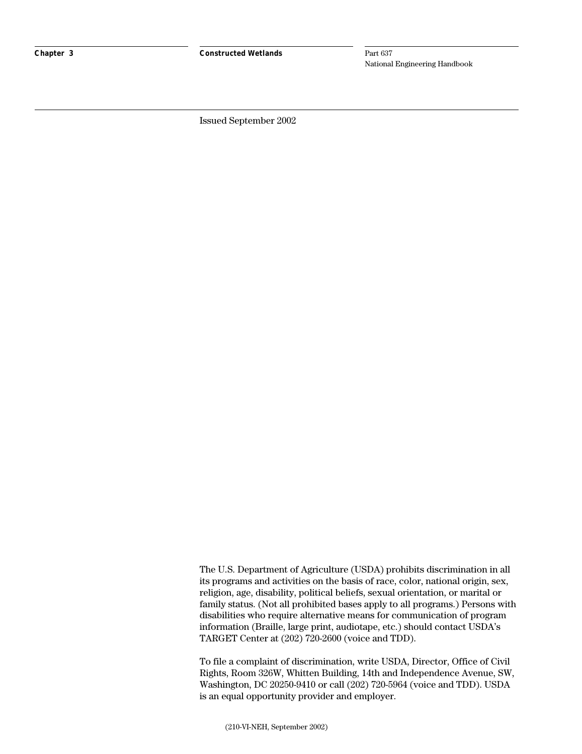Issued September 2002

The U.S. Department of Agriculture (USDA) prohibits discrimination in all its programs and activities on the basis of race, color, national origin, sex, religion, age, disability, political beliefs, sexual orientation, or marital or family status. (Not all prohibited bases apply to all programs.) Persons with disabilities who require alternative means for communication of program information (Braille, large print, audiotape, etc.) should contact USDA's TARGET Center at (202) 720-2600 (voice and TDD).

To file a complaint of discrimination, write USDA, Director, Office of Civil Rights, Room 326W, Whitten Building, 14th and Independence Avenue, SW, Washington, DC 20250-9410 or call (202) 720-5964 (voice and TDD). USDA is an equal opportunity provider and employer.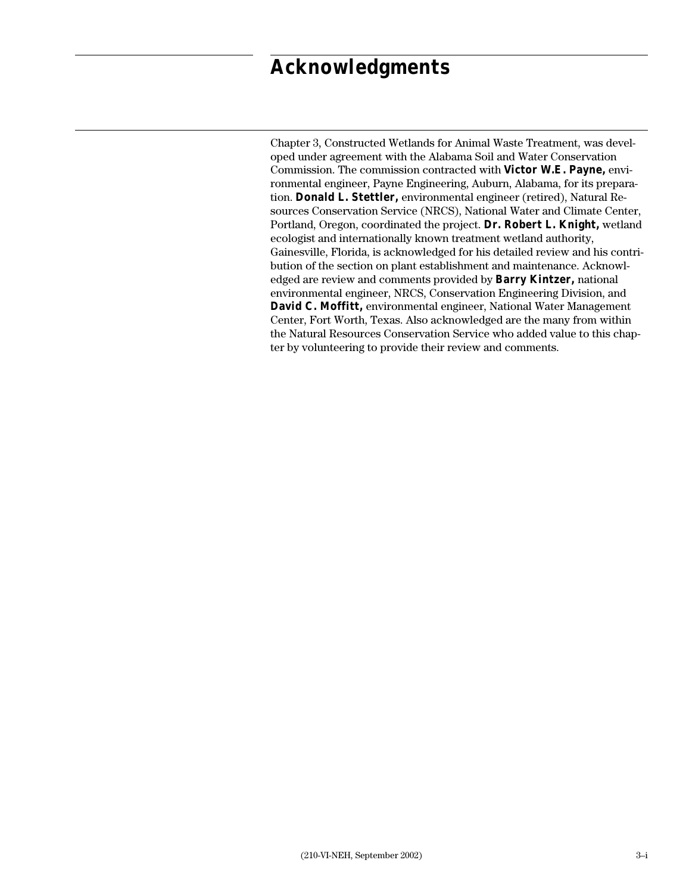# Acknowledgments

Chapter 3, Constructed Wetlands for Animal Waste Treatment, was developed under agreement with the Alabama Soil and Water Conservation Commission. The commission contracted with **Victor W.E. Payne,** environmental engineer, Payne Engineering, Auburn, Alabama, for its preparation. **Donald L. Stettler,** environmental engineer (retired), Natural Resources Conservation Service (NRCS), National Water and Climate Center, Portland, Oregon, coordinated the project. **Dr. Robert L. Knight,** wetland ecologist and internationally known treatment wetland authority, Gainesville, Florida, is acknowledged for his detailed review and his contribution of the section on plant establishment and maintenance. Acknowledged are review and comments provided by **Barry Kintzer,** national environmental engineer, NRCS, Conservation Engineering Division, and **David C. Moffitt,** environmental engineer, National Water Management Center, Fort Worth, Texas. Also acknowledged are the many from within the Natural Resources Conservation Service who added value to this chapter by volunteering to provide their review and comments.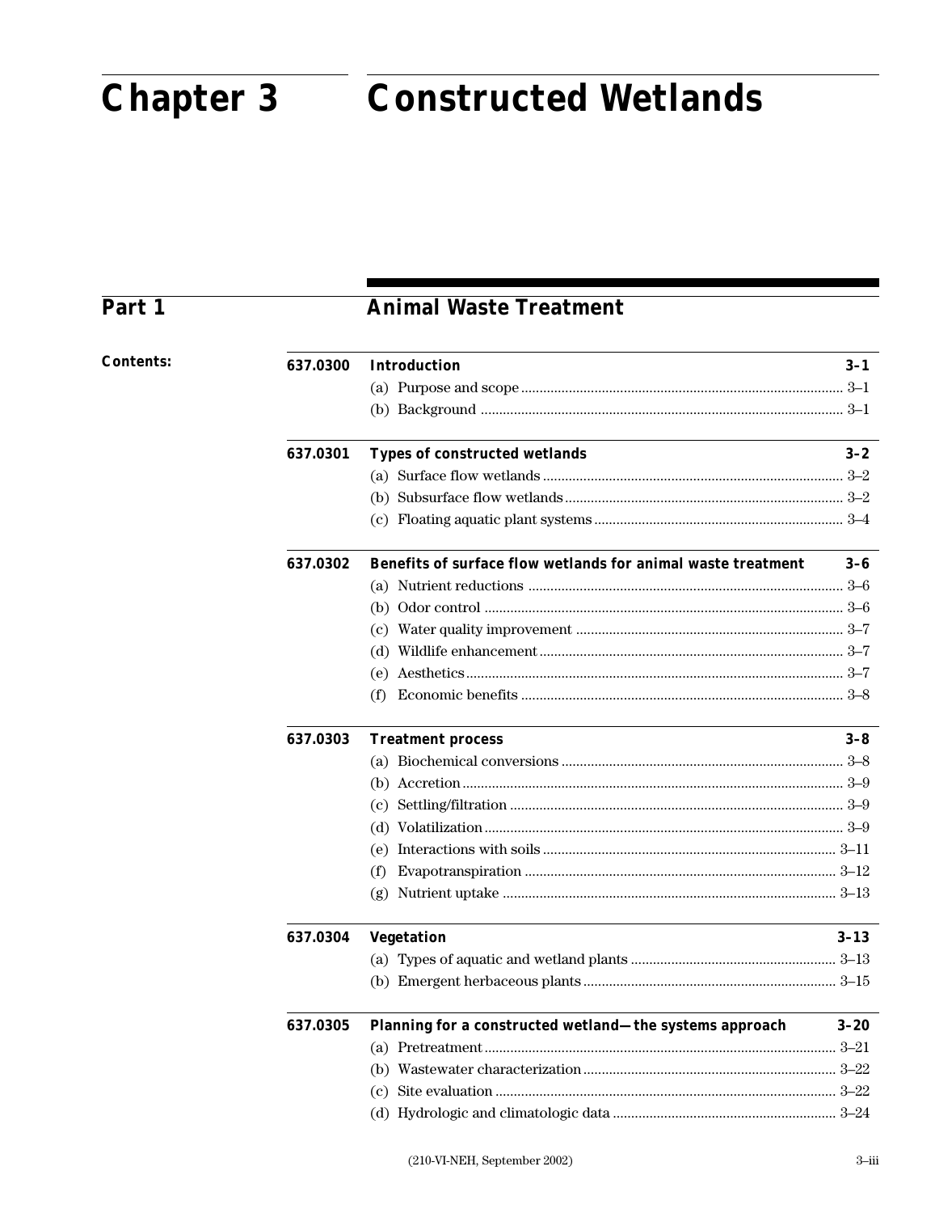# Chapter 3 Constructed Wetlands

## Part 1 Animal Waste Treatment

**Contents:**

| | | |
|---|---|---|
| **637.0300** | **Introduction** | **3–1** |
| | (a) Purpose and scope | 3–1 |
| | (b) Background | 3–1 |
| **637.0301** | **Types of constructed wetlands** | **3–2** |
| | (a) Surface flow wetlands | 3–2 |
| | (b) Subsurface flow wetlands | 3–2 |
| | (c) Floating aquatic plant systems | 3–4 |
| **637.0302** | **Benefits of surface flow wetlands for animal waste treatment** | **3–6** |
| | (a) Nutrient reductions | 3–6 |
| | (b) Odor control | 3–6 |
| | (c) Water quality improvement | 3–7 |
| | (d) Wildlife enhancement | 3–7 |
| | (e) Aesthetics | 3–7 |
| | (f) Economic benefits | 3–8 |
| **637.0303** | **Treatment process** | **3–8** |
| | (a) Biochemical conversions | 3–8 |
| | (b) Accretion | 3–9 |
| | (c) Settling/filtration | 3–9 |
| | (d) Volatilization | 3–9 |
| | (e) Interactions with soils | 3–11 |
| | (f) Evapotranspiration | 3–12 |
| | (g) Nutrient uptake | 3–13 |
| **637.0304** | **Vegetation** | **3–13** |
| | (a) Types of aquatic and wetland plants | 3–13 |
| | (b) Emergent herbaceous plants | 3–15 |
| **637.0305** | **Planning for a constructed wetland—the systems approach** | **3–20** |
| | (a) Pretreatment | 3–21 |
| | (b) Wastewater characterization | 3–22 |
| | (c) Site evaluation | 3–22 |
| | (d) Hydrologic and climatologic data | 3–24 |

(210-VI-NEH, September 2002)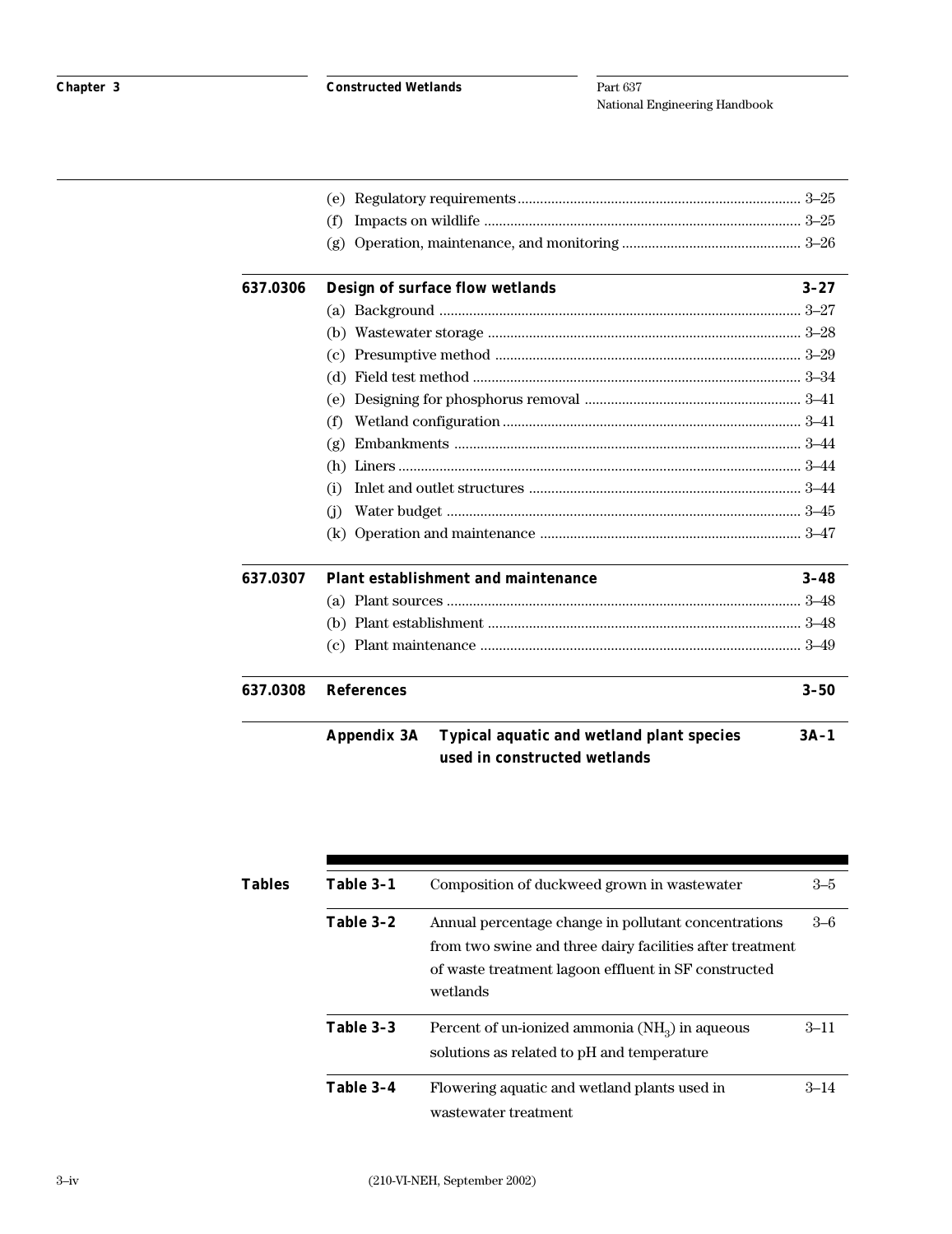| | | |
|---|---|---|
| | (e) Regulatory requirements | 3–25 |
| | (f) Impacts on wildlife | 3–25 |
| | (g) Operation, maintenance, and monitoring | 3–26 |
| **637.0306** | **Design of surface flow wetlands** | **3–27** |
| | (a) Background | 3–27 |
| | (b) Wastewater storage | 3–28 |
| | (c) Presumptive method | 3–29 |
| | (d) Field test method | 3–34 |
| | (e) Designing for phosphorus removal | 3–41 |
| | (f) Wetland configuration | 3–41 |
| | (g) Embankments | 3–44 |
| | (h) Liners | 3–44 |
| | (i) Inlet and outlet structures | 3–44 |
| | (j) Water budget | 3–45 |
| | (k) Operation and maintenance | 3–47 |
| **637.0307** | **Plant establishment and maintenance** | **3–48** |
| | (a) Plant sources | 3–48 |
| | (b) Plant establishment | 3–48 |
| | (c) Plant maintenance | 3–49 |
| **637.0308** | **References** | **3–50** |
| | **Appendix 3A Typical aquatic and wetland plant species used in constructed wetlands** | **3A–1** |

**Tables**

| | | |
|---|---|---|
| **Table 3–1** | Composition of duckweed grown in wastewater | 3–5 |
| **Table 3–2** | Annual percentage change in pollutant concentrations from two swine and three dairy facilities after treatment of waste treatment lagoon effluent in SF constructed wetlands | 3–6 |
| **Table 3–3** | Percent of un-ionized ammonia ($NH_3$) in aqueous solutions as related to pH and temperature | 3–11 |
| **Table 3–4** | Flowering aquatic and wetland plants used in wastewater treatment | 3–14 |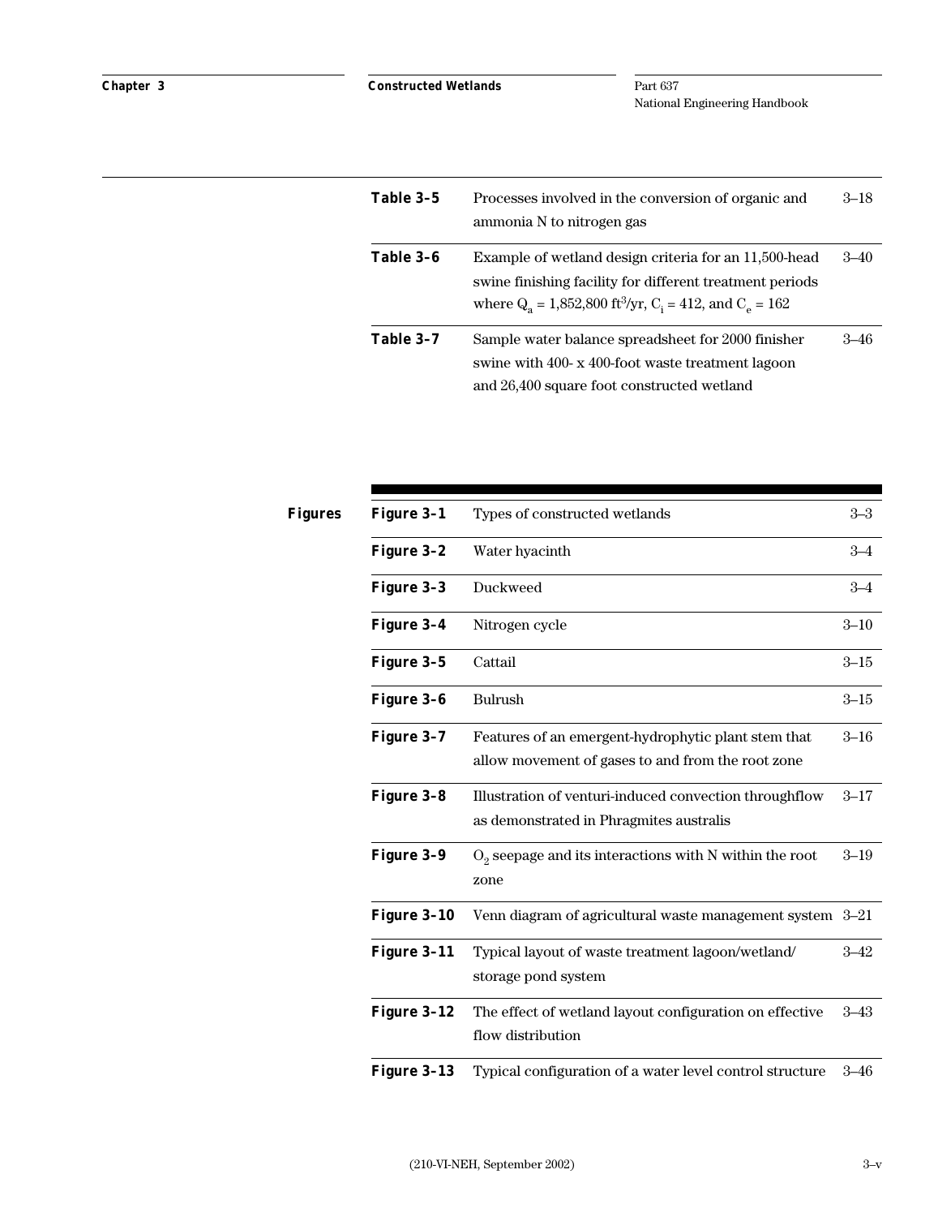| | | |
|---|---|---|
| **Table 3–5** | Processes involved in the conversion of organic and ammonia N to nitrogen gas | 3–18 |
| **Table 3–6** | Example of wetland design criteria for an 11,500-head swine finishing facility for different treatment periods where $Q_a$ = 1,852,800 $ft^3$/yr, $C_i$ = 412, and $C_e$ = 162 | 3–40 |
| **Table 3–7** | Sample water balance spreadsheet for 2000 finisher swine with 400- x 400-foot waste treatment lagoon and 26,400 square foot constructed wetland | 3–46 |

## Figures

| | | |
|---|---|---|
| **Figure 3–1** | Types of constructed wetlands | 3–3 |
| **Figure 3–2** | Water hyacinth | 3–4 |
| **Figure 3–3** | Duckweed | 3–4 |
| **Figure 3–4** | Nitrogen cycle | 3–10 |
| **Figure 3–5** | Cattail | 3–15 |
| **Figure 3–6** | Bulrush | 3–15 |
| **Figure 3–7** | Features of an emergent-hydrophytic plant stem that allow movement of gases to and from the root zone | 3–16 |
| **Figure 3–8** | Illustration of venturi-induced convection throughflow as demonstrated in Phragmites australis | 3–17 |
| **Figure 3–9** | $O_2$ seepage and its interactions with N within the root zone | 3–19 |
| **Figure 3–10** | Venn diagram of agricultural waste management system | 3–21 |
| **Figure 3–11** | Typical layout of waste treatment lagoon/wetland/ storage pond system | 3–42 |
| **Figure 3–12** | The effect of wetland layout configuration on effective flow distribution | 3–43 |
| **Figure 3–13** | Typical configuration of a water level control structure | 3–46 |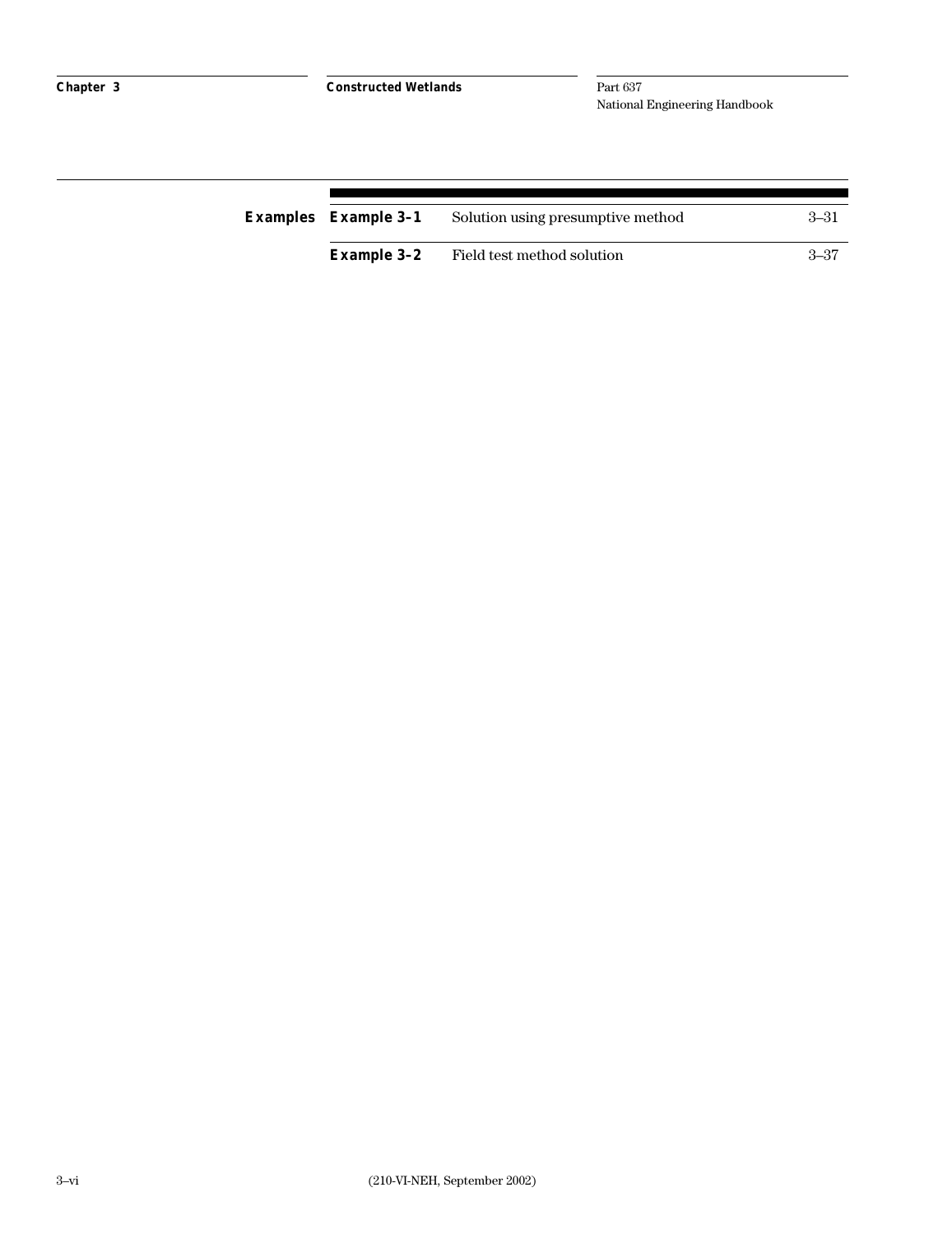**Examples**

| | | |
|---|---|---|
| **Example 3–1** | Solution using presumptive method | 3–31 |
| **Example 3–2** | Field test method solution | 3–37 |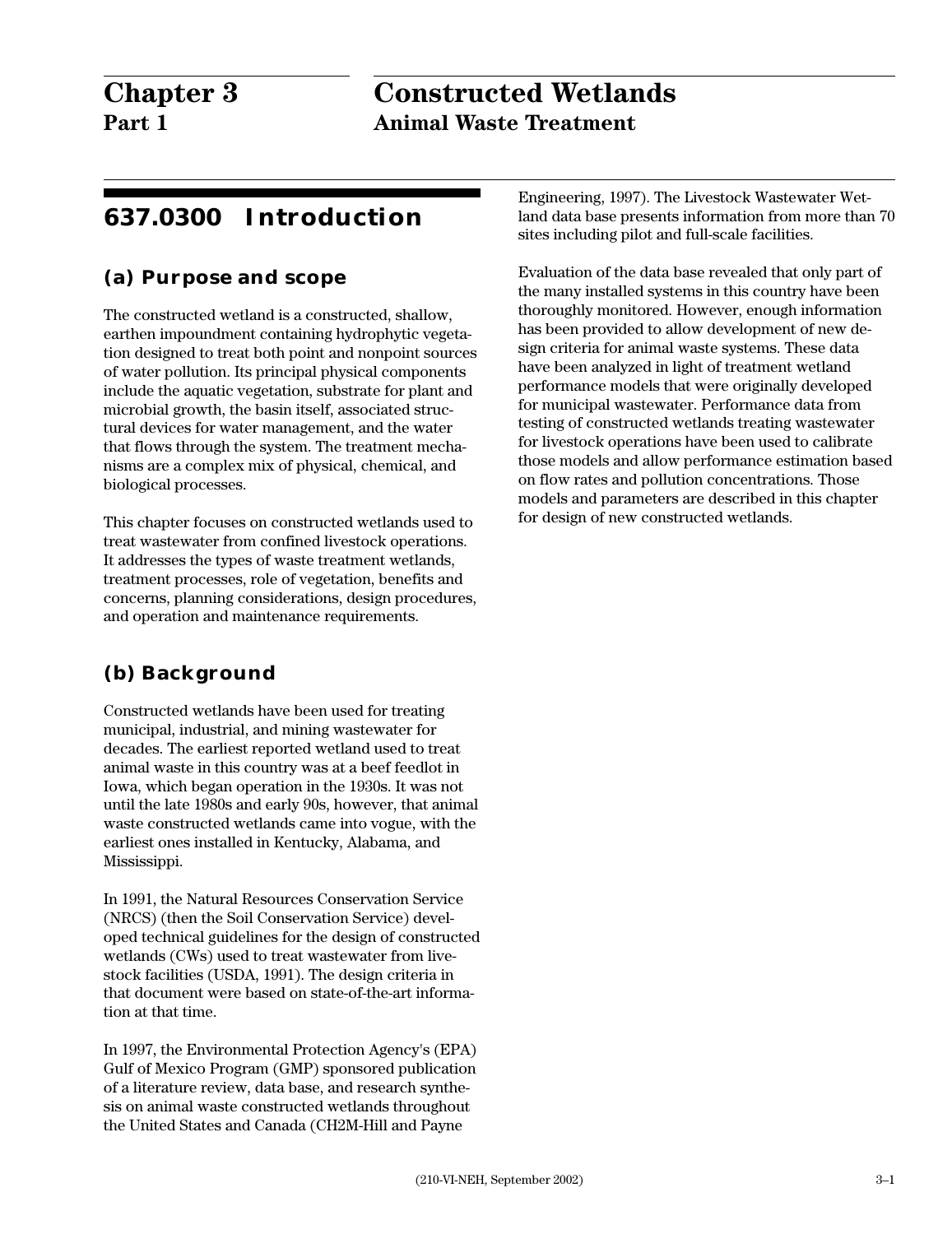# Chapter 3 Constructed Wetlands

## Part 1 Animal Waste Treatment

## 637.0300 Introduction

### (a) Purpose and scope

The constructed wetland is a constructed, shallow, earthen impoundment containing hydrophytic vegetation designed to treat both point and nonpoint sources of water pollution. Its principal physical components include the aquatic vegetation, substrate for plant and microbial growth, the basin itself, associated structural devices for water management, and the water that flows through the system. The treatment mechanisms are a complex mix of physical, chemical, and biological processes.

This chapter focuses on constructed wetlands used to treat wastewater from confined livestock operations. It addresses the types of waste treatment wetlands, treatment processes, role of vegetation, benefits and concerns, planning considerations, design procedures, and operation and maintenance requirements.

### (b) Background

Constructed wetlands have been used for treating municipal, industrial, and mining wastewater for decades. The earliest reported wetland used to treat animal waste in this country was at a beef feedlot in Iowa, which began operation in the 1930s. It was not until the late 1980s and early 90s, however, that animal waste constructed wetlands came into vogue, with the earliest ones installed in Kentucky, Alabama, and Mississippi.

In 1991, the Natural Resources Conservation Service (NRCS) (then the Soil Conservation Service) developed technical guidelines for the design of constructed wetlands (CWs) used to treat wastewater from livestock facilities (USDA, 1991). The design criteria in that document were based on state-of-the-art information at that time.

In 1997, the Environmental Protection Agency's (EPA) Gulf of Mexico Program (GMP) sponsored publication of a literature review, data base, and research synthesis on animal waste constructed wetlands throughout the United States and Canada (CH2M-Hill and Payne Engineering, 1997). The Livestock Wastewater Wetland data base presents information from more than 70 sites including pilot and full-scale facilities.

Evaluation of the data base revealed that only part of the many installed systems in this country have been thoroughly monitored. However, enough information has been provided to allow development of new design criteria for animal waste systems. These data have been analyzed in light of treatment wetland performance models that were originally developed for municipal wastewater. Performance data from testing of constructed wetlands treating wastewater for livestock operations have been used to calibrate those models and allow performance estimation based on flow rates and pollution concentrations. Those models and parameters are described in this chapter for design of new constructed wetlands.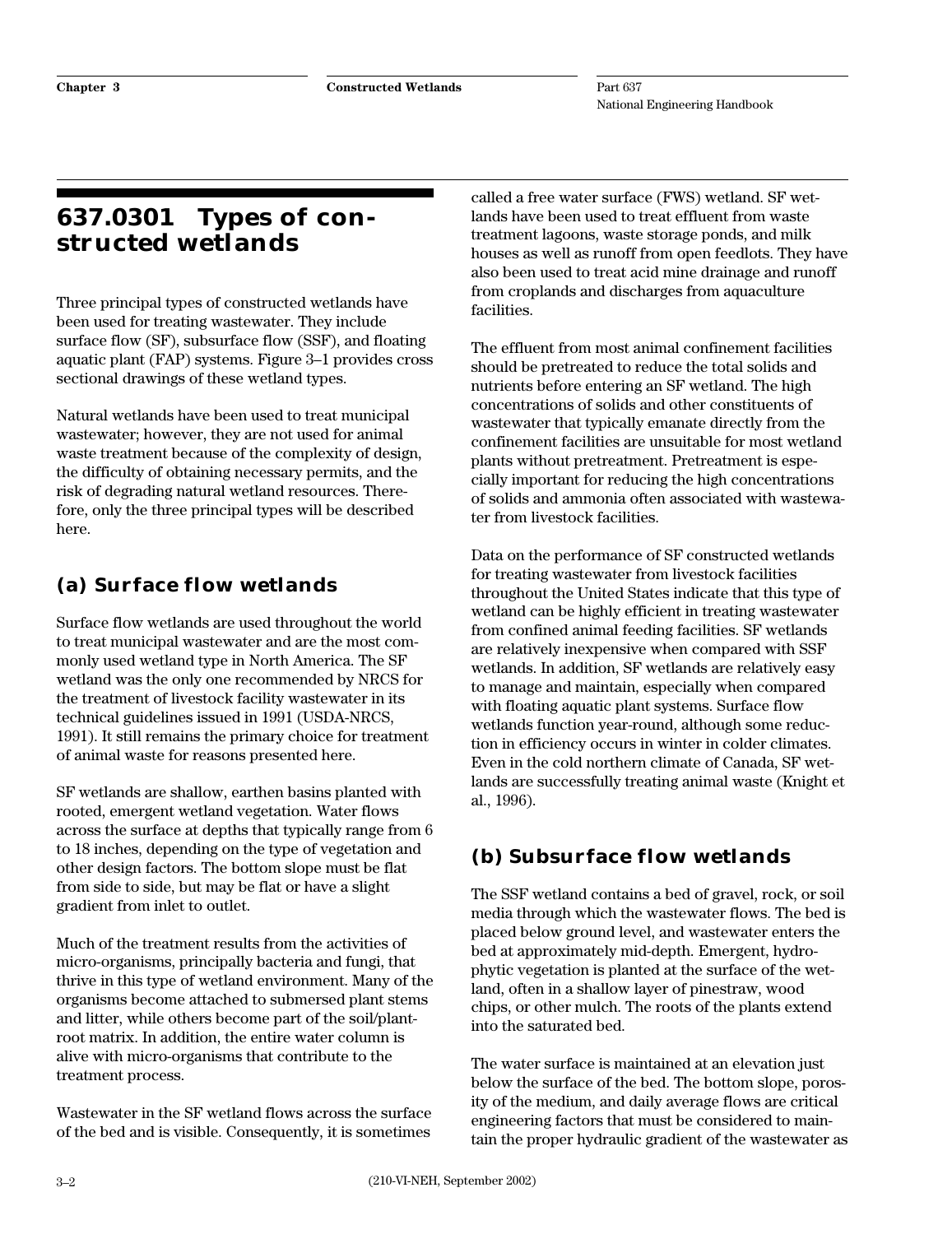## 637.0301 Types of constructed wetlands

Three principal types of constructed wetlands have been used for treating wastewater. They include surface flow (SF), subsurface flow (SSF), and floating aquatic plant (FAP) systems. Figure 3–1 provides cross sectional drawings of these wetland types.

Natural wetlands have been used to treat municipal wastewater; however, they are not used for animal waste treatment because of the complexity of design, the difficulty of obtaining necessary permits, and the risk of degrading natural wetland resources. Therefore, only the three principal types will be described here.

### (a) Surface flow wetlands

Surface flow wetlands are used throughout the world to treat municipal wastewater and are the most commonly used wetland type in North America. The SF wetland was the only one recommended by NRCS for the treatment of livestock facility wastewater in its technical guidelines issued in 1991 (USDA-NRCS, 1991). It still remains the primary choice for treatment of animal waste for reasons presented here.

SF wetlands are shallow, earthen basins planted with rooted, emergent wetland vegetation. Water flows across the surface at depths that typically range from 6 to 18 inches, depending on the type of vegetation and other design factors. The bottom slope must be flat from side to side, but may be flat or have a slight gradient from inlet to outlet.

Much of the treatment results from the activities of micro-organisms, principally bacteria and fungi, that thrive in this type of wetland environment. Many of the organisms become attached to submersed plant stems and litter, while others become part of the soil/plant-root matrix. In addition, the entire water column is alive with micro-organisms that contribute to the treatment process.

Wastewater in the SF wetland flows across the surface of the bed and is visible. Consequently, it is sometimes called a free water surface (FWS) wetland. SF wetlands have been used to treat effluent from waste treatment lagoons, waste storage ponds, and milk houses as well as runoff from open feedlots. They have also been used to treat acid mine drainage and runoff from croplands and discharges from aquaculture facilities.

The effluent from most animal confinement facilities should be pretreated to reduce the total solids and nutrients before entering an SF wetland. The high concentrations of solids and other constituents of wastewater that typically emanate directly from the confinement facilities are unsuitable for most wetland plants without pretreatment. Pretreatment is especially important for reducing the high concentrations of solids and ammonia often associated with wastewater from livestock facilities.

Data on the performance of SF constructed wetlands for treating wastewater from livestock facilities throughout the United States indicate that this type of wetland can be highly efficient in treating wastewater from confined animal feeding facilities. SF wetlands are relatively inexpensive when compared with SSF wetlands. In addition, SF wetlands are relatively easy to manage and maintain, especially when compared with floating aquatic plant systems. Surface flow wetlands function year-round, although some reduction in efficiency occurs in winter in colder climates. Even in the cold northern climate of Canada, SF wetlands are successfully treating animal waste (Knight et al., 1996).

### (b) Subsurface flow wetlands

The SSF wetland contains a bed of gravel, rock, or soil media through which the wastewater flows. The bed is placed below ground level, and wastewater enters the bed at approximately mid-depth. Emergent, hydrophytic vegetation is planted at the surface of the wetland, often in a shallow layer of pinestraw, wood chips, or other mulch. The roots of the plants extend into the saturated bed.

The water surface is maintained at an elevation just below the surface of the bed. The bottom slope, porosity of the medium, and daily average flows are critical engineering factors that must be considered to maintain the proper hydraulic gradient of the wastewater as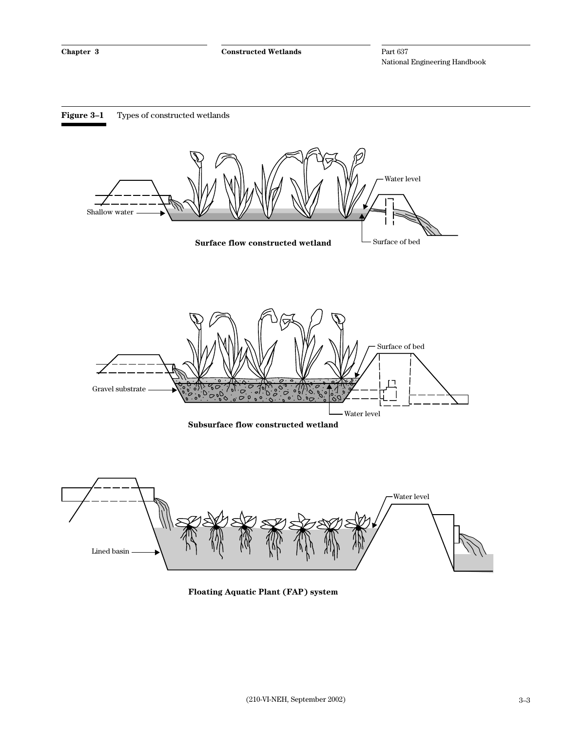**Figure 3–1** Types of constructed wetlands

Water level

Shallow water

Surface flow constructed wetland

Surface of bed

Surface of bed

Gravel substrate

Water level

Subsurface flow constructed wetland

Water level

Lined basin

Floating Aquatic Plant (FAP) system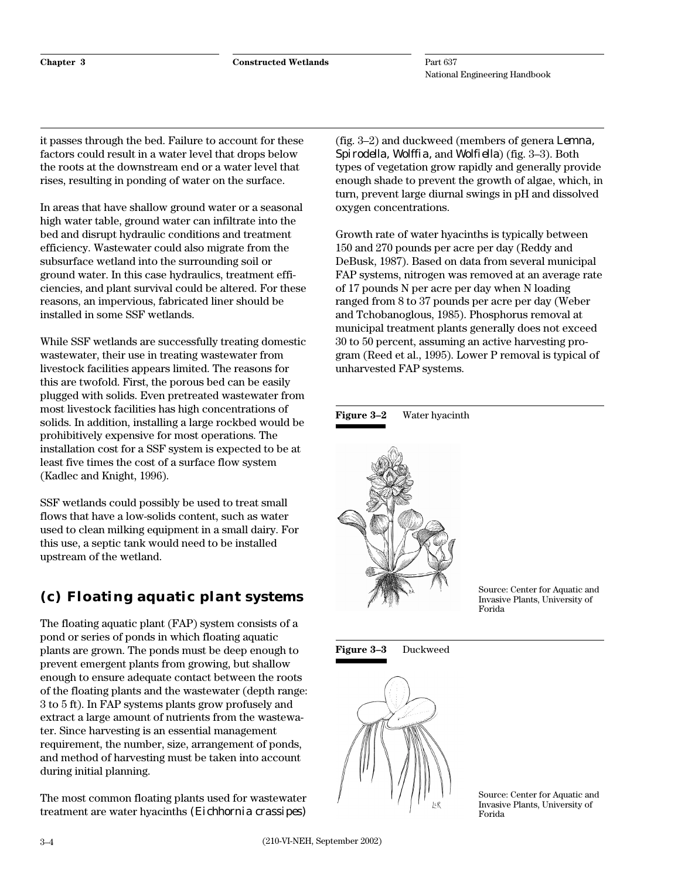it passes through the bed. Failure to account for these factors could result in a water level that drops below the roots at the downstream end or a water level that rises, resulting in ponding of water on the surface.

In areas that have shallow ground water or a seasonal high water table, ground water can infiltrate into the bed and disrupt hydraulic conditions and treatment efficiency. Wastewater could also migrate from the subsurface wetland into the surrounding soil or ground water. In this case hydraulics, treatment efficiencies, and plant survival could be altered. For these reasons, an impervious, fabricated liner should be installed in some SSF wetlands.

While SSF wetlands are successfully treating domestic wastewater, their use in treating wastewater from livestock facilities appears limited. The reasons for this are twofold. First, the porous bed can be easily plugged with solids. Even pretreated wastewater from most livestock facilities has high concentrations of solids. In addition, installing a large rockbed would be prohibitively expensive for most operations. The installation cost for a SSF system is expected to be at least five times the cost of a surface flow system (Kadlec and Knight, 1996).

SSF wetlands could possibly be used to treat small flows that have a low-solids content, such as water used to clean milking equipment in a small dairy. For this use, a septic tank would need to be installed upstream of the wetland.

## (c) Floating aquatic plant systems

The floating aquatic plant (FAP) system consists of a pond or series of ponds in which floating aquatic plants are grown. The ponds must be deep enough to prevent emergent plants from growing, but shallow enough to ensure adequate contact between the roots of the floating plants and the wastewater (depth range: 3 to 5 ft). In FAP systems plants grow profusely and extract a large amount of nutrients from the wastewater. Since harvesting is an essential management requirement, the number, size, arrangement of ponds, and method of harvesting must be taken into account during initial planning.

The most common floating plants used for wastewater treatment are water hyacinths (*Eichhornia crassipes*) (fig. 3–2) and duckweed (members of genera *Lemna, Spirodella, Wolffia,* and *Wolfiella*) (fig. 3–3). Both types of vegetation grow rapidly and generally provide enough shade to prevent the growth of algae, which, in turn, prevent large diurnal swings in pH and dissolved oxygen concentrations.

Growth rate of water hyacinths is typically between 150 and 270 pounds per acre per day (Reddy and DeBusk, 1987). Based on data from several municipal FAP systems, nitrogen was removed at an average rate of 17 pounds N per acre per day when N loading ranged from 8 to 37 pounds per acre per day (Weber and Tchobanoglous, 1985). Phosphorus removal at municipal treatment plants generally does not exceed 30 to 50 percent, assuming an active harvesting program (Reed et al., 1995). Lower P removal is typical of unharvested FAP systems.

**Figure 3–2** Water hyacinth

Source: Center for Aquatic and Invasive Plants, University of Forida

**Figure 3–3** Duckweed

Source: Center for Aquatic and Invasive Plants, University of Forida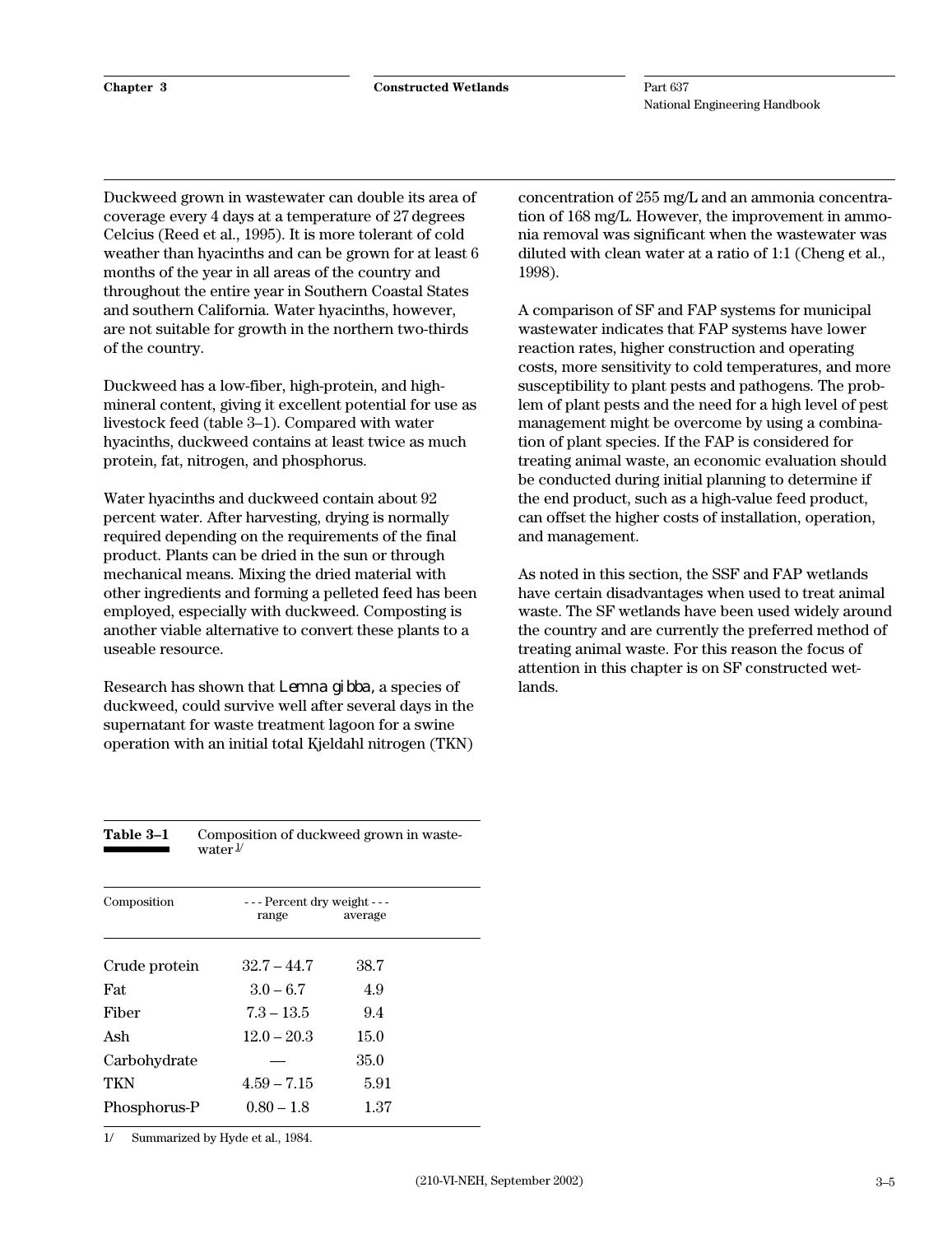Duckweed grown in wastewater can double its area of coverage every 4 days at a temperature of 27 degrees Celcius (Reed et al., 1995). It is more tolerant of cold weather than hyacinths and can be grown for at least 6 months of the year in all areas of the country and throughout the entire year in Southern Coastal States and southern California. Water hyacinths, however, are not suitable for growth in the northern two-thirds of the country.

Duckweed has a low-fiber, high-protein, and high-mineral content, giving it excellent potential for use as livestock feed (table 3–1). Compared with water hyacinths, duckweed contains at least twice as much protein, fat, nitrogen, and phosphorus.

Water hyacinths and duckweed contain about 92 percent water. After harvesting, drying is normally required depending on the requirements of the final product. Plants can be dried in the sun or through mechanical means. Mixing the dried material with other ingredients and forming a pelleted feed has been employed, especially with duckweed. Composting is another viable alternative to convert these plants to a useable resource.

Research has shown that *Lemna gibba*, a species of duckweed, could survive well after several days in the supernatant for waste treatment lagoon for a swine operation with an initial total Kjeldahl nitrogen (TKN) concentration of 255 mg/L and an ammonia concentration of 168 mg/L. However, the improvement in ammonia removal was significant when the wastewater was diluted with clean water at a ratio of 1:1 (Cheng et al., 1998).

A comparison of SF and FAP systems for municipal wastewater indicates that FAP systems have lower reaction rates, higher construction and operating costs, more sensitivity to cold temperatures, and more susceptibility to plant pests and pathogens. The problem of plant pests and the need for a high level of pest management might be overcome by using a combination of plant species. If the FAP is considered for treating animal waste, an economic evaluation should be conducted during initial planning to determine if the end product, such as a high-value feed product, can offset the higher costs of installation, operation, and management.

As noted in this section, the SSF and FAP wetlands have certain disadvantages when used to treat animal waste. The SF wetlands have been used widely around the country and are currently the preferred method of treating animal waste. For this reason the focus of attention in this chapter is on SF constructed wetlands.

**Table 3–1** Composition of duckweed grown in wastewater [1/]

| Composition | --- Percent dry weight --- | |
|---|---|---|
| | range | average |
| Crude protein | 32.7 – 44.7 | 38.7 |
| Fat | 3.0 – 6.7 | 4.9 |
| Fiber | 7.3 – 13.5 | 9.4 |
| Ash | 12.0 – 20.3 | 15.0 |
| Carbohydrate | — | 35.0 |
| TKN | 4.59 – 7.15 | 5.91 |
| Phosphorus-P | 0.80 – 1.8 | 1.37 |

1/ Summarized by Hyde et al., 1984.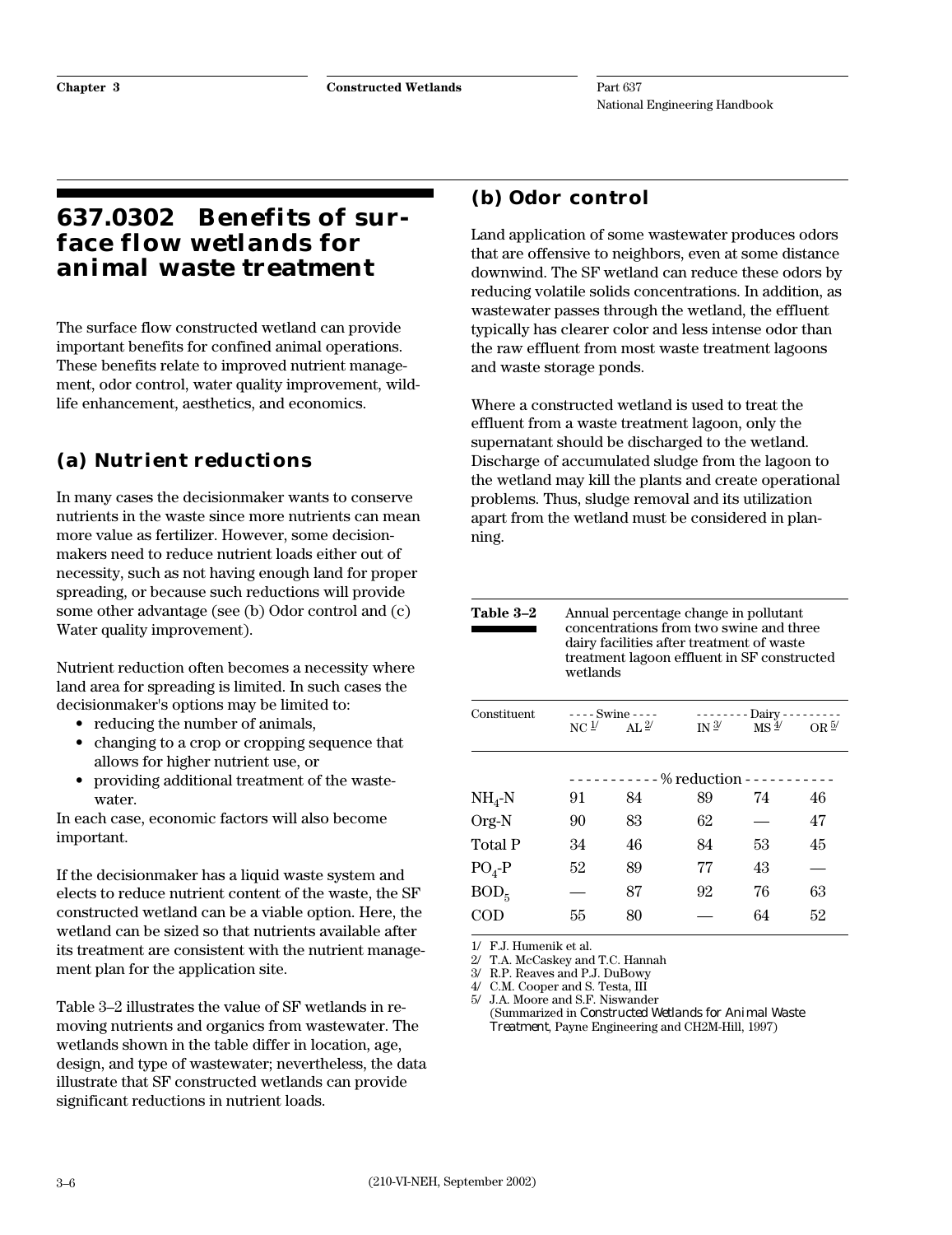## 637.0302 Benefits of surface flow wetlands for animal waste treatment

The surface flow constructed wetland can provide important benefits for confined animal operations. These benefits relate to improved nutrient management, odor control, water quality improvement, wildlife enhancement, aesthetics, and economics.

### (a) Nutrient reductions

In many cases the decisionmaker wants to conserve nutrients in the waste since more nutrients can mean more value as fertilizer. However, some decisionmakers need to reduce nutrient loads either out of necessity, such as not having enough land for proper spreading, or because such reductions will provide some other advantage (see (b) Odor control and (c) Water quality improvement).

Nutrient reduction often becomes a necessity where land area for spreading is limited. In such cases the decisionmaker's options may be limited to:

- reducing the number of animals,
- changing to a crop or cropping sequence that allows for higher nutrient use, or
- providing additional treatment of the wastewater.

In each case, economic factors will also become important.

If the decisionmaker has a liquid waste system and elects to reduce nutrient content of the waste, the SF constructed wetland can be a viable option. Here, the wetland can be sized so that nutrients available after its treatment are consistent with the nutrient management plan for the application site.

Table 3–2 illustrates the value of SF wetlands in removing nutrients and organics from wastewater. The wetlands shown in the table differ in location, age, design, and type of wastewater; nevertheless, the data illustrate that SF constructed wetlands can provide significant reductions in nutrient loads.

### (b) Odor control

Land application of some wastewater produces odors that are offensive to neighbors, even at some distance downwind. The SF wetland can reduce these odors by reducing volatile solids concentrations. In addition, as wastewater passes through the wetland, the effluent typically has clearer color and less intense odor than the raw effluent from most waste treatment lagoons and waste storage ponds.

Where a constructed wetland is used to treat the effluent from a waste treatment lagoon, only the supernatant should be discharged to the wetland. Discharge of accumulated sludge from the lagoon to the wetland may kill the plants and create operational problems. Thus, sludge removal and its utilization apart from the wetland must be considered in planning.

**Table 3–2** Annual percentage change in pollutant concentrations from two swine and three dairy facilities after treatment of waste treatment lagoon effluent in SF constructed wetlands

| Constituent | Swine | | Dairy | | |
|---|---|---|---|---|---|
| | NC 1/ | AL 2/ | IN 3/ | MS 4/ | OR 5/ |
| | % reduction | | | | |
| $NH_4$-N | 91 | 84 | 89 | 74 | 46 |
| Org-N | 90 | 83 | 62 | — | 47 |
| Total P | 34 | 46 | 84 | 53 | 45 |
| $PO_4$-P | 52 | 89 | 77 | 43 | — |
| $BOD_5$ | — | 87 | 92 | 76 | 63 |
| COD | 55 | 80 | — | 64 | 52 |

1/ F.J. Humenik et al.
2/ T.A. McCaskey and T.C. Hannah
3/ R.P. Reaves and P.J. DuBowy
4/ C.M. Cooper and S. Testa, III
5/ J.A. Moore and S.F. Niswander
(Summarized in *Constructed Wetlands for Animal Waste Treatment*, Payne Engineering and CH2M-Hill, 1997)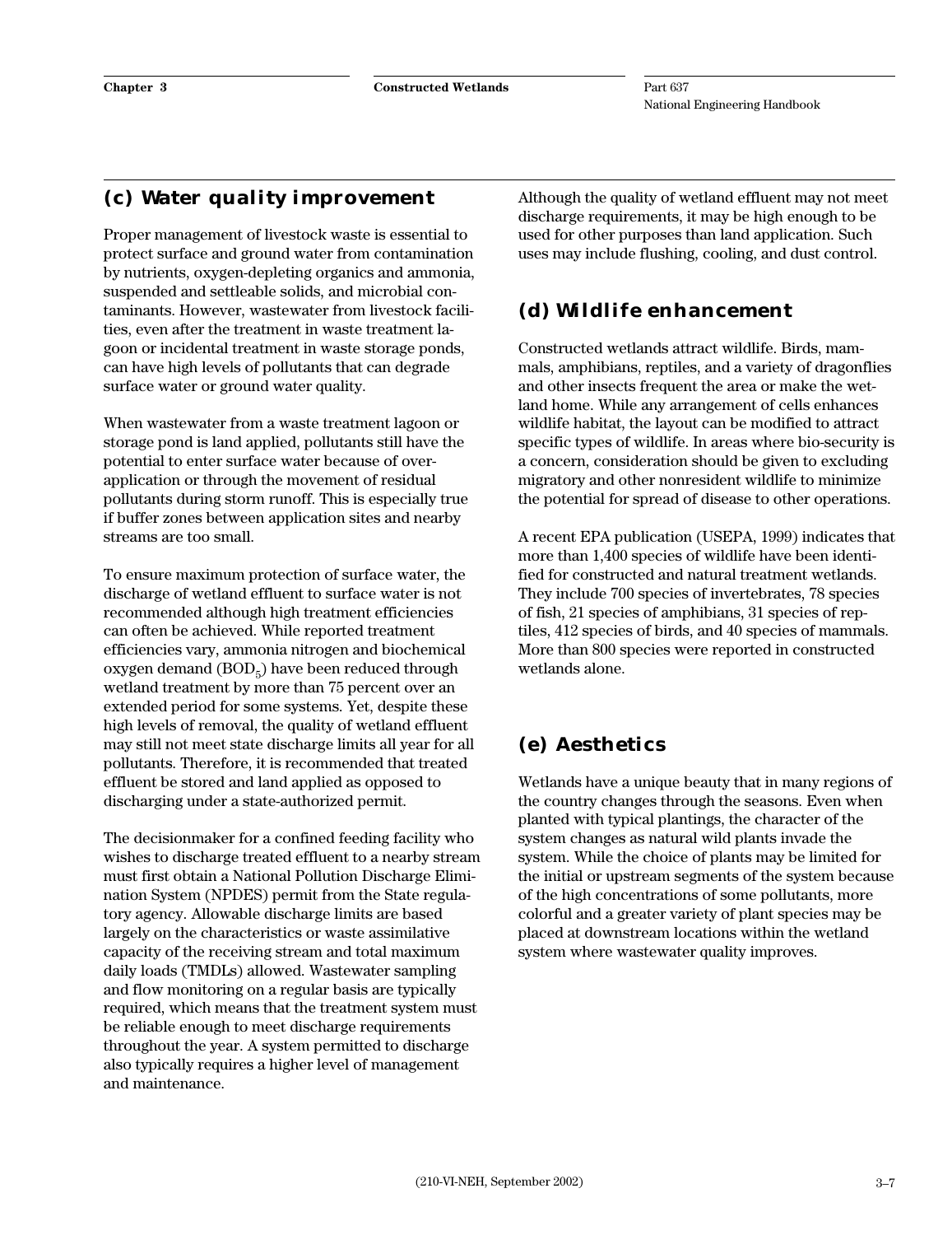## (c) Water quality improvement

Proper management of livestock waste is essential to protect surface and ground water from contamination by nutrients, oxygen-depleting organics and ammonia, suspended and settleable solids, and microbial contaminants. However, wastewater from livestock facilities, even after the treatment in waste treatment lagoon or incidental treatment in waste storage ponds, can have high levels of pollutants that can degrade surface water or ground water quality.

When wastewater from a waste treatment lagoon or storage pond is land applied, pollutants still have the potential to enter surface water because of overapplication or through the movement of residual pollutants during storm runoff. This is especially true if buffer zones between application sites and nearby streams are too small.

To ensure maximum protection of surface water, the discharge of wetland effluent to surface water is not recommended although high treatment efficiencies can often be achieved. While reported treatment efficiencies vary, ammonia nitrogen and biochemical oxygen demand ($BOD_5$) have been reduced through wetland treatment by more than 75 percent over an extended period for some systems. Yet, despite these high levels of removal, the quality of wetland effluent may still not meet state discharge limits all year for all pollutants. Therefore, it is recommended that treated effluent be stored and land applied as opposed to discharging under a state-authorized permit.

The decisionmaker for a confined feeding facility who wishes to discharge treated effluent to a nearby stream must first obtain a National Pollution Discharge Elimination System (NPDES) permit from the State regulatory agency. Allowable discharge limits are based largely on the characteristics or waste assimilative capacity of the receiving stream and total maximum daily loads (TMDLs) allowed. Wastewater sampling and flow monitoring on a regular basis are typically required, which means that the treatment system must be reliable enough to meet discharge requirements throughout the year. A system permitted to discharge also typically requires a higher level of management and maintenance.

Although the quality of wetland effluent may not meet discharge requirements, it may be high enough to be used for other purposes than land application. Such uses may include flushing, cooling, and dust control.

## (d) Wildlife enhancement

Constructed wetlands attract wildlife. Birds, mammals, amphibians, reptiles, and a variety of dragonflies and other insects frequent the area or make the wetland home. While any arrangement of cells enhances wildlife habitat, the layout can be modified to attract specific types of wildlife. In areas where bio-security is a concern, consideration should be given to excluding migratory and other nonresident wildlife to minimize the potential for spread of disease to other operations.

A recent EPA publication (USEPA, 1999) indicates that more than 1,400 species of wildlife have been identified for constructed and natural treatment wetlands. They include 700 species of invertebrates, 78 species of fish, 21 species of amphibians, 31 species of reptiles, 412 species of birds, and 40 species of mammals. More than 800 species were reported in constructed wetlands alone.

## (e) Aesthetics

Wetlands have a unique beauty that in many regions of the country changes through the seasons. Even when planted with typical plantings, the character of the system changes as natural wild plants invade the system. While the choice of plants may be limited for the initial or upstream segments of the system because of the high concentrations of some pollutants, more colorful and a greater variety of plant species may be placed at downstream locations within the wetland system where wastewater quality improves.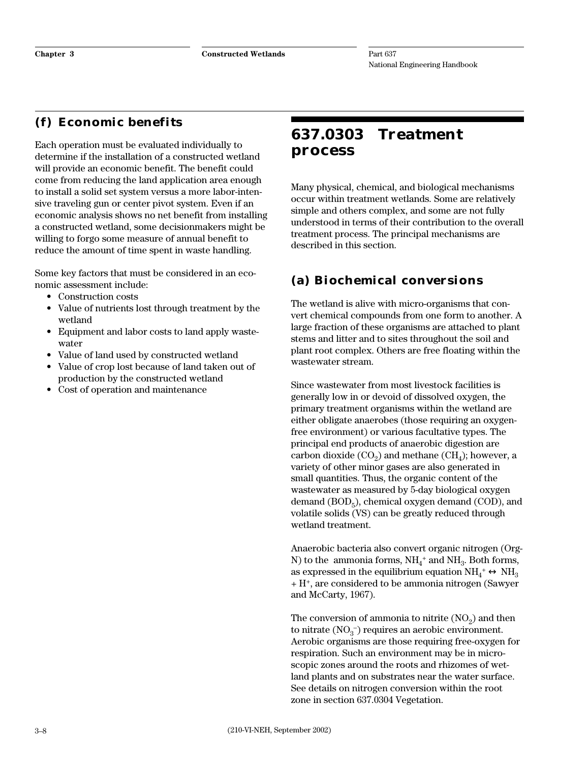## (f) Economic benefits

Each operation must be evaluated individually to determine if the installation of a constructed wetland will provide an economic benefit. The benefit could come from reducing the land application area enough to install a solid set system versus a more labor-intensive traveling gun or center pivot system. Even if an economic analysis shows no net benefit from installing a constructed wetland, some decisionmakers might be willing to forgo some measure of annual benefit to reduce the amount of time spent in waste handling.

Some key factors that must be considered in an economic assessment include:

- Construction costs
- Value of nutrients lost through treatment by the wetland
- Equipment and labor costs to land apply wastewater
- Value of land used by constructed wetland
- Value of crop lost because of land taken out of production by the constructed wetland
- Cost of operation and maintenance

# 637.0303 Treatment process

Many physical, chemical, and biological mechanisms occur within treatment wetlands. Some are relatively simple and others complex, and some are not fully understood in terms of their contribution to the overall treatment process. The principal mechanisms are described in this section.

## (a) Biochemical conversions

The wetland is alive with micro-organisms that convert chemical compounds from one form to another. A large fraction of these organisms are attached to plant stems and litter and to sites throughout the soil and plant root complex. Others are free floating within the wastewater stream.

Since wastewater from most livestock facilities is generally low in or devoid of dissolved oxygen, the primary treatment organisms within the wetland are either obligate anaerobes (those requiring an oxygen-free environment) or various facultative types. The principal end products of anaerobic digestion are carbon dioxide ($CO_2$) and methane ($CH_4$); however, a variety of other minor gases are also generated in small quantities. Thus, the organic content of the wastewater as measured by 5-day biological oxygen demand ($BOD_5$), chemical oxygen demand (COD), and volatile solids (VS) can be greatly reduced through wetland treatment.

Anaerobic bacteria also convert organic nitrogen (Org-N) to the ammonia forms, $NH_4^+$ and $NH_3$. Both forms, as expressed in the equilibrium equation $NH_4^+ \leftrightarrow NH_3 + H^+$, are considered to be ammonia nitrogen (Sawyer and McCarty, 1967).

The conversion of ammonia to nitrite ($NO_2$) and then to nitrate ($NO_3^-$) requires an aerobic environment. Aerobic organisms are those requiring free-oxygen for respiration. Such an environment may be in microscopic zones around the roots and rhizomes of wetland plants and on substrates near the water surface. See details on nitrogen conversion within the root zone in section 637.0304 Vegetation.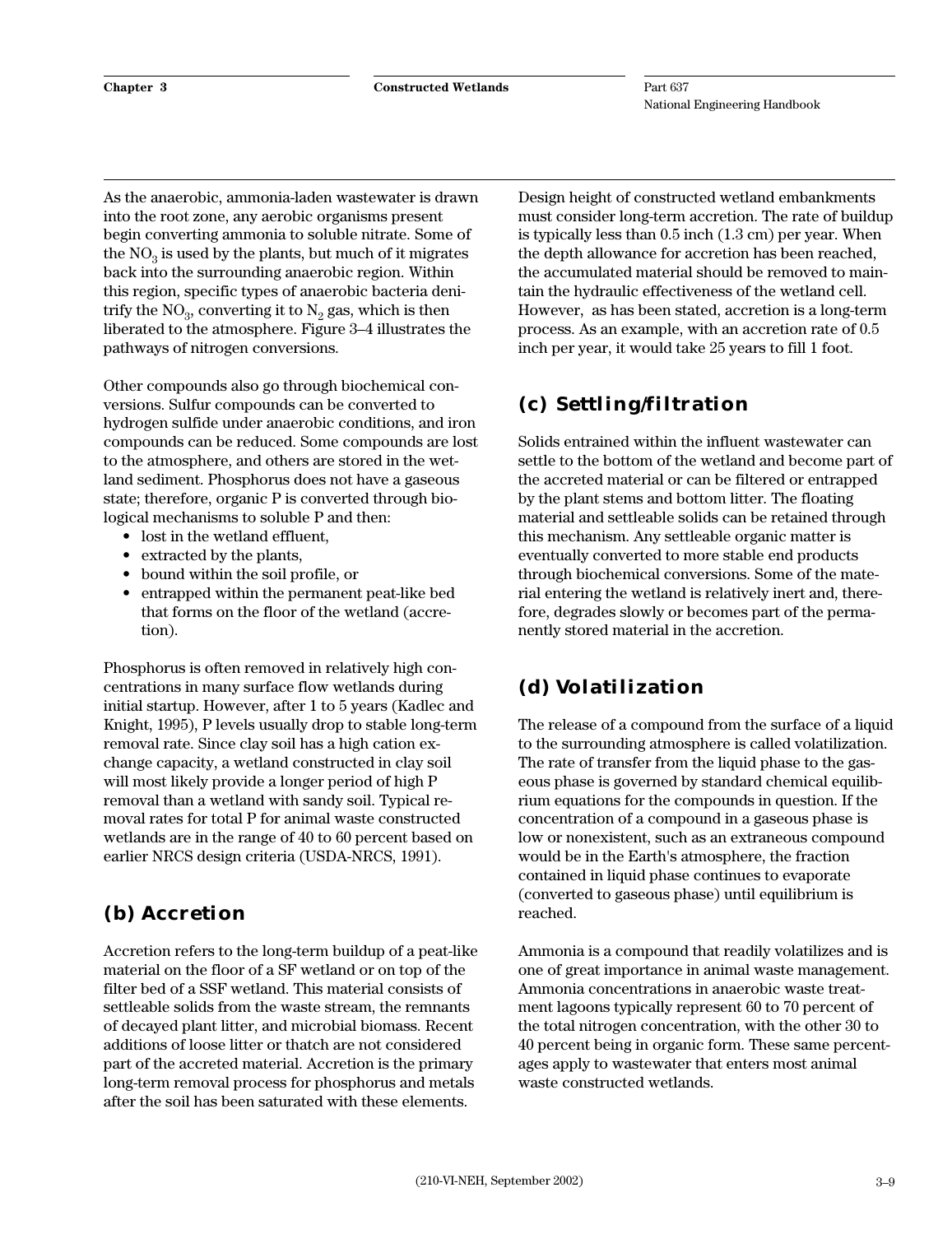As the anaerobic, ammonia-laden wastewater is drawn into the root zone, any aerobic organisms present begin converting ammonia to soluble nitrate. Some of the $NO_3$ is used by the plants, but much of it migrates back into the surrounding anaerobic region. Within this region, specific types of anaerobic bacteria denitrify the $NO_3$, converting it to $N_2$ gas, which is then liberated to the atmosphere. Figure 3–4 illustrates the pathways of nitrogen conversions.

Other compounds also go through biochemical conversions. Sulfur compounds can be converted to hydrogen sulfide under anaerobic conditions, and iron compounds can be reduced. Some compounds are lost to the atmosphere, and others are stored in the wetland sediment. Phosphorus does not have a gaseous state; therefore, organic P is converted through biological mechanisms to soluble P and then:

- lost in the wetland effluent,
- extracted by the plants,
- bound within the soil profile, or
- entrapped within the permanent peat-like bed that forms on the floor of the wetland (accretion).

Phosphorus is often removed in relatively high concentrations in many surface flow wetlands during initial startup. However, after 1 to 5 years (Kadlec and Knight, 1995), P levels usually drop to stable long-term removal rate. Since clay soil has a high cation exchange capacity, a wetland constructed in clay soil will most likely provide a longer period of high P removal than a wetland with sandy soil. Typical removal rates for total P for animal waste constructed wetlands are in the range of 40 to 60 percent based on earlier NRCS design criteria (USDA-NRCS, 1991).

## (b) Accretion

Accretion refers to the long-term buildup of a peat-like material on the floor of a SF wetland or on top of the filter bed of a SSF wetland. This material consists of settleable solids from the waste stream, the remnants of decayed plant litter, and microbial biomass. Recent additions of loose litter or thatch are not considered part of the accreted material. Accretion is the primary long-term removal process for phosphorus and metals after the soil has been saturated with these elements.

Design height of constructed wetland embankments must consider long-term accretion. The rate of buildup is typically less than 0.5 inch (1.3 cm) per year. When the depth allowance for accretion has been reached, the accumulated material should be removed to maintain the hydraulic effectiveness of the wetland cell. However, as has been stated, accretion is a long-term process. As an example, with an accretion rate of 0.5 inch per year, it would take 25 years to fill 1 foot.

## (c) Settling/filtration

Solids entrained within the influent wastewater can settle to the bottom of the wetland and become part of the accreted material or can be filtered or entrapped by the plant stems and bottom litter. The floating material and settleable solids can be retained through this mechanism. Any settleable organic matter is eventually converted to more stable end products through biochemical conversions. Some of the material entering the wetland is relatively inert and, therefore, degrades slowly or becomes part of the permanently stored material in the accretion.

## (d) Volatilization

The release of a compound from the surface of a liquid to the surrounding atmosphere is called volatilization. The rate of transfer from the liquid phase to the gaseous phase is governed by standard chemical equilibrium equations for the compounds in question. If the concentration of a compound in a gaseous phase is low or nonexistent, such as an extraneous compound would be in the Earth's atmosphere, the fraction contained in liquid phase continues to evaporate (converted to gaseous phase) until equilibrium is reached.

Ammonia is a compound that readily volatilizes and is one of great importance in animal waste management. Ammonia concentrations in anaerobic waste treatment lagoons typically represent 60 to 70 percent of the total nitrogen concentration, with the other 30 to 40 percent being in organic form. These same percentages apply to wastewater that enters most animal waste constructed wetlands.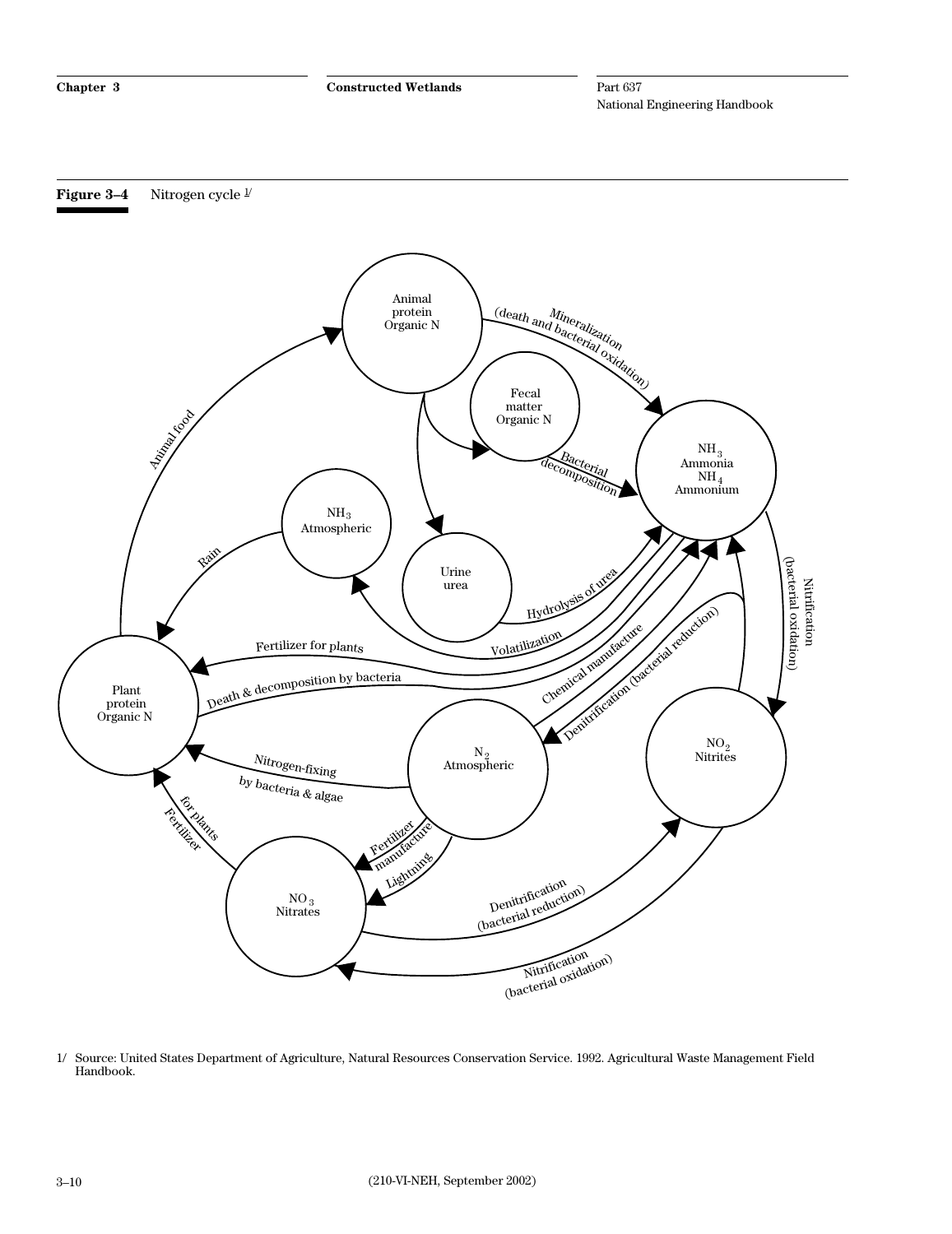**Figure 3–4** Nitrogen cycle [1/]

Animal protein Organic N

Fecal matter Organic N

$NH_3$ Ammonia $NH_4$ Ammonium

$NH_3$ Atmospheric

Urine urea

Plant protein Organic N

$N_2$ Atmospheric

$NO_2$ Nitrites

$NO_3$ Nitrates

Mineralization (death and bacterial oxidation)

Bacterial decomposition

Animal food

Rain

Hydrolysis of urea

Volatilization

Fertilizer for plants

Death & decomposition by bacteria

Chemical manufacture

Denitrification (bacterial reduction)

Nitrification (bacterial oxidation)

Nitrogen-fixing by bacteria & algae

Fertilizer for plants

Fertilizer manufacture

Lightning

Denitrification (bacterial reduction)

Nitrification (bacterial oxidation)

1/ Source: United States Department of Agriculture, Natural Resources Conservation Service. 1992. Agricultural Waste Management Field Handbook.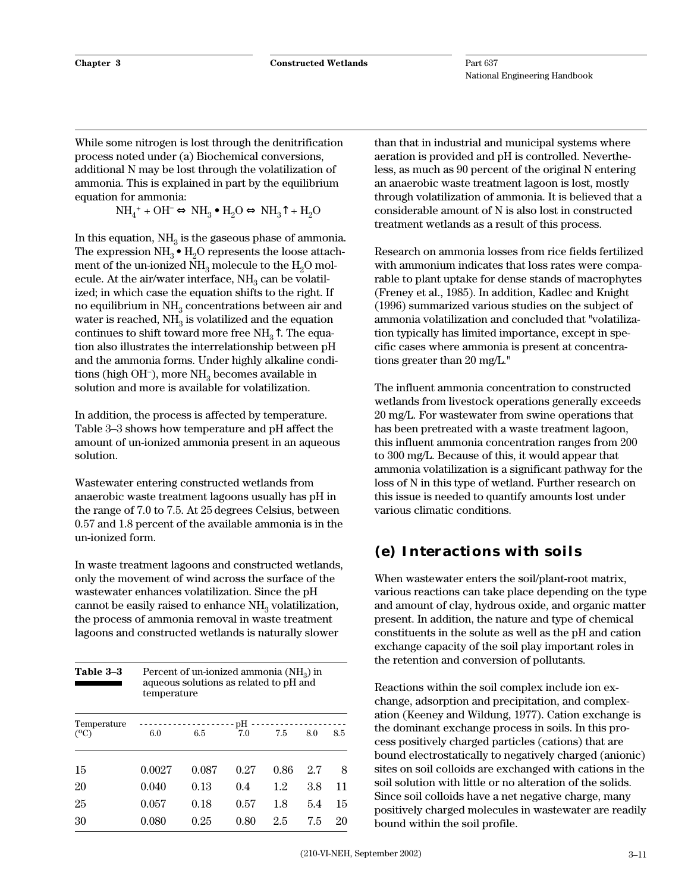While some nitrogen is lost through the denitrification process noted under (a) Biochemical conversions, additional N may be lost through the volatilization of ammonia. This is explained in part by the equilibrium equation for ammonia:

$$NH_4^+ + OH^- \Leftrightarrow NH_3 \bullet H_2O \Leftrightarrow NH_3\uparrow + H_2O$$

In this equation, $NH_3$ is the gaseous phase of ammonia. The expression $NH_3 \bullet H_2O$ represents the loose attachment of the un-ionized $NH_3$ molecule to the $H_2O$ molecule. At the air/water interface, $NH_3$ can be volatilized; in which case the equation shifts to the right. If no equilibrium in $NH_3$ concentrations between air and water is reached, $NH_3$ is volatilized and the equation continues to shift toward more free $NH_3\uparrow$. The equation also illustrates the interrelationship between pH and the ammonia forms. Under highly alkaline conditions (high $OH^-$), more $NH_3$ becomes available in solution and more is available for volatilization.

In addition, the process is affected by temperature. Table 3–3 shows how temperature and pH affect the amount of un-ionized ammonia present in an aqueous solution.

Wastewater entering constructed wetlands from anaerobic waste treatment lagoons usually has pH in the range of 7.0 to 7.5. At 25 degrees Celsius, between 0.57 and 1.8 percent of the available ammonia is in the un-ionized form.

In waste treatment lagoons and constructed wetlands, only the movement of wind across the surface of the wastewater enhances volatilization. Since the pH cannot be easily raised to enhance $NH_3$ volatilization, the process of ammonia removal in waste treatment lagoons and constructed wetlands is naturally slower than that in industrial and municipal systems where aeration is provided and pH is controlled. Nevertheless, as much as 90 percent of the original N entering an anaerobic waste treatment lagoon is lost, mostly through volatilization of ammonia. It is believed that a considerable amount of N is also lost in constructed treatment wetlands as a result of this process.

**Table 3–3** Percent of un-ionized ammonia ($NH_3$) in aqueous solutions as related to pH and temperature

| Temperature (ºC) | pH 6.0 | pH 6.5 | pH 7.0 | pH 7.5 | pH 8.0 | pH 8.5 |
|---|---|---|---|---|---|---|
| 15 | 0.0027 | 0.087 | 0.27 | 0.86 | 2.7 | 8 |
| 20 | 0.040 | 0.13 | 0.4 | 1.2 | 3.8 | 11 |
| 25 | 0.057 | 0.18 | 0.57 | 1.8 | 5.4 | 15 |
| 30 | 0.080 | 0.25 | 0.80 | 2.5 | 7.5 | 20 |

Research on ammonia losses from rice fields fertilized with ammonium indicates that loss rates were comparable to plant uptake for dense stands of macrophytes (Freney et al., 1985). In addition, Kadlec and Knight (1996) summarized various studies on the subject of ammonia volatilization and concluded that "volatilization typically has limited importance, except in specific cases where ammonia is present at concentrations greater than 20 mg/L."

The influent ammonia concentration to constructed wetlands from livestock operations generally exceeds 20 mg/L. For wastewater from swine operations that has been pretreated with a waste treatment lagoon, this influent ammonia concentration ranges from 200 to 300 mg/L. Because of this, it would appear that ammonia volatilization is a significant pathway for the loss of N in this type of wetland. Further research on this issue is needed to quantify amounts lost under various climatic conditions.

## (e) Interactions with soils

When wastewater enters the soil/plant-root matrix, various reactions can take place depending on the type and amount of clay, hydrous oxide, and organic matter present. In addition, the nature and type of chemical constituents in the solute as well as the pH and cation exchange capacity of the soil play important roles in the retention and conversion of pollutants.

Reactions within the soil complex include ion exchange, adsorption and precipitation, and complexation (Keeney and Wildung, 1977). Cation exchange is the dominant exchange process in soils. In this process positively charged particles (cations) that are bound electrostatically to negatively charged (anionic) sites on soil colloids are exchanged with cations in the soil solution with little or no alteration of the solids. Since soil colloids have a net negative charge, many positively charged molecules in wastewater are readily bound within the soil profile.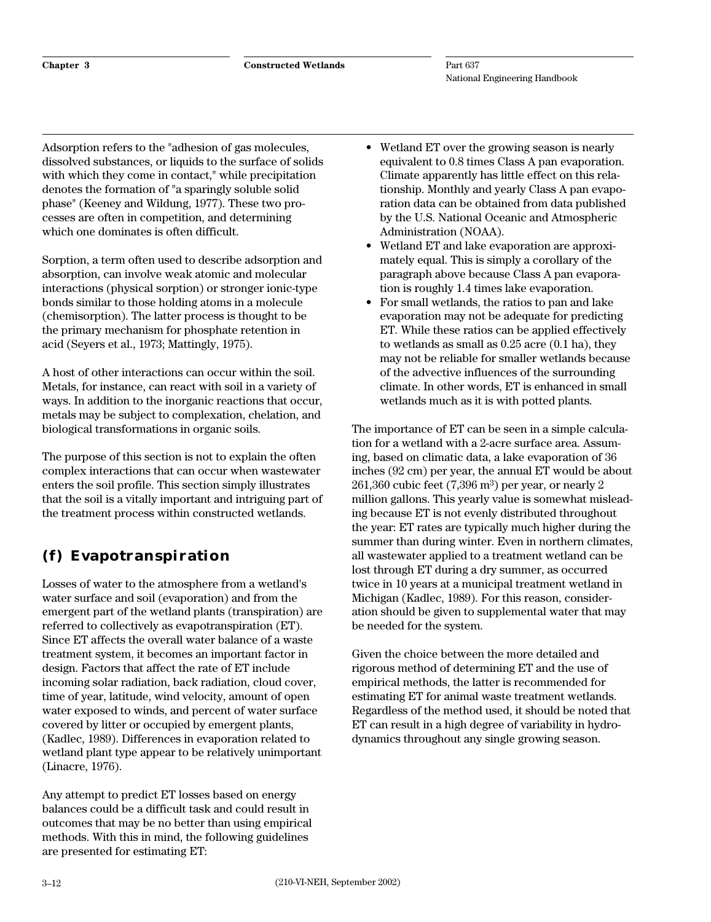Adsorption refers to the "adhesion of gas molecules, dissolved substances, or liquids to the surface of solids with which they come in contact," while precipitation denotes the formation of "a sparingly soluble solid phase" (Keeney and Wildung, 1977). These two processes are often in competition, and determining which one dominates is often difficult.

Sorption, a term often used to describe adsorption and absorption, can involve weak atomic and molecular interactions (physical sorption) or stronger ionic-type bonds similar to those holding atoms in a molecule (chemisorption). The latter process is thought to be the primary mechanism for phosphate retention in acid (Seyers et al., 1973; Mattingly, 1975).

A host of other interactions can occur within the soil. Metals, for instance, can react with soil in a variety of ways. In addition to the inorganic reactions that occur, metals may be subject to complexation, chelation, and biological transformations in organic soils.

The purpose of this section is not to explain the often complex interactions that can occur when wastewater enters the soil profile. This section simply illustrates that the soil is a vitally important and intriguing part of the treatment process within constructed wetlands.

## (f) Evapotranspiration

Losses of water to the atmosphere from a wetland's water surface and soil (evaporation) and from the emergent part of the wetland plants (transpiration) are referred to collectively as evapotranspiration (ET). Since ET affects the overall water balance of a waste treatment system, it becomes an important factor in design. Factors that affect the rate of ET include incoming solar radiation, back radiation, cloud cover, time of year, latitude, wind velocity, amount of open water exposed to winds, and percent of water surface covered by litter or occupied by emergent plants, (Kadlec, 1989). Differences in evaporation related to wetland plant type appear to be relatively unimportant (Linacre, 1976).

Any attempt to predict ET losses based on energy balances could be a difficult task and could result in outcomes that may be no better than using empirical methods. With this in mind, the following guidelines are presented for estimating ET:

- Wetland ET over the growing season is nearly equivalent to 0.8 times Class A pan evaporation. Climate apparently has little effect on this relationship. Monthly and yearly Class A pan evaporation data can be obtained from data published by the U.S. National Oceanic and Atmospheric Administration (NOAA).
- Wetland ET and lake evaporation are approximately equal. This is simply a corollary of the paragraph above because Class A pan evaporation is roughly 1.4 times lake evaporation.
- For small wetlands, the ratios to pan and lake evaporation may not be adequate for predicting ET. While these ratios can be applied effectively to wetlands as small as 0.25 acre (0.1 ha), they may not be reliable for smaller wetlands because of the advective influences of the surrounding climate. In other words, ET is enhanced in small wetlands much as it is with potted plants.

The importance of ET can be seen in a simple calculation for a wetland with a 2-acre surface area. Assuming, based on climatic data, a lake evaporation of 36 inches (92 cm) per year, the annual ET would be about 261,360 cubic feet (7,396 $m^3$) per year, or nearly 2 million gallons. This yearly value is somewhat misleading because ET is not evenly distributed throughout the year: ET rates are typically much higher during the summer than during winter. Even in northern climates, all wastewater applied to a treatment wetland can be lost through ET during a dry summer, as occurred twice in 10 years at a municipal treatment wetland in Michigan (Kadlec, 1989). For this reason, consideration should be given to supplemental water that may be needed for the system.

Given the choice between the more detailed and rigorous method of determining ET and the use of empirical methods, the latter is recommended for estimating ET for animal waste treatment wetlands. Regardless of the method used, it should be noted that ET can result in a high degree of variability in hydrodynamics throughout any single growing season.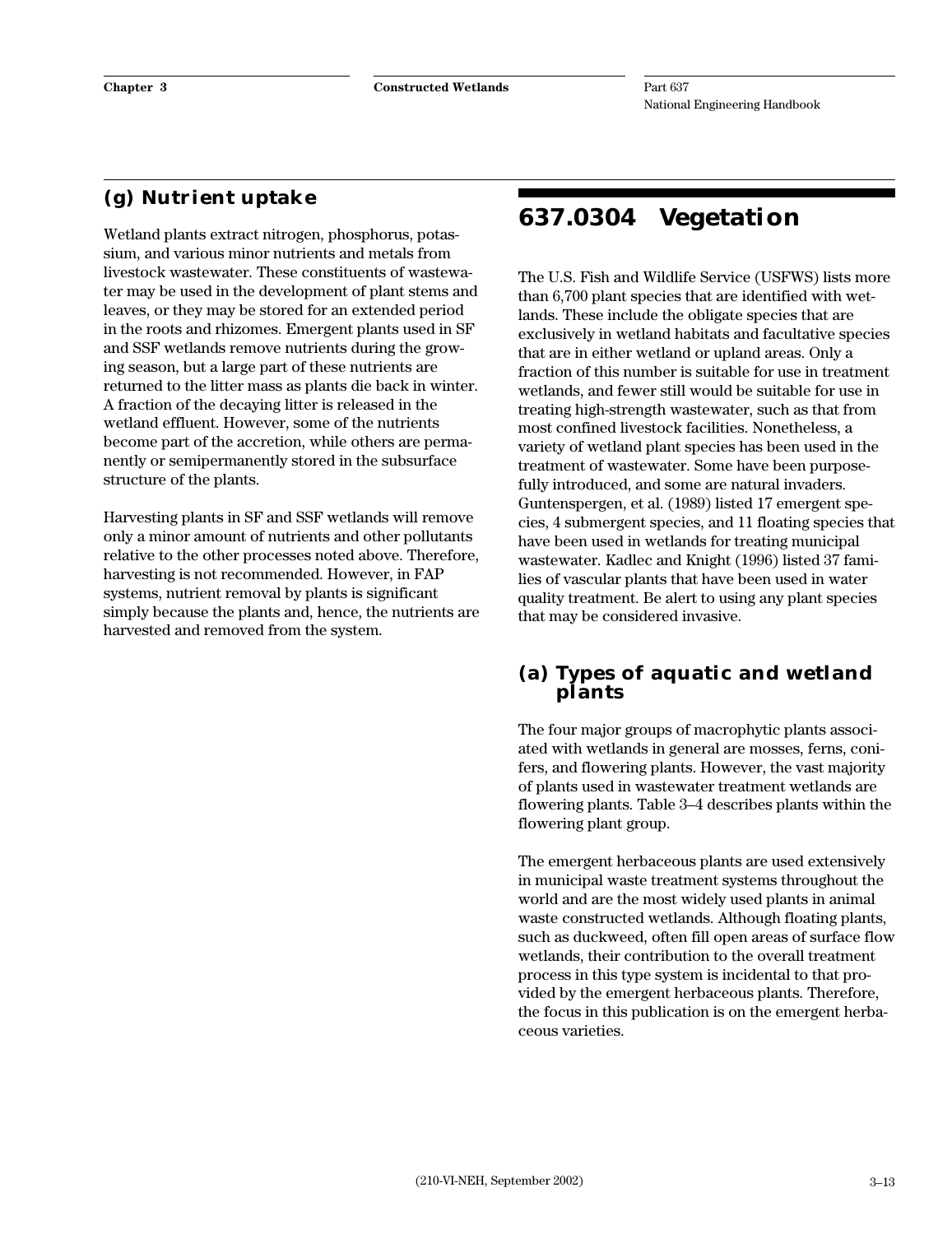### (g) Nutrient uptake

Wetland plants extract nitrogen, phosphorus, potassium, and various minor nutrients and metals from livestock wastewater. These constituents of wastewater may be used in the development of plant stems and leaves, or they may be stored for an extended period in the roots and rhizomes. Emergent plants used in SF and SSF wetlands remove nutrients during the growing season, but a large part of these nutrients are returned to the litter mass as plants die back in winter. A fraction of the decaying litter is released in the wetland effluent. However, some of the nutrients become part of the accretion, while others are permanently or semipermanently stored in the subsurface structure of the plants.

Harvesting plants in SF and SSF wetlands will remove only a minor amount of nutrients and other pollutants relative to the other processes noted above. Therefore, harvesting is not recommended. However, in FAP systems, nutrient removal by plants is significant simply because the plants and, hence, the nutrients are harvested and removed from the system.

## 637.0304 Vegetation

The U.S. Fish and Wildlife Service (USFWS) lists more than 6,700 plant species that are identified with wetlands. These include the obligate species that are exclusively in wetland habitats and facultative species that are in either wetland or upland areas. Only a fraction of this number is suitable for use in treatment wetlands, and fewer still would be suitable for use in treating high-strength wastewater, such as that from most confined livestock facilities. Nonetheless, a variety of wetland plant species has been used in the treatment of wastewater. Some have been purposefully introduced, and some are natural invaders. Guntenspergen, et al. (1989) listed 17 emergent species, 4 submergent species, and 11 floating species that have been used in wetlands for treating municipal wastewater. Kadlec and Knight (1996) listed 37 families of vascular plants that have been used in water quality treatment. Be alert to using any plant species that may be considered invasive.

### (a) Types of aquatic and wetland plants

The four major groups of macrophytic plants associated with wetlands in general are mosses, ferns, conifers, and flowering plants. However, the vast majority of plants used in wastewater treatment wetlands are flowering plants. Table 3–4 describes plants within the flowering plant group.

The emergent herbaceous plants are used extensively in municipal waste treatment systems throughout the world and are the most widely used plants in animal waste constructed wetlands. Although floating plants, such as duckweed, often fill open areas of surface flow wetlands, their contribution to the overall treatment process in this type system is incidental to that provided by the emergent herbaceous plants. Therefore, the focus in this publication is on the emergent herbaceous varieties.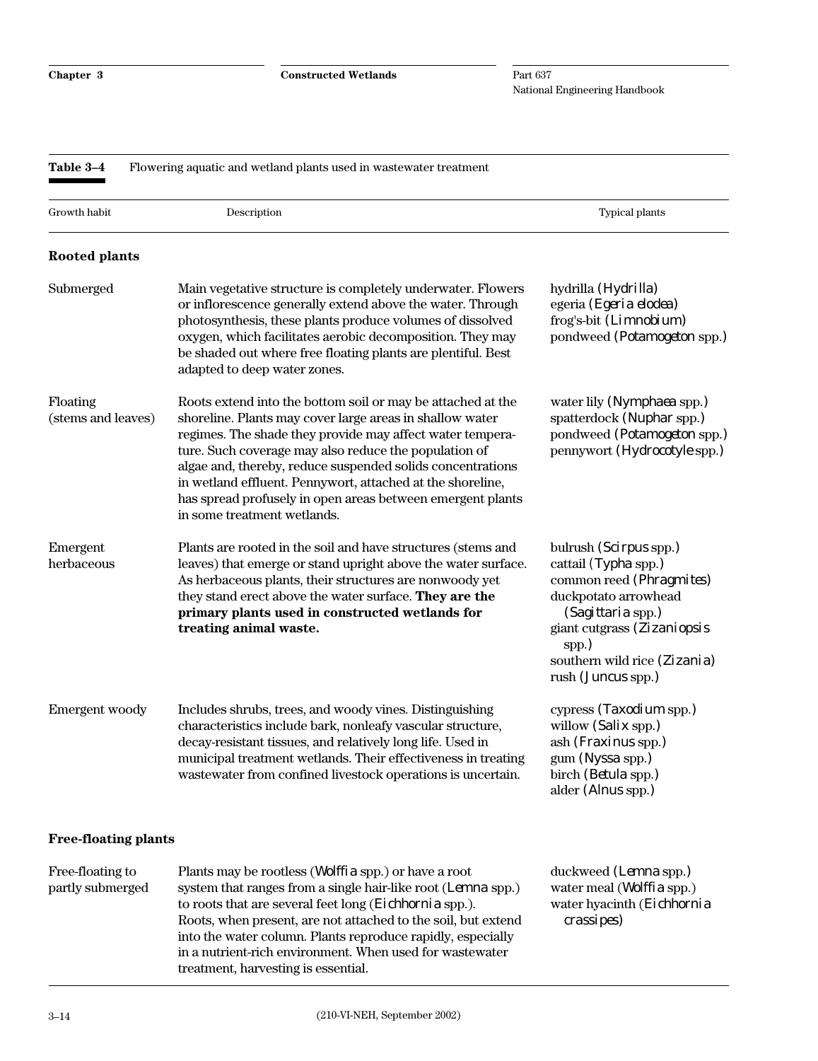**Table 3–4** Flowering aquatic and wetland plants used in wastewater treatment

| Growth habit | Description | Typical plants |
|---|---|---|
| **Rooted plants** | | |
| Submerged | Main vegetative structure is completely underwater. Flowers or inflorescence generally extend above the water. Through photosynthesis, these plants produce volumes of dissolved oxygen, which facilitates aerobic decomposition. They may be shaded out where free floating plants are plentiful. Best adapted to deep water zones. | hydrilla (*Hydrilla*)<br>egeria (*Egeria elodea*)<br>frog's-bit (*Limnobium*)<br>pondweed (*Potamogeton* spp.) |
| Floating (stems and leaves) | Roots extend into the bottom soil or may be attached at the shoreline. Plants may cover large areas in shallow water regimes. The shade they provide may affect water temperature. Such coverage may also reduce the population of algae and, thereby, reduce suspended solids concentrations in wetland effluent. Pennywort, attached at the shoreline, has spread profusely in open areas between emergent plants in some treatment wetlands. | water lily (*Nymphaea* spp.)<br>spatterdock (*Nuphar* spp.)<br>pondweed (*Potamogeton* spp.)<br>pennywort (*Hydrocotyle* spp.) |
| Emergent herbaceous | Plants are rooted in the soil and have structures (stems and leaves) that emerge or stand upright above the water surface. As herbaceous plants, their structures are nonwoody yet they stand erect above the water surface. **They are the primary plants used in constructed wetlands for treating animal waste.** | bulrush (*Scirpus* spp.)<br>cattail (*Typha* spp.)<br>common reed (*Phragmites*)<br>duckpotato arrowhead (*Sagittaria* spp.)<br>giant cutgrass (*Zizaniopsis* spp.)<br>southern wild rice (*Zizania*)<br>rush (*Juncus* spp.) |
| Emergent woody | Includes shrubs, trees, and woody vines. Distinguishing characteristics include bark, nonleafy vascular structure, decay-resistant tissues, and relatively long life. Used in municipal treatment wetlands. Their effectiveness in treating wastewater from confined livestock operations is uncertain. | cypress (*Taxodium* spp.)<br>willow (*Salix* spp.)<br>ash (*Fraxinus* spp.)<br>gum (*Nyssa* spp.)<br>birch (*Betula* spp.)<br>alder (*Alnus* spp.) |
| **Free-floating plants** | | |
| Free-floating to partly submerged | Plants may be rootless (*Wolffia* spp.) or have a root system that ranges from a single hair-like root (*Lemna* spp.) to roots that are several feet long (*Eichhornia* spp.). Roots, when present, are not attached to the soil, but extend into the water column. Plants reproduce rapidly, especially in a nutrient-rich environment. When used for wastewater treatment, harvesting is essential. | duckweed (*Lemna* spp.)<br>water meal (*Wolffia* spp.)<br>water hyacinth (*Eichhornia crassipes*) |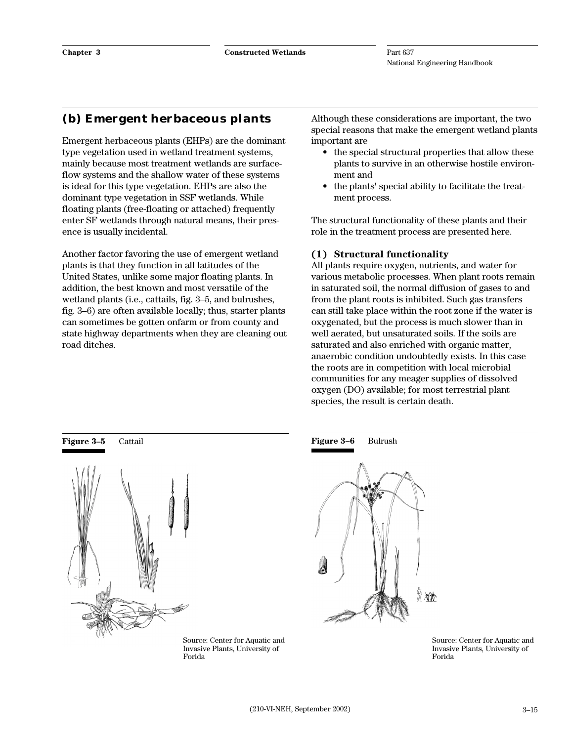## (b) Emergent herbaceous plants

Emergent herbaceous plants (EHPs) are the dominant type vegetation used in wetland treatment systems, mainly because most treatment wetlands are surface-flow systems and the shallow water of these systems is ideal for this type vegetation. EHPs are also the dominant type vegetation in SSF wetlands. While floating plants (free-floating or attached) frequently enter SF wetlands through natural means, their presence is usually incidental.

Another factor favoring the use of emergent wetland plants is that they function in all latitudes of the United States, unlike some major floating plants. In addition, the best known and most versatile of the wetland plants (i.e., cattails, fig. 3–5, and bulrushes, fig. 3–6) are often available locally; thus, starter plants can sometimes be gotten onfarm or from county and state highway departments when they are cleaning out road ditches.

Although these considerations are important, the two special reasons that make the emergent wetland plants important are

- the special structural properties that allow these plants to survive in an otherwise hostile environment and
- the plants' special ability to facilitate the treatment process.

The structural functionality of these plants and their role in the treatment process are presented here.

### (1) Structural functionality

All plants require oxygen, nutrients, and water for various metabolic processes. When plant roots remain in saturated soil, the normal diffusion of gases to and from the plant roots is inhibited. Such gas transfers can still take place within the root zone if the water is oxygenated, but the process is much slower than in well aerated, but unsaturated soils. If the soils are saturated and also enriched with organic matter, anaerobic condition undoubtedly exists. In this case the roots are in competition with local microbial communities for any meager supplies of dissolved oxygen (DO) available; for most terrestrial plant species, the result is certain death.

**Figure 3–5** Cattail

Source: Center for Aquatic and Invasive Plants, University of Forida

**Figure 3–6** Bulrush

Source: Center for Aquatic and Invasive Plants, University of Forida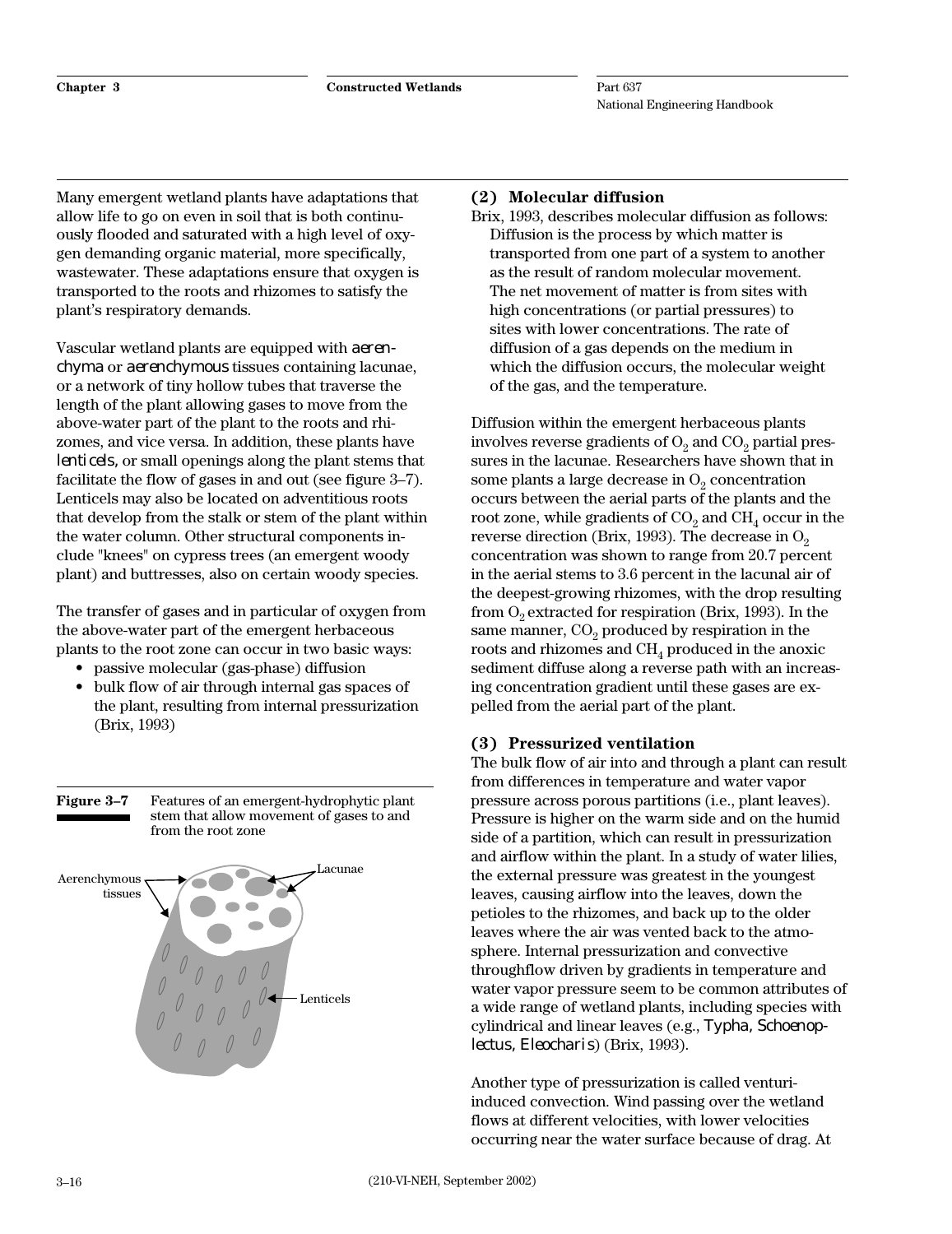Many emergent wetland plants have adaptations that allow life to go on even in soil that is both continuously flooded and saturated with a high level of oxygen demanding organic material, more specifically, wastewater. These adaptations ensure that oxygen is transported to the roots and rhizomes to satisfy the plant's respiratory demands.

Vascular wetland plants are equipped with *aerenchyma* or *aerenchymous* tissues containing lacunae, or a network of tiny hollow tubes that traverse the length of the plant allowing gases to move from the above-water part of the plant to the roots and rhizomes, and vice versa. In addition, these plants have *lenticels*, or small openings along the plant stems that facilitate the flow of gases in and out (see figure 3–7). Lenticels may also be located on adventitious roots that develop from the stalk or stem of the plant within the water column. Other structural components include "knees" on cypress trees (an emergent woody plant) and buttresses, also on certain woody species.

The transfer of gases and in particular of oxygen from the above-water part of the emergent herbaceous plants to the root zone can occur in two basic ways:

- passive molecular (gas-phase) diffusion
- bulk flow of air through internal gas spaces of the plant, resulting from internal pressurization (Brix, 1993)

**Figure 3–7** Features of an emergent-hydrophytic plant stem that allow movement of gases to and from the root zone

Aerenchymous tissues

Lacunae

Lenticels

### (2) Molecular diffusion

Brix, 1993, describes molecular diffusion as follows:

> Diffusion is the process by which matter is transported from one part of a system to another as the result of random molecular movement. The net movement of matter is from sites with high concentrations (or partial pressures) to sites with lower concentrations. The rate of diffusion of a gas depends on the medium in which the diffusion occurs, the molecular weight of the gas, and the temperature.

Diffusion within the emergent herbaceous plants involves reverse gradients of $O_2$ and $CO_2$ partial pressures in the lacunae. Researchers have shown that in some plants a large decrease in $O_2$ concentration occurs between the aerial parts of the plants and the root zone, while gradients of $CO_2$ and $CH_4$ occur in the reverse direction (Brix, 1993). The decrease in $O_2$ concentration was shown to range from 20.7 percent in the aerial stems to 3.6 percent in the lacunal air of the deepest-growing rhizomes, with the drop resulting from $O_2$ extracted for respiration (Brix, 1993). In the same manner, $CO_2$ produced by respiration in the roots and rhizomes and $CH_4$ produced in the anoxic sediment diffuse along a reverse path with an increasing concentration gradient until these gases are expelled from the aerial part of the plant.

### (3) Pressurized ventilation

The bulk flow of air into and through a plant can result from differences in temperature and water vapor pressure across porous partitions (i.e., plant leaves). Pressure is higher on the warm side and on the humid side of a partition, which can result in pressurization and airflow within the plant. In a study of water lilies, the external pressure was greatest in the youngest leaves, causing airflow into the leaves, down the petioles to the rhizomes, and back up to the older leaves where the air was vented back to the atmosphere. Internal pressurization and convective throughflow driven by gradients in temperature and water vapor pressure seem to be common attributes of a wide range of wetland plants, including species with cylindrical and linear leaves (e.g., *Typha, Schoenoplectus, Eleocharis*) (Brix, 1993).

Another type of pressurization is called venturi-induced convection. Wind passing over the wetland flows at different velocities, with lower velocities occurring near the water surface because of drag. At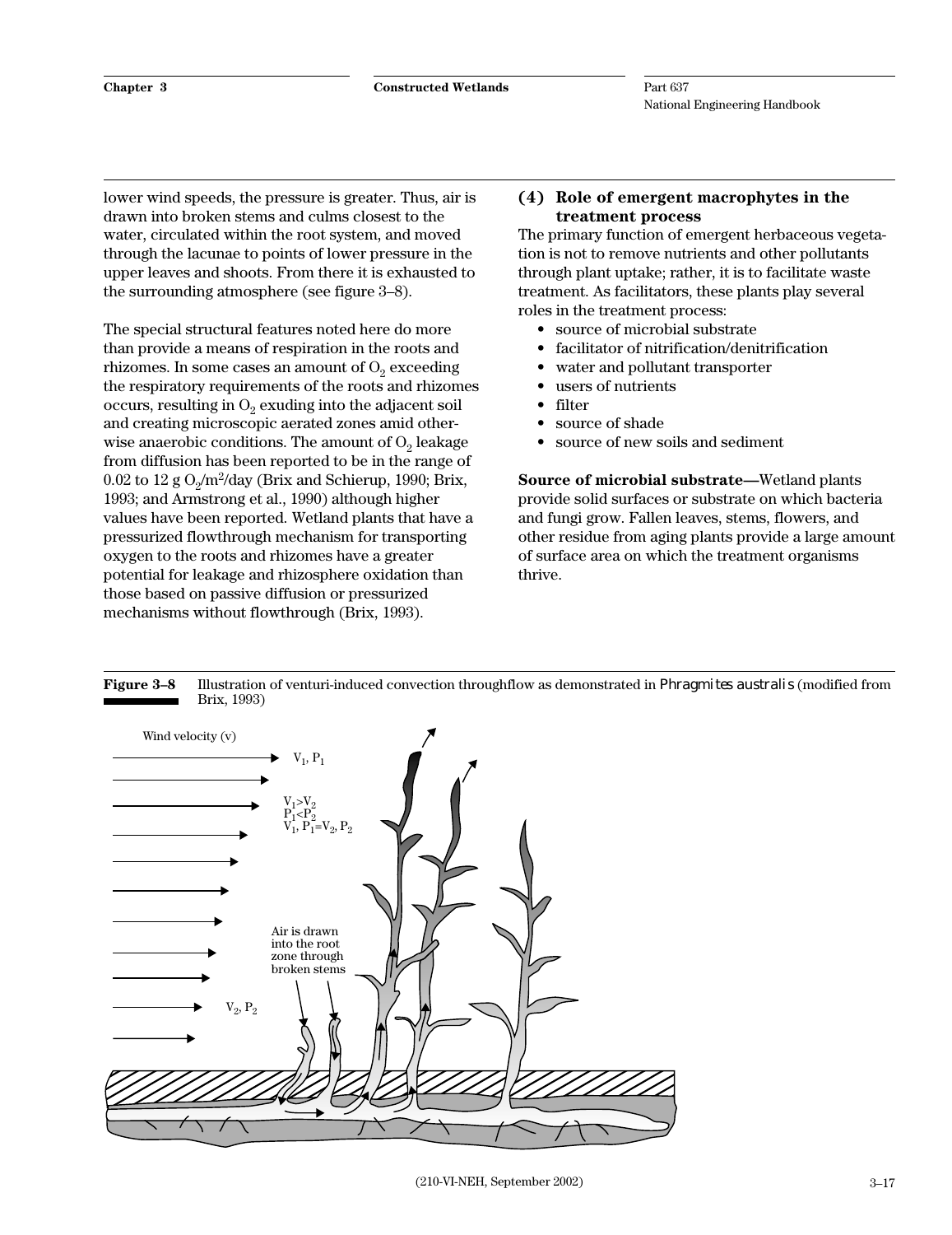lower wind speeds, the pressure is greater. Thus, air is drawn into broken stems and culms closest to the water, circulated within the root system, and moved through the lacunae to points of lower pressure in the upper leaves and shoots. From there it is exhausted to the surrounding atmosphere (see figure 3–8).

The special structural features noted here do more than provide a means of respiration in the roots and rhizomes. In some cases an amount of $O_2$ exceeding the respiratory requirements of the roots and rhizomes occurs, resulting in $O_2$ exuding into the adjacent soil and creating microscopic aerated zones amid otherwise anaerobic conditions. The amount of $O_2$ leakage from diffusion has been reported to be in the range of 0.02 to 12 g $O_2/m^2$/day (Brix and Schierup, 1990; Brix, 1993; and Armstrong et al., 1990) although higher values have been reported. Wetland plants that have a pressurized flowthrough mechanism for transporting oxygen to the roots and rhizomes have a greater potential for leakage and rhizosphere oxidation than those based on passive diffusion or pressurized mechanisms without flowthrough (Brix, 1993).

### (4) Role of emergent macrophytes in the treatment process

The primary function of emergent herbaceous vegetation is not to remove nutrients and other pollutants through plant uptake; rather, it is to facilitate waste treatment. As facilitators, these plants play several roles in the treatment process:

- source of microbial substrate
- facilitator of nitrification/denitrification
- water and pollutant transporter
- users of nutrients
- filter
- source of shade
- source of new soils and sediment

**Source of microbial substrate—**Wetland plants provide solid surfaces or substrate on which bacteria and fungi grow. Fallen leaves, stems, flowers, and other residue from aging plants provide a large amount of surface area on which the treatment organisms thrive.

**Figure 3–8** Illustration of venturi-induced convection throughflow as demonstrated in *Phragmites australis* (modified from Brix, 1993)

Wind velocity (v)

$V_1, P_1$

$V_1>V_2$
$P_1<P_2$
$V_1, P_1=V_2, P_2$

Air is drawn into the root zone through broken stems

$V_2, P_2$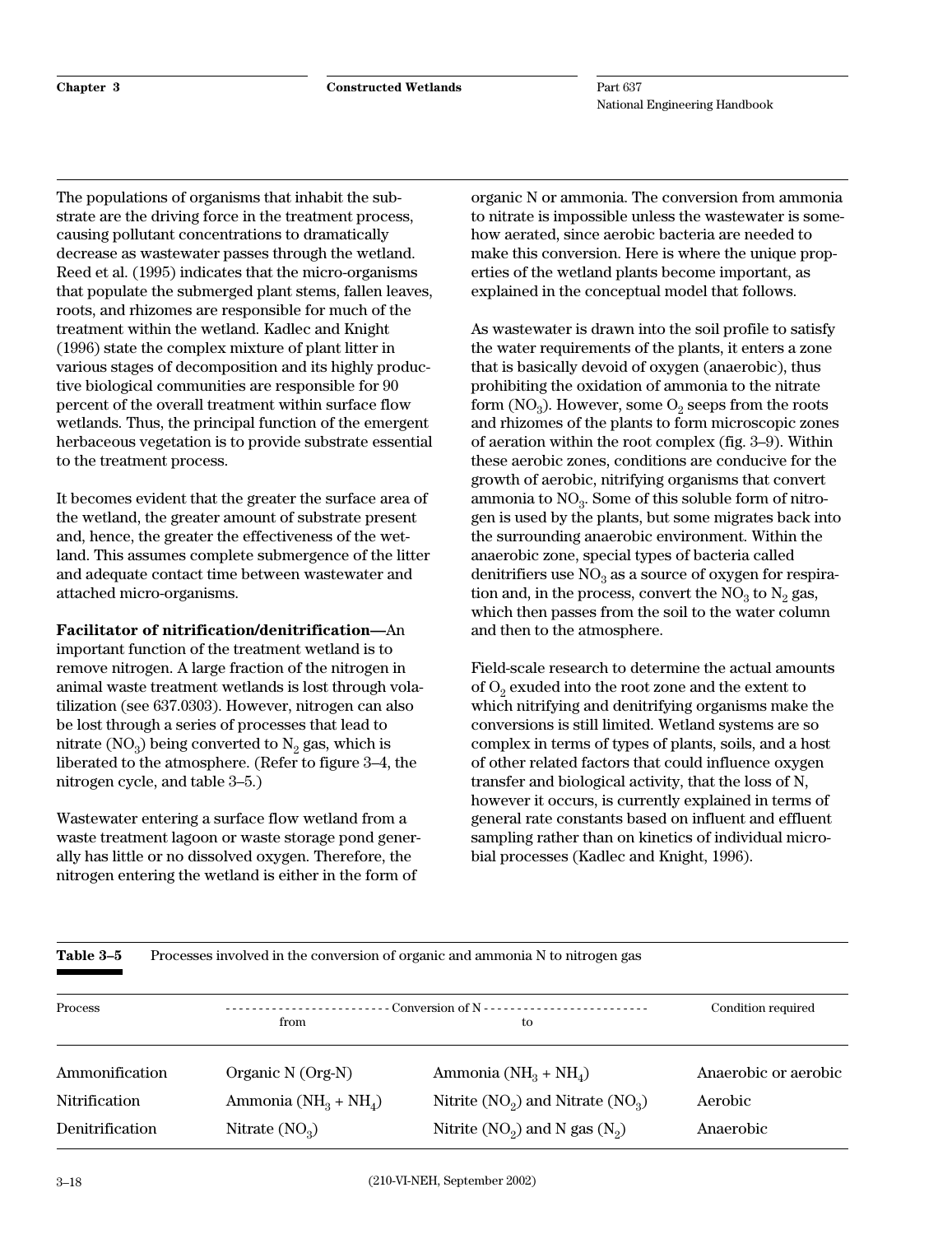The populations of organisms that inhabit the substrate are the driving force in the treatment process, causing pollutant concentrations to dramatically decrease as wastewater passes through the wetland. Reed et al. (1995) indicates that the micro-organisms that populate the submerged plant stems, fallen leaves, roots, and rhizomes are responsible for much of the treatment within the wetland. Kadlec and Knight (1996) state the complex mixture of plant litter in various stages of decomposition and its highly productive biological communities are responsible for 90 percent of the overall treatment within surface flow wetlands. Thus, the principal function of the emergent herbaceous vegetation is to provide substrate essential to the treatment process.

It becomes evident that the greater the surface area of the wetland, the greater amount of substrate present and, hence, the greater the effectiveness of the wetland. This assumes complete submergence of the litter and adequate contact time between wastewater and attached micro-organisms.

**Facilitator of nitrification/denitrification—**An important function of the treatment wetland is to remove nitrogen. A large fraction of the nitrogen in animal waste treatment wetlands is lost through volatilization (see 637.0303). However, nitrogen can also be lost through a series of processes that lead to nitrate ($NO_3$) being converted to $N_2$ gas, which is liberated to the atmosphere. (Refer to figure 3–4, the nitrogen cycle, and table 3–5.)

Wastewater entering a surface flow wetland from a waste treatment lagoon or waste storage pond generally has little or no dissolved oxygen. Therefore, the nitrogen entering the wetland is either in the form of organic N or ammonia. The conversion from ammonia to nitrate is impossible unless the wastewater is somehow aerated, since aerobic bacteria are needed to make this conversion. Here is where the unique properties of the wetland plants become important, as explained in the conceptual model that follows.

As wastewater is drawn into the soil profile to satisfy the water requirements of the plants, it enters a zone that is basically devoid of oxygen (anaerobic), thus prohibiting the oxidation of ammonia to the nitrate form ($NO_3$). However, some $O_2$ seeps from the roots and rhizomes of the plants to form microscopic zones of aeration within the root complex (fig. 3–9). Within these aerobic zones, conditions are conducive for the growth of aerobic, nitrifying organisms that convert ammonia to $NO_3$. Some of this soluble form of nitrogen is used by the plants, but some migrates back into the surrounding anaerobic environment. Within the anaerobic zone, special types of bacteria called denitrifiers use $NO_3$ as a source of oxygen for respiration and, in the process, convert the $NO_3$ to $N_2$ gas, which then passes from the soil to the water column and then to the atmosphere.

Field-scale research to determine the actual amounts of $O_2$ exuded into the root zone and the extent to which nitrifying and denitrifying organisms make the conversions is still limited. Wetland systems are so complex in terms of types of plants, soils, and a host of other related factors that could influence oxygen transfer and biological activity, that the loss of N, however it occurs, is currently explained in terms of general rate constants based on influent and effluent sampling rather than on kinetics of individual microbial processes (Kadlec and Knight, 1996).

**Table 3–5** Processes involved in the conversion of organic and ammonia N to nitrogen gas

| Process | Conversion of N from | Conversion of N to | Condition required |
|---|---|---|---|
| Ammonification | Organic N (Org-N) | Ammonia ($NH_3$ + $NH_4$) | Anaerobic or aerobic |
| Nitrification | Ammonia ($NH_3$ + $NH_4$) | Nitrite ($NO_2$) and Nitrate ($NO_3$) | Aerobic |
| Denitrification | Nitrate ($NO_3$) | Nitrite ($NO_2$) and N gas ($N_2$) | Anaerobic |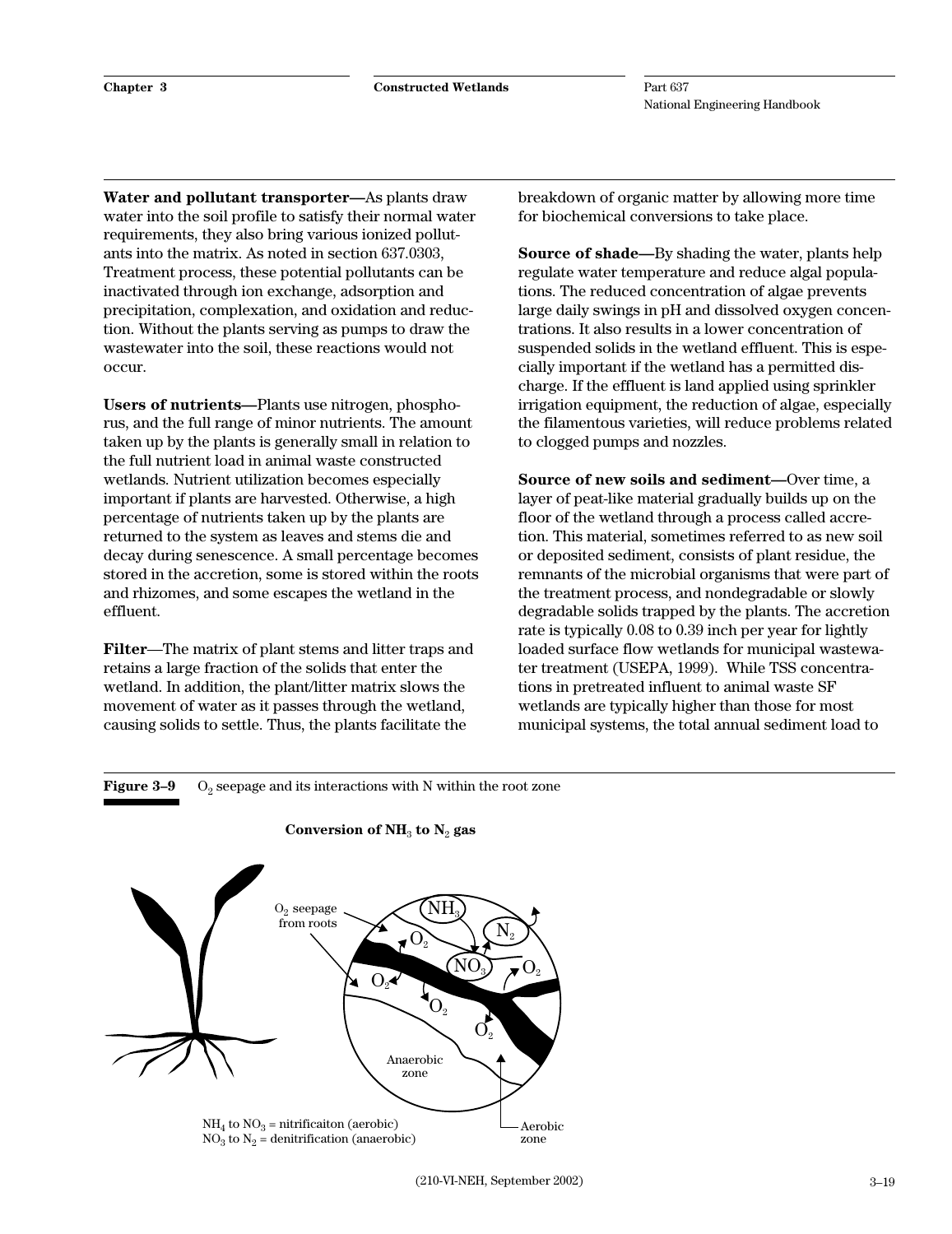**Water and pollutant transporter—**As plants draw water into the soil profile to satisfy their normal water requirements, they also bring various ionized pollutants into the matrix. As noted in section 637.0303, Treatment process, these potential pollutants can be inactivated through ion exchange, adsorption and precipitation, complexation, and oxidation and reduction. Without the plants serving as pumps to draw the wastewater into the soil, these reactions would not occur.

**Users of nutrients—**Plants use nitrogen, phosphorus, and the full range of minor nutrients. The amount taken up by the plants is generally small in relation to the full nutrient load in animal waste constructed wetlands. Nutrient utilization becomes especially important if plants are harvested. Otherwise, a high percentage of nutrients taken up by the plants are returned to the system as leaves and stems die and decay during senescence. A small percentage becomes stored in the accretion, some is stored within the roots and rhizomes, and some escapes the wetland in the effluent.

**Filter**—The matrix of plant stems and litter traps and retains a large fraction of the solids that enter the wetland. In addition, the plant/litter matrix slows the movement of water as it passes through the wetland, causing solids to settle. Thus, the plants facilitate the breakdown of organic matter by allowing more time for biochemical conversions to take place.

**Source of shade—**By shading the water, plants help regulate water temperature and reduce algal populations. The reduced concentration of algae prevents large daily swings in pH and dissolved oxygen concentrations. It also results in a lower concentration of suspended solids in the wetland effluent. This is especially important if the wetland has a permitted discharge. If the effluent is land applied using sprinkler irrigation equipment, the reduction of algae, especially the filamentous varieties, will reduce problems related to clogged pumps and nozzles.

**Source of new soils and sediment—**Over time, a layer of peat-like material gradually builds up on the floor of the wetland through a process called accretion. This material, sometimes referred to as new soil or deposited sediment, consists of plant residue, the remnants of the microbial organisms that were part of the treatment process, and nondegradable or slowly degradable solids trapped by the plants. The accretion rate is typically 0.08 to 0.39 inch per year for lightly loaded surface flow wetlands for municipal wastewater treatment (USEPA, 1999). While TSS concentrations in pretreated influent to animal waste SF wetlands are typically higher than those for most municipal systems, the total annual sediment load to

**Figure 3–9** $O_2$ seepage and its interactions with N within the root zone

**Conversion of $NH_3$ to $N_2$ gas**

$O_2$ seepage from roots

$NH_3$ $N_2$ $NO_3$ $O_2$

Anaerobic zone

Aerobic zone

$NH_4$ to $NO_3$ = nitrificaiton (aerobic)
$NO_3$ to $N_2$ = denitrification (anaerobic)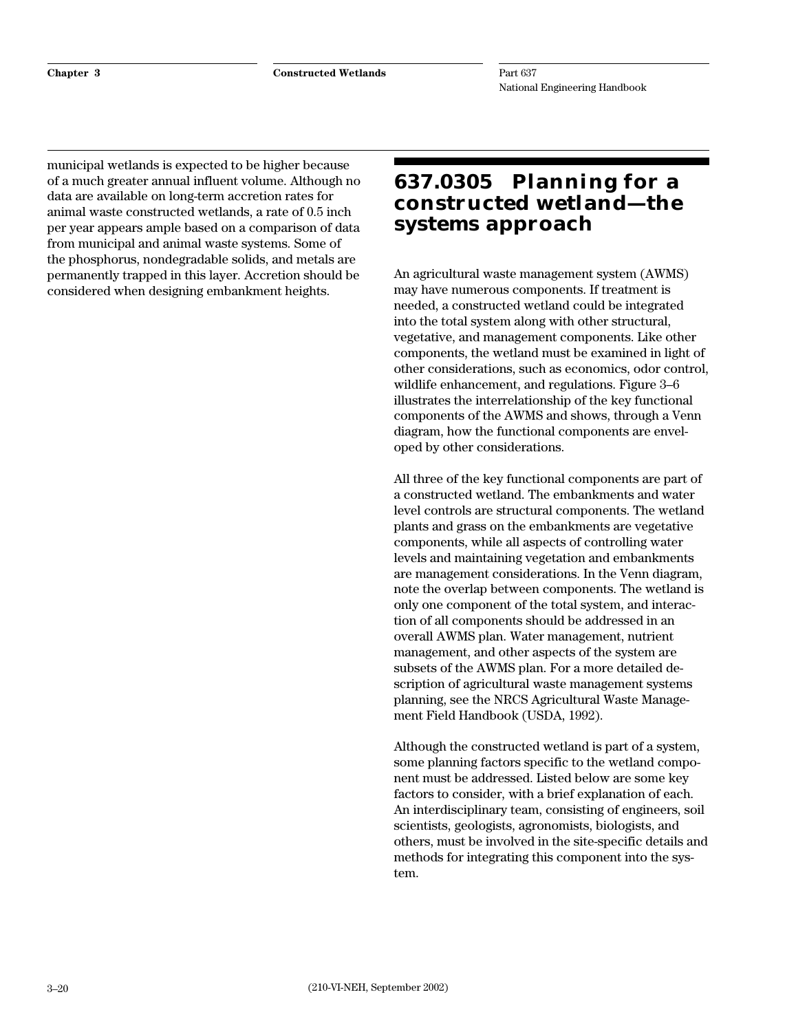municipal wetlands is expected to be higher because of a much greater annual influent volume. Although no data are available on long-term accretion rates for animal waste constructed wetlands, a rate of 0.5 inch per year appears ample based on a comparison of data from municipal and animal waste systems. Some of the phosphorus, nondegradable solids, and metals are permanently trapped in this layer. Accretion should be considered when designing embankment heights.

## 637.0305 Planning for a constructed wetland—the systems approach

An agricultural waste management system (AWMS) may have numerous components. If treatment is needed, a constructed wetland could be integrated into the total system along with other structural, vegetative, and management components. Like other components, the wetland must be examined in light of other considerations, such as economics, odor control, wildlife enhancement, and regulations. Figure 3–6 illustrates the interrelationship of the key functional components of the AWMS and shows, through a Venn diagram, how the functional components are enveloped by other considerations.

All three of the key functional components are part of a constructed wetland. The embankments and water level controls are structural components. The wetland plants and grass on the embankments are vegetative components, while all aspects of controlling water levels and maintaining vegetation and embankments are management considerations. In the Venn diagram, note the overlap between components. The wetland is only one component of the total system, and interaction of all components should be addressed in an overall AWMS plan. Water management, nutrient management, and other aspects of the system are subsets of the AWMS plan. For a more detailed description of agricultural waste management systems planning, see the NRCS Agricultural Waste Management Field Handbook (USDA, 1992).

Although the constructed wetland is part of a system, some planning factors specific to the wetland component must be addressed. Listed below are some key factors to consider, with a brief explanation of each. An interdisciplinary team, consisting of engineers, soil scientists, geologists, agronomists, biologists, and others, must be involved in the site-specific details and methods for integrating this component into the system.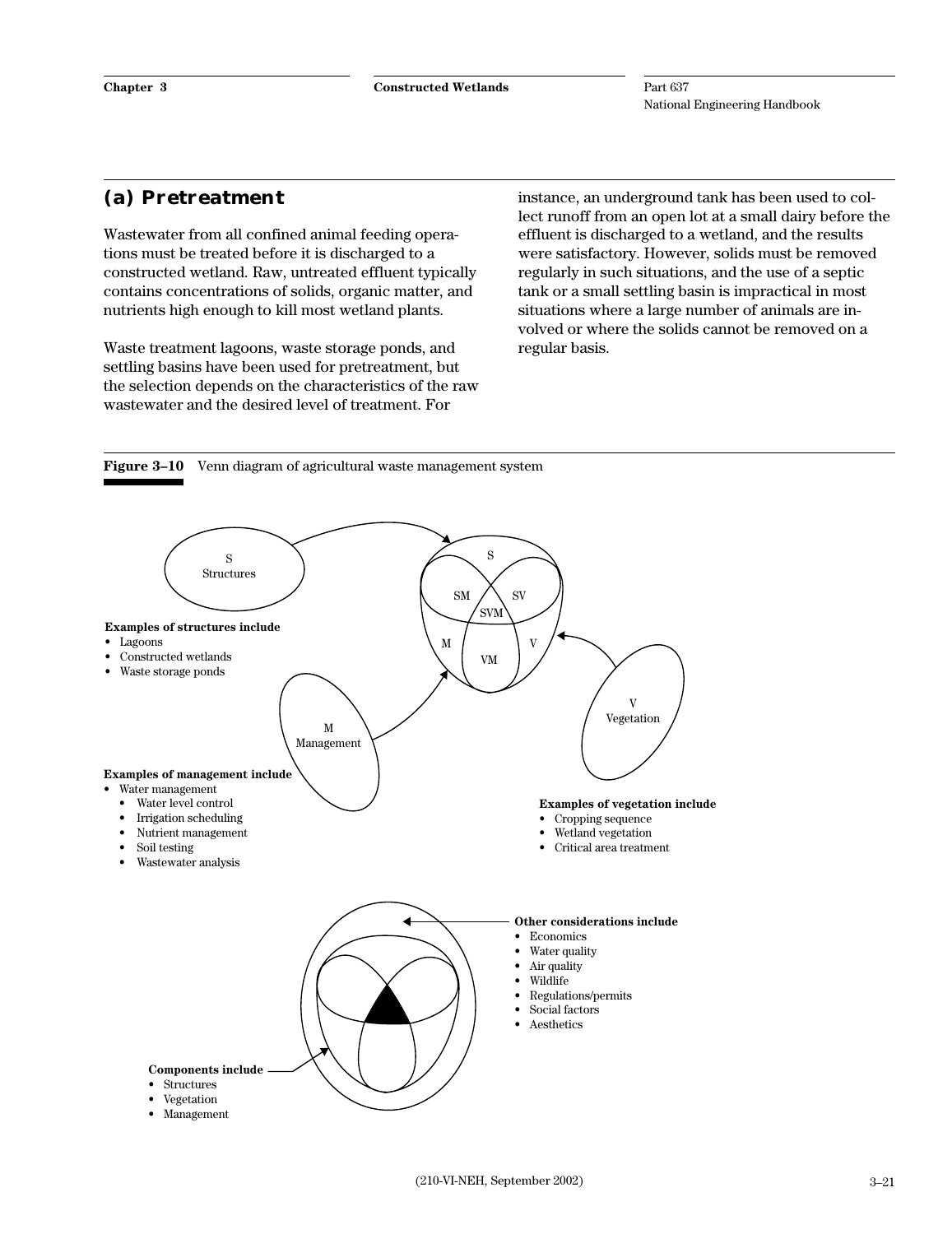## (a) Pretreatment

Wastewater from all confined animal feeding operations must be treated before it is discharged to a constructed wetland. Raw, untreated effluent typically contains concentrations of solids, organic matter, and nutrients high enough to kill most wetland plants.

Waste treatment lagoons, waste storage ponds, and settling basins have been used for pretreatment, but the selection depends on the characteristics of the raw wastewater and the desired level of treatment. For instance, an underground tank has been used to collect runoff from an open lot at a small dairy before the effluent is discharged to a wetland, and the results were satisfactory. However, solids must be removed regularly in such situations, and the use of a septic tank or a small settling basin is impractical in most situations where a large number of animals are involved or where the solids cannot be removed on a regular basis.

**Figure 3–10** Venn diagram of agricultural waste management system

S Structures

S, SM, SV, SVM, M, V, VM

**Examples of structures include**
- Lagoons
- Constructed wetlands
- Waste storage ponds

M Management

V Vegetation

**Examples of management include**
- Water management
  - Water level control
  - Irrigation scheduling
  - Nutrient management
  - Soil testing
  - Wastewater analysis

**Examples of vegetation include**
- Cropping sequence
- Wetland vegetation
- Critical area treatment

**Other considerations include**
- Economics
- Water quality
- Air quality
- Wildlife
- Regulations/permits
- Social factors
- Aesthetics

**Components include**
- Structures
- Vegetation
- Management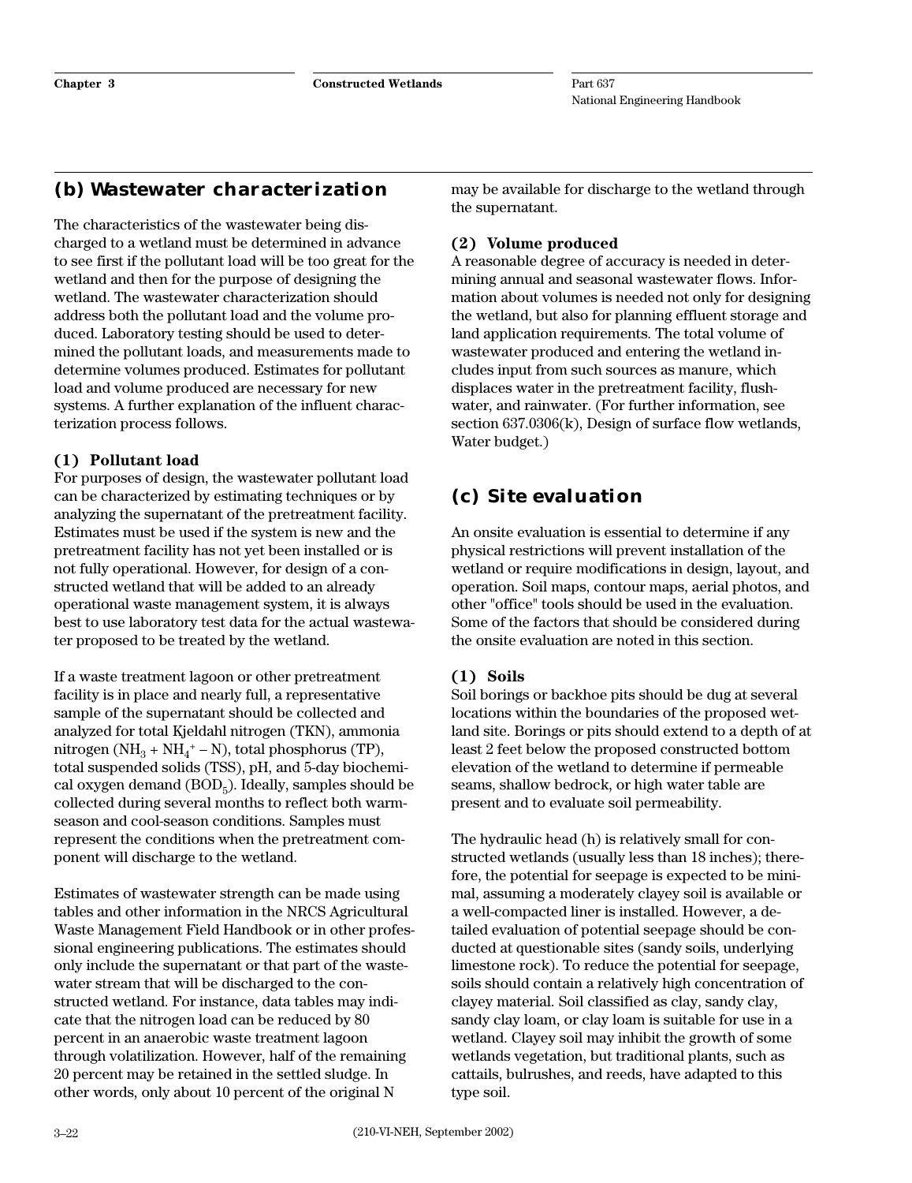## (b) Wastewater characterization

The characteristics of the wastewater being discharged to a wetland must be determined in advance to see first if the pollutant load will be too great for the wetland and then for the purpose of designing the wetland. The wastewater characterization should address both the pollutant load and the volume produced. Laboratory testing should be used to determined the pollutant loads, and measurements made to determine volumes produced. Estimates for pollutant load and volume produced are necessary for new systems. A further explanation of the influent characterization process follows.

### (1) Pollutant load

For purposes of design, the wastewater pollutant load can be characterized by estimating techniques or by analyzing the supernatant of the pretreatment facility. Estimates must be used if the system is new and the pretreatment facility has not yet been installed or is not fully operational. However, for design of a constructed wetland that will be added to an already operational waste management system, it is always best to use laboratory test data for the actual wastewater proposed to be treated by the wetland.

If a waste treatment lagoon or other pretreatment facility is in place and nearly full, a representative sample of the supernatant should be collected and analyzed for total Kjeldahl nitrogen (TKN), ammonia nitrogen ($NH_3 + NH_4^+ - N$), total phosphorus (TP), total suspended solids (TSS), pH, and 5-day biochemical oxygen demand ($BOD_5$). Ideally, samples should be collected during several months to reflect both warm-season and cool-season conditions. Samples must represent the conditions when the pretreatment component will discharge to the wetland.

Estimates of wastewater strength can be made using tables and other information in the NRCS Agricultural Waste Management Field Handbook or in other professional engineering publications. The estimates should only include the supernatant or that part of the wastewater stream that will be discharged to the constructed wetland. For instance, data tables may indicate that the nitrogen load can be reduced by 80 percent in an anaerobic waste treatment lagoon through volatilization. However, half of the remaining 20 percent may be retained in the settled sludge. In other words, only about 10 percent of the original N may be available for discharge to the wetland through the supernatant.

### (2) Volume produced

A reasonable degree of accuracy is needed in determining annual and seasonal wastewater flows. Information about volumes is needed not only for designing the wetland, but also for planning effluent storage and land application requirements. The total volume of wastewater produced and entering the wetland includes input from such sources as manure, which displaces water in the pretreatment facility, flushwater, and rainwater. (For further information, see section 637.0306(k), Design of surface flow wetlands, Water budget.)

## (c) Site evaluation

An onsite evaluation is essential to determine if any physical restrictions will prevent installation of the wetland or require modifications in design, layout, and operation. Soil maps, contour maps, aerial photos, and other "office" tools should be used in the evaluation. Some of the factors that should be considered during the onsite evaluation are noted in this section.

### (1) Soils

Soil borings or backhoe pits should be dug at several locations within the boundaries of the proposed wetland site. Borings or pits should extend to a depth of at least 2 feet below the proposed constructed bottom elevation of the wetland to determine if permeable seams, shallow bedrock, or high water table are present and to evaluate soil permeability.

The hydraulic head (h) is relatively small for constructed wetlands (usually less than 18 inches); therefore, the potential for seepage is expected to be minimal, assuming a moderately clayey soil is available or a well-compacted liner is installed. However, a detailed evaluation of potential seepage should be conducted at questionable sites (sandy soils, underlying limestone rock). To reduce the potential for seepage, soils should contain a relatively high concentration of clayey material. Soil classified as clay, sandy clay, sandy clay loam, or clay loam is suitable for use in a wetland. Clayey soil may inhibit the growth of some wetlands vegetation, but traditional plants, such as cattails, bulrushes, and reeds, have adapted to this type soil.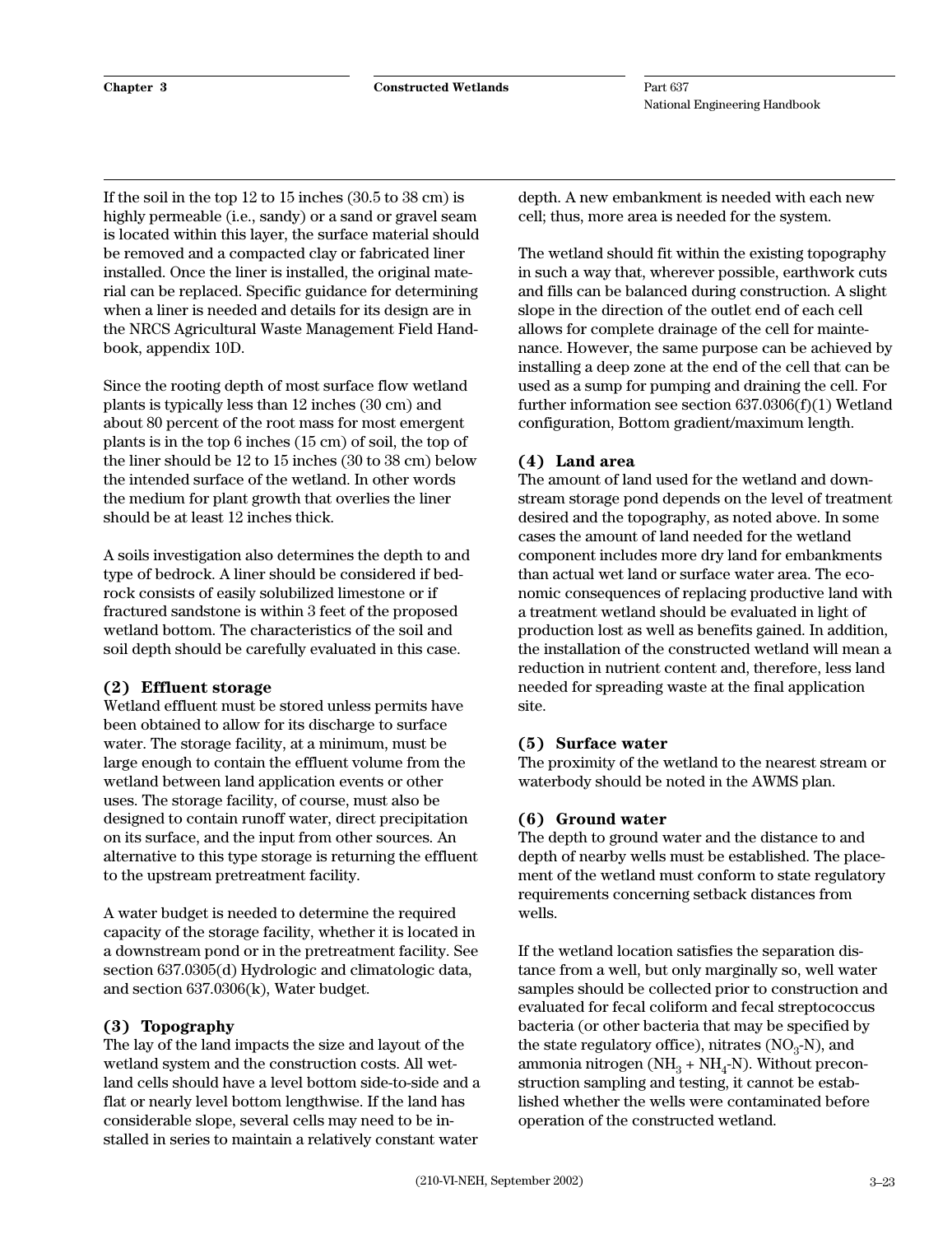If the soil in the top 12 to 15 inches (30.5 to 38 cm) is highly permeable (i.e., sandy) or a sand or gravel seam is located within this layer, the surface material should be removed and a compacted clay or fabricated liner installed. Once the liner is installed, the original material can be replaced. Specific guidance for determining when a liner is needed and details for its design are in the NRCS Agricultural Waste Management Field Handbook, appendix 10D.

Since the rooting depth of most surface flow wetland plants is typically less than 12 inches (30 cm) and about 80 percent of the root mass for most emergent plants is in the top 6 inches (15 cm) of soil, the top of the liner should be 12 to 15 inches (30 to 38 cm) below the intended surface of the wetland. In other words the medium for plant growth that overlies the liner should be at least 12 inches thick.

A soils investigation also determines the depth to and type of bedrock. A liner should be considered if bedrock consists of easily solubilized limestone or if fractured sandstone is within 3 feet of the proposed wetland bottom. The characteristics of the soil and soil depth should be carefully evaluated in this case.

### (2) Effluent storage

Wetland effluent must be stored unless permits have been obtained to allow for its discharge to surface water. The storage facility, at a minimum, must be large enough to contain the effluent volume from the wetland between land application events or other uses. The storage facility, of course, must also be designed to contain runoff water, direct precipitation on its surface, and the input from other sources. An alternative to this type storage is returning the effluent to the upstream pretreatment facility.

A water budget is needed to determine the required capacity of the storage facility, whether it is located in a downstream pond or in the pretreatment facility. See section 637.0305(d) Hydrologic and climatologic data, and section 637.0306(k), Water budget.

### (3) Topography

The lay of the land impacts the size and layout of the wetland system and the construction costs. All wetland cells should have a level bottom side-to-side and a flat or nearly level bottom lengthwise. If the land has considerable slope, several cells may need to be installed in series to maintain a relatively constant water depth. A new embankment is needed with each new cell; thus, more area is needed for the system.

The wetland should fit within the existing topography in such a way that, wherever possible, earthwork cuts and fills can be balanced during construction. A slight slope in the direction of the outlet end of each cell allows for complete drainage of the cell for maintenance. However, the same purpose can be achieved by installing a deep zone at the end of the cell that can be used as a sump for pumping and draining the cell. For further information see section 637.0306(f)(1) Wetland configuration, Bottom gradient/maximum length.

### (4) Land area

The amount of land used for the wetland and downstream storage pond depends on the level of treatment desired and the topography, as noted above. In some cases the amount of land needed for the wetland component includes more dry land for embankments than actual wet land or surface water area. The economic consequences of replacing productive land with a treatment wetland should be evaluated in light of production lost as well as benefits gained. In addition, the installation of the constructed wetland will mean a reduction in nutrient content and, therefore, less land needed for spreading waste at the final application site.

### (5) Surface water

The proximity of the wetland to the nearest stream or waterbody should be noted in the AWMS plan.

### (6) Ground water

The depth to ground water and the distance to and depth of nearby wells must be established. The placement of the wetland must conform to state regulatory requirements concerning setback distances from wells.

If the wetland location satisfies the separation distance from a well, but only marginally so, well water samples should be collected prior to construction and evaluated for fecal coliform and fecal streptococcus bacteria (or other bacteria that may be specified by the state regulatory office), nitrates ($NO_3$-N), and ammonia nitrogen ($NH_3$ + $NH_4$-N). Without preconstruction sampling and testing, it cannot be established whether the wells were contaminated before operation of the constructed wetland.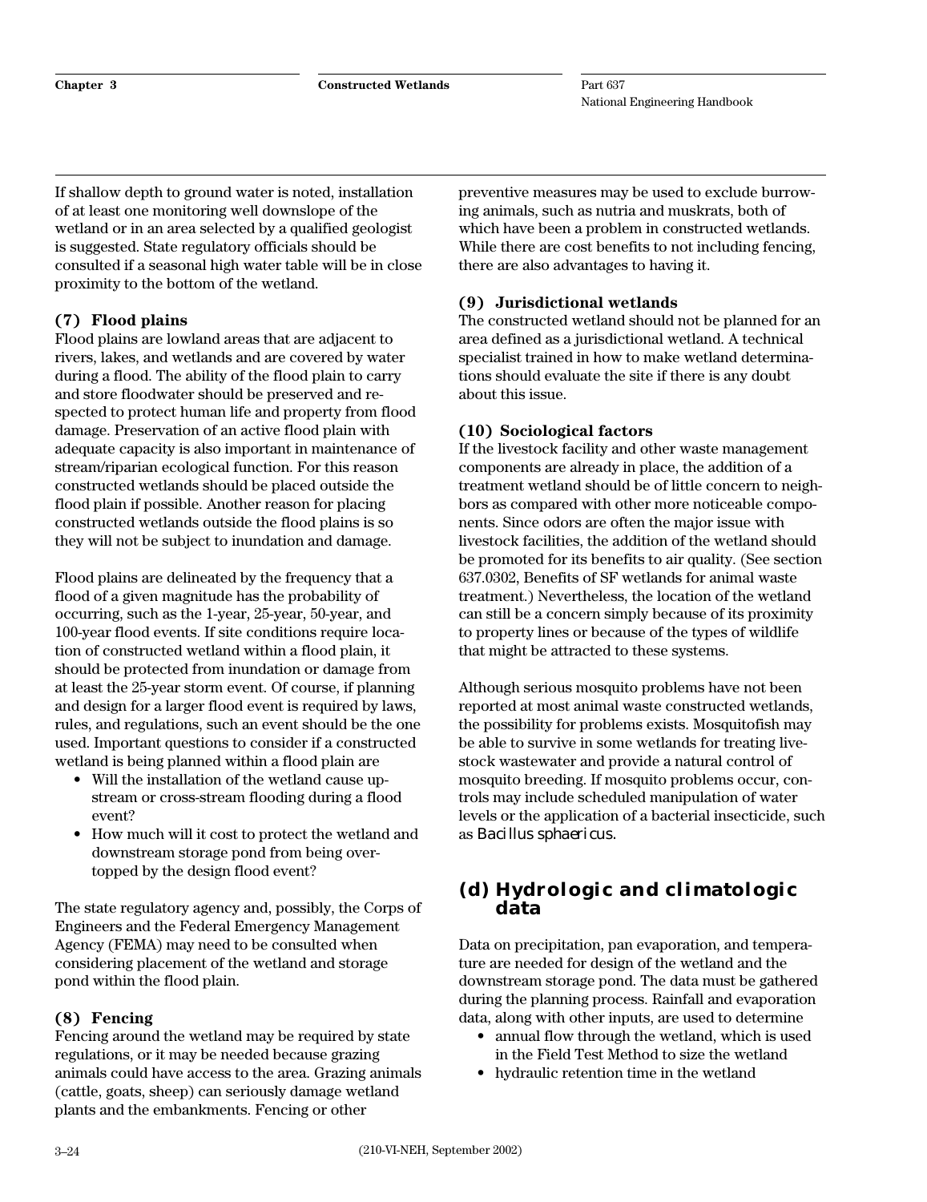If shallow depth to ground water is noted, installation of at least one monitoring well downslope of the wetland or in an area selected by a qualified geologist is suggested. State regulatory officials should be consulted if a seasonal high water table will be in close proximity to the bottom of the wetland.

#### (7) Flood plains

Flood plains are lowland areas that are adjacent to rivers, lakes, and wetlands and are covered by water during a flood. The ability of the flood plain to carry and store floodwater should be preserved and respected to protect human life and property from flood damage. Preservation of an active flood plain with adequate capacity is also important in maintenance of stream/riparian ecological function. For this reason constructed wetlands should be placed outside the flood plain if possible. Another reason for placing constructed wetlands outside the flood plains is so they will not be subject to inundation and damage.

Flood plains are delineated by the frequency that a flood of a given magnitude has the probability of occurring, such as the 1-year, 25-year, 50-year, and 100-year flood events. If site conditions require location of constructed wetland within a flood plain, it should be protected from inundation or damage from at least the 25-year storm event. Of course, if planning and design for a larger flood event is required by laws, rules, and regulations, such an event should be the one used. Important questions to consider if a constructed wetland is being planned within a flood plain are

- Will the installation of the wetland cause upstream or cross-stream flooding during a flood event?
- How much will it cost to protect the wetland and downstream storage pond from being overtopped by the design flood event?

The state regulatory agency and, possibly, the Corps of Engineers and the Federal Emergency Management Agency (FEMA) may need to be consulted when considering placement of the wetland and storage pond within the flood plain.

#### (8) Fencing

Fencing around the wetland may be required by state regulations, or it may be needed because grazing animals could have access to the area. Grazing animals (cattle, goats, sheep) can seriously damage wetland plants and the embankments. Fencing or other preventive measures may be used to exclude burrowing animals, such as nutria and muskrats, both of which have been a problem in constructed wetlands. While there are cost benefits to not including fencing, there are also advantages to having it.

#### (9) Jurisdictional wetlands

The constructed wetland should not be planned for an area defined as a jurisdictional wetland. A technical specialist trained in how to make wetland determinations should evaluate the site if there is any doubt about this issue.

#### (10) Sociological factors

If the livestock facility and other waste management components are already in place, the addition of a treatment wetland should be of little concern to neighbors as compared with other more noticeable components. Since odors are often the major issue with livestock facilities, the addition of the wetland should be promoted for its benefits to air quality. (See section 637.0302, Benefits of SF wetlands for animal waste treatment.) Nevertheless, the location of the wetland can still be a concern simply because of its proximity to property lines or because of the types of wildlife that might be attracted to these systems.

Although serious mosquito problems have not been reported at most animal waste constructed wetlands, the possibility for problems exists. Mosquitofish may be able to survive in some wetlands for treating livestock wastewater and provide a natural control of mosquito breeding. If mosquito problems occur, controls may include scheduled manipulation of water levels or the application of a bacterial insecticide, such as *Bacillus sphaericus*.

### (d) Hydrologic and climatologic data

Data on precipitation, pan evaporation, and temperature are needed for design of the wetland and the downstream storage pond. The data must be gathered during the planning process. Rainfall and evaporation data, along with other inputs, are used to determine

- annual flow through the wetland, which is used in the Field Test Method to size the wetland
- hydraulic retention time in the wetland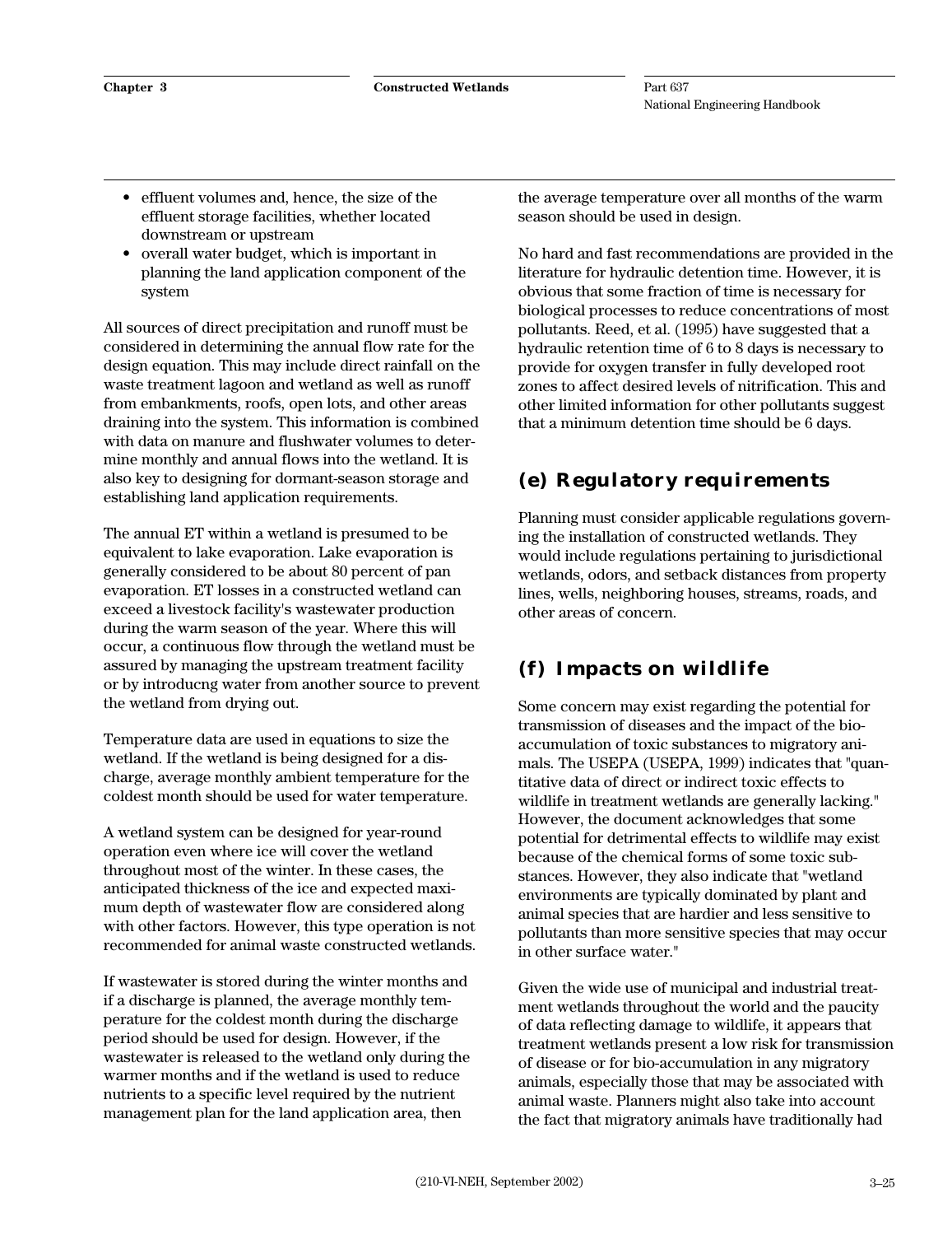- effluent volumes and, hence, the size of the effluent storage facilities, whether located downstream or upstream
- overall water budget, which is important in planning the land application component of the system

All sources of direct precipitation and runoff must be considered in determining the annual flow rate for the design equation. This may include direct rainfall on the waste treatment lagoon and wetland as well as runoff from embankments, roofs, open lots, and other areas draining into the system. This information is combined with data on manure and flushwater volumes to determine monthly and annual flows into the wetland. It is also key to designing for dormant-season storage and establishing land application requirements.

The annual ET within a wetland is presumed to be equivalent to lake evaporation. Lake evaporation is generally considered to be about 80 percent of pan evaporation. ET losses in a constructed wetland can exceed a livestock facility's wastewater production during the warm season of the year. Where this will occur, a continuous flow through the wetland must be assured by managing the upstream treatment facility or by introducng water from another source to prevent the wetland from drying out.

Temperature data are used in equations to size the wetland. If the wetland is being designed for a discharge, average monthly ambient temperature for the coldest month should be used for water temperature.

A wetland system can be designed for year-round operation even where ice will cover the wetland throughout most of the winter. In these cases, the anticipated thickness of the ice and expected maximum depth of wastewater flow are considered along with other factors. However, this type operation is not recommended for animal waste constructed wetlands.

If wastewater is stored during the winter months and if a discharge is planned, the average monthly temperature for the coldest month during the discharge period should be used for design. However, if the wastewater is released to the wetland only during the warmer months and if the wetland is used to reduce nutrients to a specific level required by the nutrient management plan for the land application area, then the average temperature over all months of the warm season should be used in design.

No hard and fast recommendations are provided in the literature for hydraulic detention time. However, it is obvious that some fraction of time is necessary for biological processes to reduce concentrations of most pollutants. Reed, et al. (1995) have suggested that a hydraulic retention time of 6 to 8 days is necessary to provide for oxygen transfer in fully developed root zones to affect desired levels of nitrification. This and other limited information for other pollutants suggest that a minimum detention time should be 6 days.

## (e) Regulatory requirements

Planning must consider applicable regulations governing the installation of constructed wetlands. They would include regulations pertaining to jurisdictional wetlands, odors, and setback distances from property lines, wells, neighboring houses, streams, roads, and other areas of concern.

## (f) Impacts on wildlife

Some concern may exist regarding the potential for transmission of diseases and the impact of the bio-accumulation of toxic substances to migratory animals. The USEPA (USEPA, 1999) indicates that "quantitative data of direct or indirect toxic effects to wildlife in treatment wetlands are generally lacking." However, the document acknowledges that some potential for detrimental effects to wildlife may exist because of the chemical forms of some toxic substances. However, they also indicate that "wetland environments are typically dominated by plant and animal species that are hardier and less sensitive to pollutants than more sensitive species that may occur in other surface water."

Given the wide use of municipal and industrial treatment wetlands throughout the world and the paucity of data reflecting damage to wildlife, it appears that treatment wetlands present a low risk for transmission of disease or for bio-accumulation in any migratory animals, especially those that may be associated with animal waste. Planners might also take into account the fact that migratory animals have traditionally had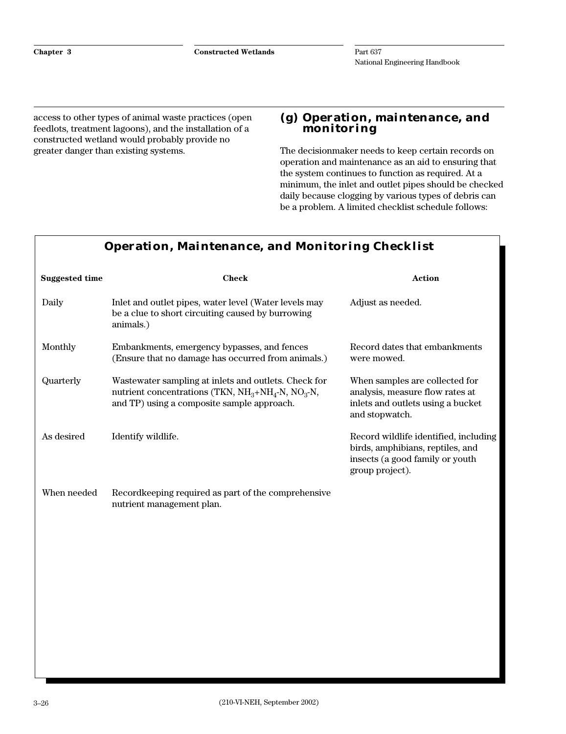access to other types of animal waste practices (open feedlots, treatment lagoons), and the installation of a constructed wetland would probably provide no greater danger than existing systems.

### (g) Operation, maintenance, and monitoring

The decisionmaker needs to keep certain records on operation and maintenance as an aid to ensuring that the system continues to function as required. At a minimum, the inlet and outlet pipes should be checked daily because clogging by various types of debris can be a problem. A limited checklist schedule follows:

**Operation, Maintenance, and Monitoring Checklist**

| Suggested time | Check | Action |
|---|---|---|
| Daily | Inlet and outlet pipes, water level (Water levels may be a clue to short circuiting caused by burrowing animals.) | Adjust as needed. |
| Monthly | Embankments, emergency bypasses, and fences (Ensure that no damage has occurred from animals.) | Record dates that embankments were mowed. |
| Quarterly | Wastewater sampling at inlets and outlets. Check for nutrient concentrations (TKN, $NH_3$+$NH_4$-N, $NO_3$-N, and TP) using a composite sample approach. | When samples are collected for analysis, measure flow rates at inlets and outlets using a bucket and stopwatch. |
| As desired | Identify wildlife. | Record wildlife identified, including birds, amphibians, reptiles, and insects (a good family or youth group project). |
| When needed | Recordkeeping required as part of the comprehensive nutrient management plan. | |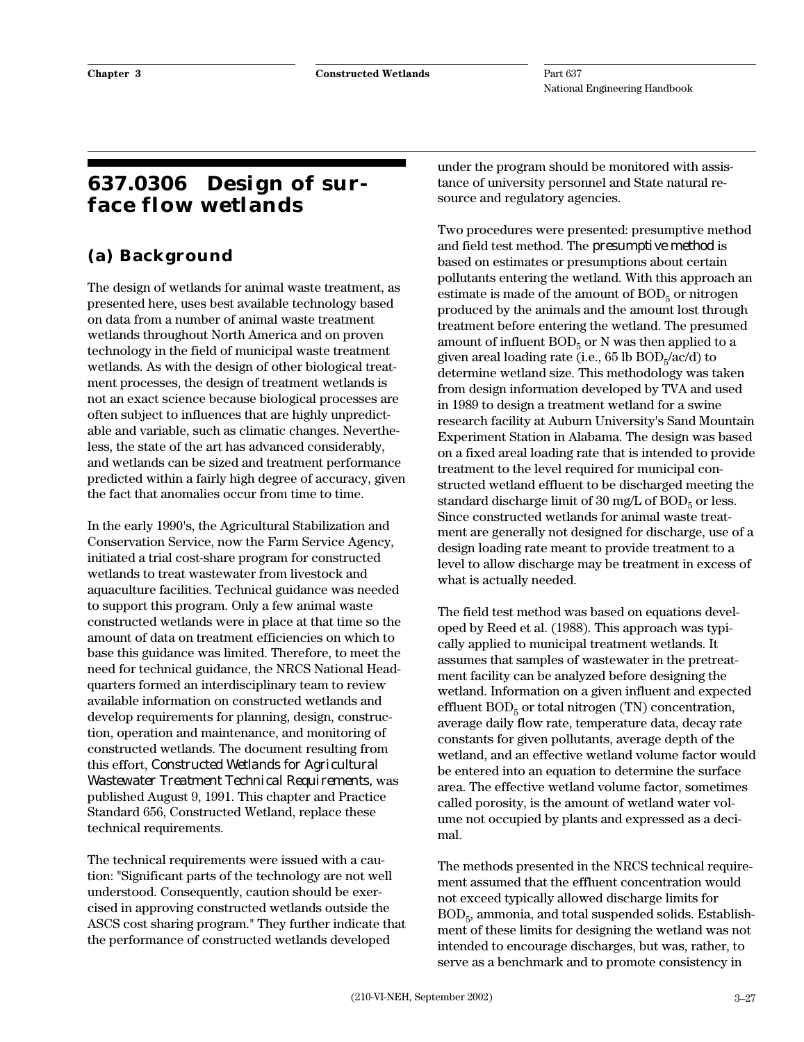## 637.0306 Design of surface flow wetlands

### (a) Background

The design of wetlands for animal waste treatment, as presented here, uses best available technology based on data from a number of animal waste treatment wetlands throughout North America and on proven technology in the field of municipal waste treatment wetlands. As with the design of other biological treatment processes, the design of treatment wetlands is not an exact science because biological processes are often subject to influences that are highly unpredictable and variable, such as climatic changes. Nevertheless, the state of the art has advanced considerably, and wetlands can be sized and treatment performance predicted within a fairly high degree of accuracy, given the fact that anomalies occur from time to time.

In the early 1990's, the Agricultural Stabilization and Conservation Service, now the Farm Service Agency, initiated a trial cost-share program for constructed wetlands to treat wastewater from livestock and aquaculture facilities. Technical guidance was needed to support this program. Only a few animal waste constructed wetlands were in place at that time so the amount of data on treatment efficiencies on which to base this guidance was limited. Therefore, to meet the need for technical guidance, the NRCS National Headquarters formed an interdisciplinary team to review available information on constructed wetlands and develop requirements for planning, design, construction, operation and maintenance, and monitoring of constructed wetlands. The document resulting from this effort, *Constructed Wetlands for Agricultural Wastewater Treatment Technical Requirements,* was published August 9, 1991. This chapter and Practice Standard 656, Constructed Wetland, replace these technical requirements.

The technical requirements were issued with a caution: "Significant parts of the technology are not well understood. Consequently, caution should be exercised in approving constructed wetlands outside the ASCS cost sharing program." They further indicate that the performance of constructed wetlands developed under the program should be monitored with assistance of university personnel and State natural resource and regulatory agencies.

Two procedures were presented: presumptive method and field test method. The *presumptive method* is based on estimates or presumptions about certain pollutants entering the wetland. With this approach an estimate is made of the amount of $BOD_5$ or nitrogen produced by the animals and the amount lost through treatment before entering the wetland. The presumed amount of influent $BOD_5$ or N was then applied to a given areal loading rate (i.e., 65 lb $BOD_5$/ac/d) to determine wetland size. This methodology was taken from design information developed by TVA and used in 1989 to design a treatment wetland for a swine research facility at Auburn University's Sand Mountain Experiment Station in Alabama. The design was based on a fixed areal loading rate that is intended to provide treatment to the level required for municipal constructed wetland effluent to be discharged meeting the standard discharge limit of 30 mg/L of $BOD_5$ or less. Since constructed wetlands for animal waste treatment are generally not designed for discharge, use of a design loading rate meant to provide treatment to a level to allow discharge may be treatment in excess of what is actually needed.

The field test method was based on equations developed by Reed et al. (1988). This approach was typically applied to municipal treatment wetlands. It assumes that samples of wastewater in the pretreatment facility can be analyzed before designing the wetland. Information on a given influent and expected effluent $BOD_5$ or total nitrogen (TN) concentration, average daily flow rate, temperature data, decay rate constants for given pollutants, average depth of the wetland, and an effective wetland volume factor would be entered into an equation to determine the surface area. The effective wetland volume factor, sometimes called porosity, is the amount of wetland water volume not occupied by plants and expressed as a decimal.

The methods presented in the NRCS technical requirement assumed that the effluent concentration would not exceed typically allowed discharge limits for $BOD_5$, ammonia, and total suspended solids. Establishment of these limits for designing the wetland was not intended to encourage discharges, but was, rather, to serve as a benchmark and to promote consistency in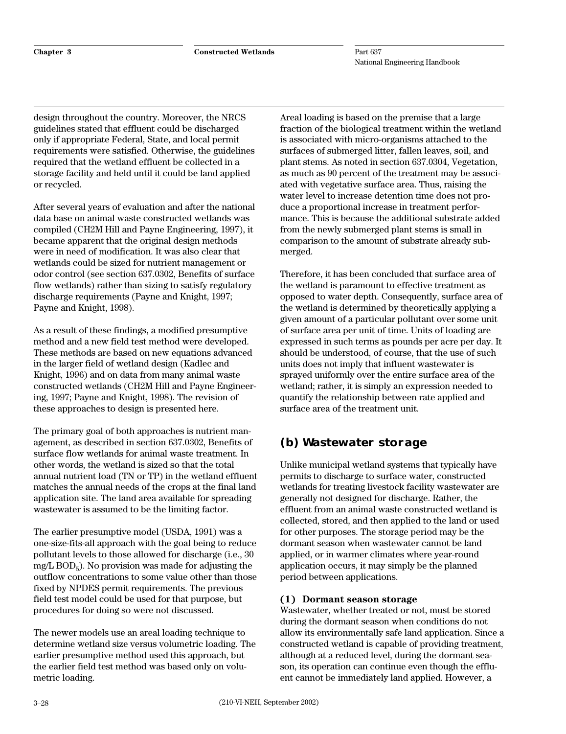design throughout the country. Moreover, the NRCS guidelines stated that effluent could be discharged only if appropriate Federal, State, and local permit requirements were satisfied. Otherwise, the guidelines required that the wetland effluent be collected in a storage facility and held until it could be land applied or recycled.

After several years of evaluation and after the national data base on animal waste constructed wetlands was compiled (CH2M Hill and Payne Engineering, 1997), it became apparent that the original design methods were in need of modification. It was also clear that wetlands could be sized for nutrient management or odor control (see section 637.0302, Benefits of surface flow wetlands) rather than sizing to satisfy regulatory discharge requirements (Payne and Knight, 1997; Payne and Knight, 1998).

As a result of these findings, a modified presumptive method and a new field test method were developed. These methods are based on new equations advanced in the larger field of wetland design (Kadlec and Knight, 1996) and on data from many animal waste constructed wetlands (CH2M Hill and Payne Engineering, 1997; Payne and Knight, 1998). The revision of these approaches to design is presented here.

The primary goal of both approaches is nutrient management, as described in section 637.0302, Benefits of surface flow wetlands for animal waste treatment. In other words, the wetland is sized so that the total annual nutrient load (TN or TP) in the wetland effluent matches the annual needs of the crops at the final land application site. The land area available for spreading wastewater is assumed to be the limiting factor.

The earlier presumptive model (USDA, 1991) was a one-size-fits-all approach with the goal being to reduce pollutant levels to those allowed for discharge (i.e., 30 mg/L $BOD_5$). No provision was made for adjusting the outflow concentrations to some value other than those fixed by NPDES permit requirements. The previous field test model could be used for that purpose, but procedures for doing so were not discussed.

The newer models use an areal loading technique to determine wetland size versus volumetric loading. The earlier presumptive method used this approach, but the earlier field test method was based only on volumetric loading.

Areal loading is based on the premise that a large fraction of the biological treatment within the wetland is associated with micro-organisms attached to the surfaces of submerged litter, fallen leaves, soil, and plant stems. As noted in section 637.0304, Vegetation, as much as 90 percent of the treatment may be associated with vegetative surface area. Thus, raising the water level to increase detention time does not produce a proportional increase in treatment performance. This is because the additional substrate added from the newly submerged plant stems is small in comparison to the amount of substrate already submerged.

Therefore, it has been concluded that surface area of the wetland is paramount to effective treatment as opposed to water depth. Consequently, surface area of the wetland is determined by theoretically applying a given amount of a particular pollutant over some unit of surface area per unit of time. Units of loading are expressed in such terms as pounds per acre per day. It should be understood, of course, that the use of such units does not imply that influent wastewater is sprayed uniformly over the entire surface area of the wetland; rather, it is simply an expression needed to quantify the relationship between rate applied and surface area of the treatment unit.

## (b) Wastewater storage

Unlike municipal wetland systems that typically have permits to discharge to surface water, constructed wetlands for treating livestock facility wastewater are generally not designed for discharge. Rather, the effluent from an animal waste constructed wetland is collected, stored, and then applied to the land or used for other purposes. The storage period may be the dormant season when wastewater cannot be land applied, or in warmer climates where year-round application occurs, it may simply be the planned period between applications.

### (1) Dormant season storage

Wastewater, whether treated or not, must be stored during the dormant season when conditions do not allow its environmentally safe land application. Since a constructed wetland is capable of providing treatment, although at a reduced level, during the dormant season, its operation can continue even though the effluent cannot be immediately land applied. However, a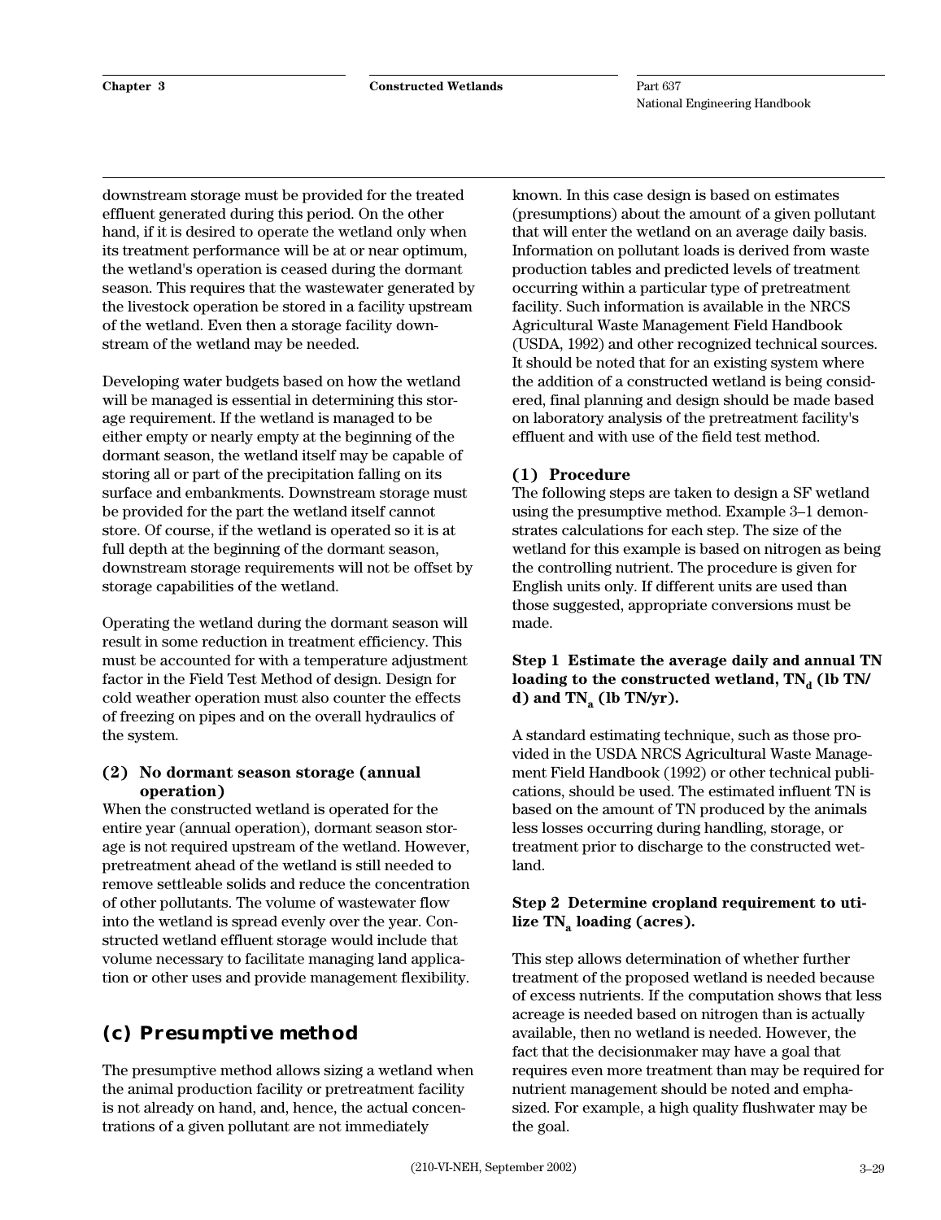downstream storage must be provided for the treated effluent generated during this period. On the other hand, if it is desired to operate the wetland only when its treatment performance will be at or near optimum, the wetland's operation is ceased during the dormant season. This requires that the wastewater generated by the livestock operation be stored in a facility upstream of the wetland. Even then a storage facility downstream of the wetland may be needed.

Developing water budgets based on how the wetland will be managed is essential in determining this storage requirement. If the wetland is managed to be either empty or nearly empty at the beginning of the dormant season, the wetland itself may be capable of storing all or part of the precipitation falling on its surface and embankments. Downstream storage must be provided for the part the wetland itself cannot store. Of course, if the wetland is operated so it is at full depth at the beginning of the dormant season, downstream storage requirements will not be offset by storage capabilities of the wetland.

Operating the wetland during the dormant season will result in some reduction in treatment efficiency. This must be accounted for with a temperature adjustment factor in the Field Test Method of design. Design for cold weather operation must also counter the effects of freezing on pipes and on the overall hydraulics of the system.

### (2) No dormant season storage (annual operation)

When the constructed wetland is operated for the entire year (annual operation), dormant season storage is not required upstream of the wetland. However, pretreatment ahead of the wetland is still needed to remove settleable solids and reduce the concentration of other pollutants. The volume of wastewater flow into the wetland is spread evenly over the year. Constructed wetland effluent storage would include that volume necessary to facilitate managing land application or other uses and provide management flexibility.

## (c) Presumptive method

The presumptive method allows sizing a wetland when the animal production facility or pretreatment facility is not already on hand, and, hence, the actual concentrations of a given pollutant are not immediately known. In this case design is based on estimates (presumptions) about the amount of a given pollutant that will enter the wetland on an average daily basis. Information on pollutant loads is derived from waste production tables and predicted levels of treatment occurring within a particular type of pretreatment facility. Such information is available in the NRCS Agricultural Waste Management Field Handbook (USDA, 1992) and other recognized technical sources. It should be noted that for an existing system where the addition of a constructed wetland is being considered, final planning and design should be made based on laboratory analysis of the pretreatment facility's effluent and with use of the field test method.

### (1) Procedure

The following steps are taken to design a SF wetland using the presumptive method. Example 3–1 demonstrates calculations for each step. The size of the wetland for this example is based on nitrogen as being the controlling nutrient. The procedure is given for English units only. If different units are used than those suggested, appropriate conversions must be made.

**Step 1 Estimate the average daily and annual TN loading to the constructed wetland, $TN_d$ (lb TN/d) and $TN_a$ (lb TN/yr).**

A standard estimating technique, such as those provided in the USDA NRCS Agricultural Waste Management Field Handbook (1992) or other technical publications, should be used. The estimated influent TN is based on the amount of TN produced by the animals less losses occurring during handling, storage, or treatment prior to discharge to the constructed wetland.

**Step 2 Determine cropland requirement to utilize $TN_a$ loading (acres).**

This step allows determination of whether further treatment of the proposed wetland is needed because of excess nutrients. If the computation shows that less acreage is needed based on nitrogen than is actually available, then no wetland is needed. However, the fact that the decisionmaker may have a goal that requires even more treatment than may be required for nutrient management should be noted and emphasized. For example, a high quality flushwater may be the goal.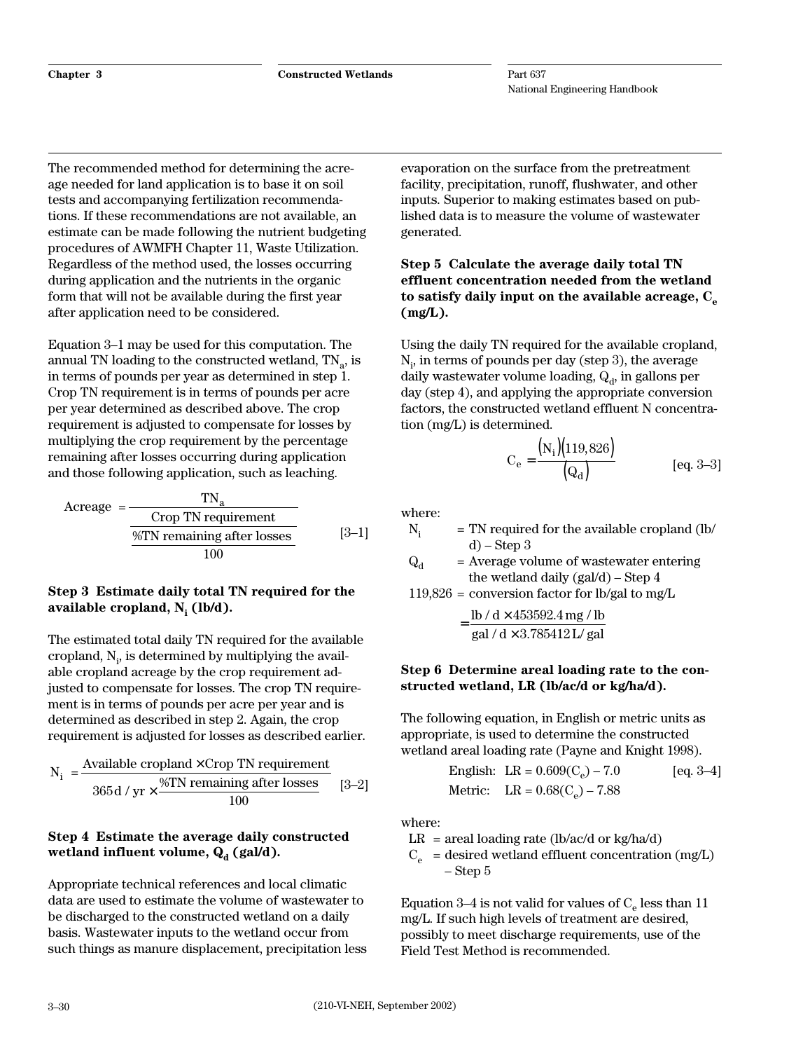The recommended method for determining the acreage needed for land application is to base it on soil tests and accompanying fertilization recommendations. If these recommendations are not available, an estimate can be made following the nutrient budgeting procedures of AWMFH Chapter 11, Waste Utilization. Regardless of the method used, the losses occurring during application and the nutrients in the organic form that will not be available during the first year after application need to be considered.

Equation 3–1 may be used for this computation. The annual TN loading to the constructed wetland, $TN_a$, is in terms of pounds per year as determined in step 1. Crop TN requirement is in terms of pounds per acre per year determined as described above. The crop requirement is adjusted to compensate for losses by multiplying the crop requirement by the percentage remaining after losses occurring during application and those following application, such as leaching.

$$\text{Acreage} = \frac{TN_a}{\dfrac{\text{Crop TN requirement}}{\dfrac{\%\text{TN remaining after losses}}{100}}} \qquad [3\text{–}1]$$

**Step 3 Estimate daily total TN required for the available cropland, $N_i$ (lb/d).**

The estimated total daily TN required for the available cropland, $N_i$, is determined by multiplying the available cropland acreage by the crop requirement adjusted to compensate for losses. The crop TN requirement is in terms of pounds per acre per year and is determined as described in step 2. Again, the crop requirement is adjusted for losses as described earlier.

$$N_i = \frac{\text{Available cropland} \times \text{Crop TN requirement}}{365\,\text{d/yr} \times \dfrac{\%\text{TN remaining after losses}}{100}} \qquad [3\text{–}2]$$

**Step 4 Estimate the average daily constructed wetland influent volume, $Q_d$ (gal/d).**

Appropriate technical references and local climatic data are used to estimate the volume of wastewater to be discharged to the constructed wetland on a daily basis. Wastewater inputs to the wetland occur from such things as manure displacement, precipitation less evaporation on the surface from the pretreatment facility, precipitation, runoff, flushwater, and other inputs. Superior to making estimates based on published data is to measure the volume of wastewater generated.

**Step 5 Calculate the average daily total TN effluent concentration needed from the wetland to satisfy daily input on the available acreage, $C_e$ (mg/L).**

Using the daily TN required for the available cropland, $N_i$, in terms of pounds per day (step 3), the average daily wastewater volume loading, $Q_d$, in gallons per day (step 4), and applying the appropriate conversion factors, the constructed wetland effluent N concentration (mg/L) is determined.

$$C_e = \frac{(N_i)(119{,}826)}{(Q_d)} \qquad [\text{eq. } 3\text{–}3]$$

where:

- $N_i$ = TN required for the available cropland (lb/d) – Step 3
- $Q_d$ = Average volume of wastewater entering the wetland daily (gal/d) – Step 4
- 119,826 = conversion factor for lb/gal to mg/L

$$= \frac{\text{lb/d} \times 453592.4\,\text{mg/lb}}{\text{gal/d} \times 3.785412\,\text{L/gal}}$$

**Step 6 Determine areal loading rate to the constructed wetland, LR (lb/ac/d or kg/ha/d).**

The following equation, in English or metric units as appropriate, is used to determine the constructed wetland areal loading rate (Payne and Knight 1998).

English: $LR = 0.609(C_e) - 7.0$ [eq. 3–4]

Metric: $LR = 0.68(C_e) - 7.88$

where:

- LR = areal loading rate (lb/ac/d or kg/ha/d)
- $C_e$ = desired wetland effluent concentration (mg/L) – Step 5

Equation 3–4 is not valid for values of $C_e$ less than 11 mg/L. If such high levels of treatment are desired, possibly to meet discharge requirements, use of the Field Test Method is recommended.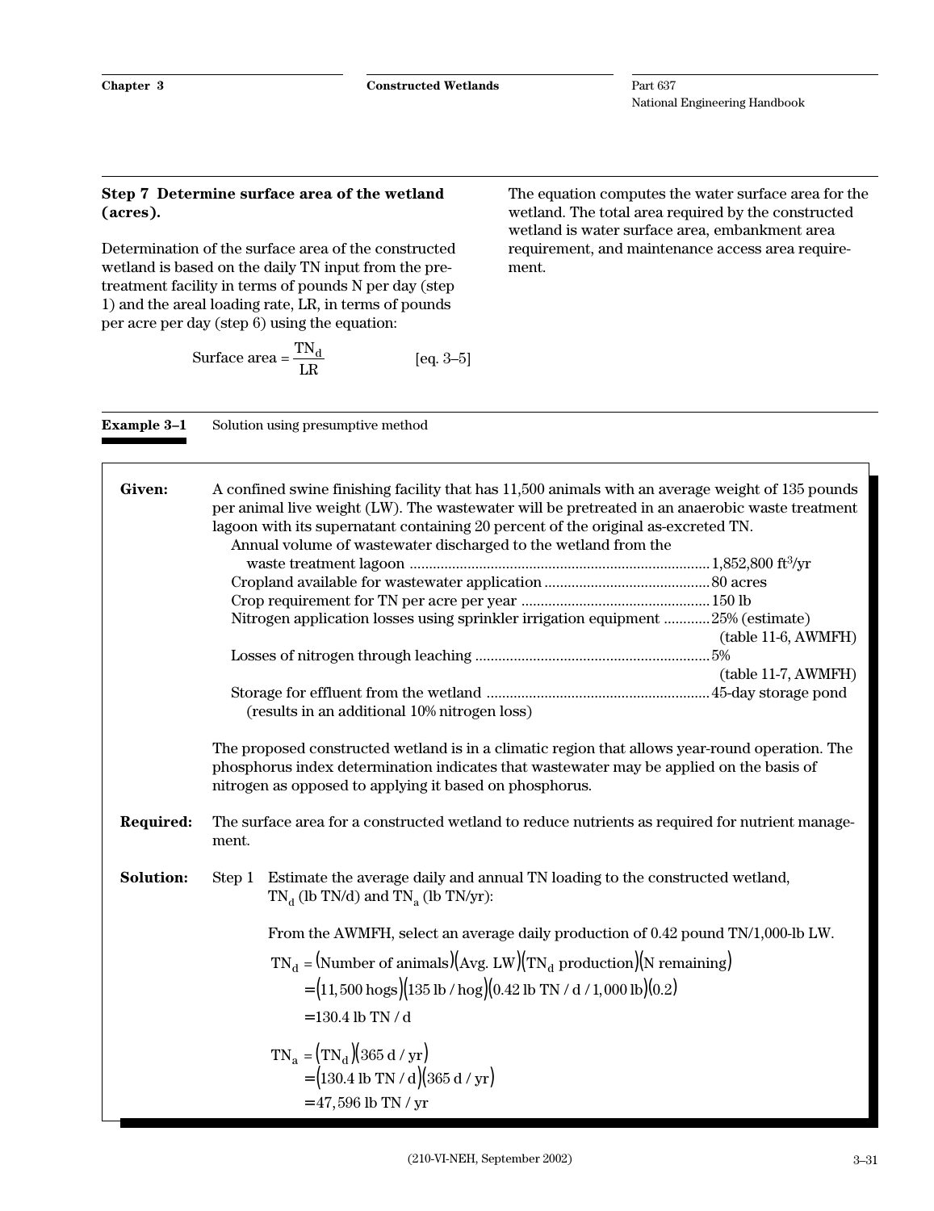### Step 7 Determine surface area of the wetland (acres).

Determination of the surface area of the constructed wetland is based on the daily TN input from the pretreatment facility in terms of pounds N per day (step 1) and the areal loading rate, LR, in terms of pounds per acre per day (step 6) using the equation:

$$\text{Surface area} = \frac{TN_d}{LR} \qquad \text{[eq. 3–5]}$$

The equation computes the water surface area for the wetland. The total area required by the constructed wetland is water surface area, embankment area requirement, and maintenance access area requirement.

**Example 3–1** Solution using presumptive method

**Given:** A confined swine finishing facility that has 11,500 animals with an average weight of 135 pounds per animal live weight (LW). The wastewater will be pretreated in an anaerobic waste treatment lagoon with its supernatant containing 20 percent of the original as-excreted TN.

- Annual volume of wastewater discharged to the wetland from the waste treatment lagoon ............ 1,852,800 $ft^3$/yr
- Cropland available for wastewater application ............ 80 acres
- Crop requirement for TN per acre per year ............ 150 lb
- Nitrogen application losses using sprinkler irrigation equipment ............ 25% (estimate) (table 11-6, AWMFH)
- Losses of nitrogen through leaching ............ 5% (table 11-7, AWMFH)
- Storage for effluent from the wetland ............ 45-day storage pond (results in an additional 10% nitrogen loss)

The proposed constructed wetland is in a climatic region that allows year-round operation. The phosphorus index determination indicates that wastewater may be applied on the basis of nitrogen as opposed to applying it based on phosphorus.

**Required:** The surface area for a constructed wetland to reduce nutrients as required for nutrient management.

**Solution:** Step 1 Estimate the average daily and annual TN loading to the constructed wetland, $TN_d$ (lb TN/d) and $TN_a$ (lb TN/yr):

From the AWMFH, select an average daily production of 0.42 pound TN/1,000-lb LW.

$$\begin{aligned} TN_d &= (\text{Number of animals})(\text{Avg. LW})(TN_d \text{ production})(\text{N remaining}) \\ &= (11{,}500 \text{ hogs})(135 \text{ lb / hog})(0.42 \text{ lb TN / d / } 1{,}000 \text{ lb})(0.2) \\ &= 130.4 \text{ lb TN / d} \end{aligned}$$

$$\begin{aligned} TN_a &= (TN_d)(365 \text{ d / yr}) \\ &= (130.4 \text{ lb TN / d})(365 \text{ d / yr}) \\ &= 47{,}596 \text{ lb TN / yr} \end{aligned}$$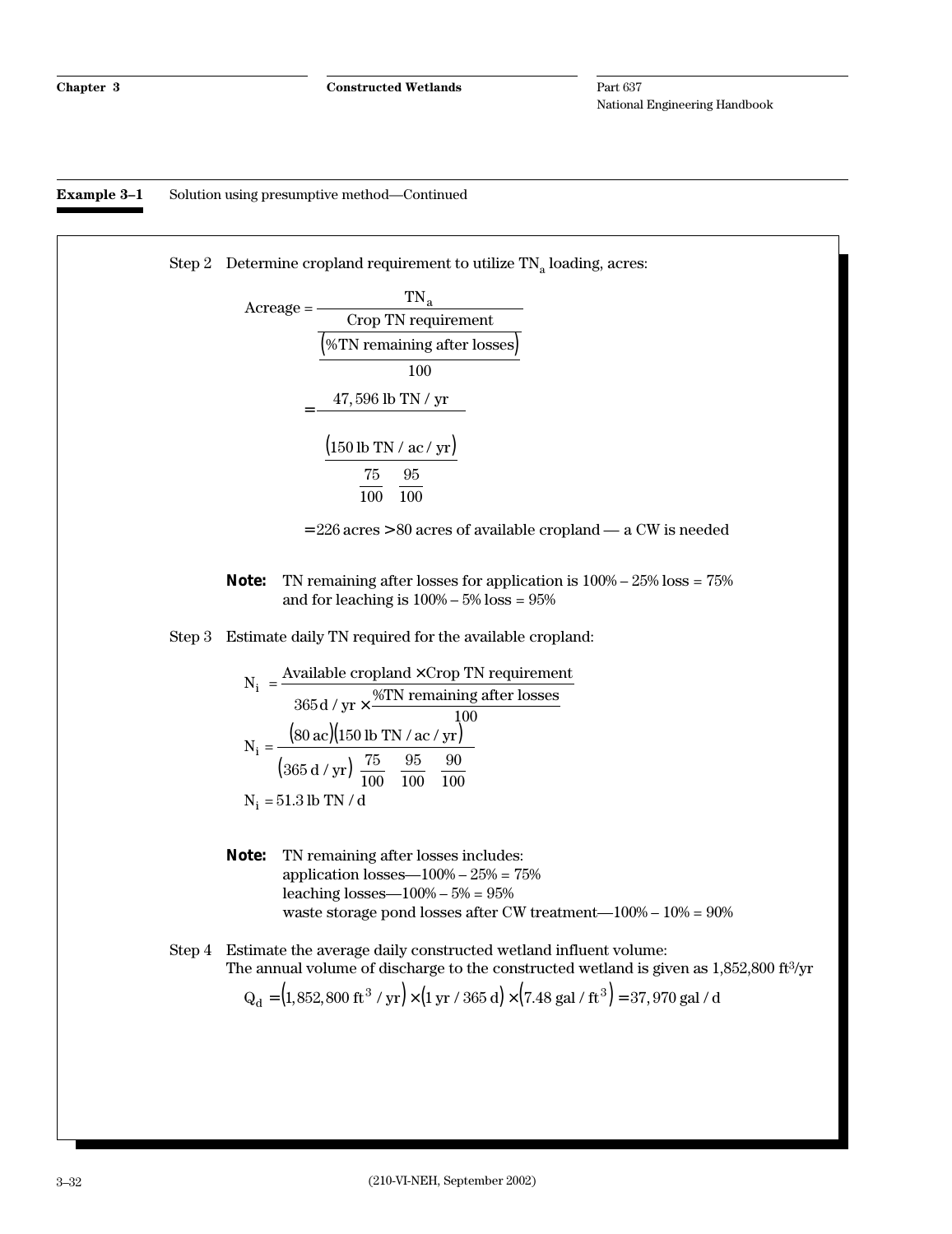**Example 3–1** Solution using presumptive method—Continued

Step 2 Determine cropland requirement to utilize $TN_a$ loading, acres:

$$\text{Acreage} = \frac{TN_a}{\dfrac{\text{Crop TN requirement}}{\dfrac{(\%\text{TN remaining after losses})}{100}}}$$

$$= \frac{47{,}596 \text{ lb TN / yr}}{\dfrac{(150 \text{ lb TN / ac / yr})}{\dfrac{75}{100}\;\dfrac{95}{100}}}$$

$$= 226 \text{ acres} > 80 \text{ acres of available cropland — a CW is needed}$$

**Note:** TN remaining after losses for application is 100% – 25% loss = 75% and for leaching is 100% – 5% loss = 95%

Step 3 Estimate daily TN required for the available cropland:

$$N_i = \frac{\text{Available cropland} \times \text{Crop TN requirement}}{365 \text{ d / yr} \times \dfrac{\%\text{TN remaining after losses}}{100}}$$

$$N_i = \frac{(80 \text{ ac})(150 \text{ lb TN / ac / yr})}{(365 \text{ d / yr})\;\dfrac{75}{100}\;\dfrac{95}{100}\;\dfrac{90}{100}}$$

$$N_i = 51.3 \text{ lb TN / d}$$

**Note:** TN remaining after losses includes:
application losses—100% – 25% = 75%
leaching losses—100% – 5% = 95%
waste storage pond losses after CW treatment—100% – 10% = 90%

Step 4 Estimate the average daily constructed wetland influent volume:
The annual volume of discharge to the constructed wetland is given as 1,852,800 $ft^3$/yr

$$Q_d = (1{,}852{,}800 \text{ ft}^3 \text{ / yr}) \times (1 \text{ yr / } 365 \text{ d}) \times (7.48 \text{ gal / ft}^3) = 37{,}970 \text{ gal / d}$$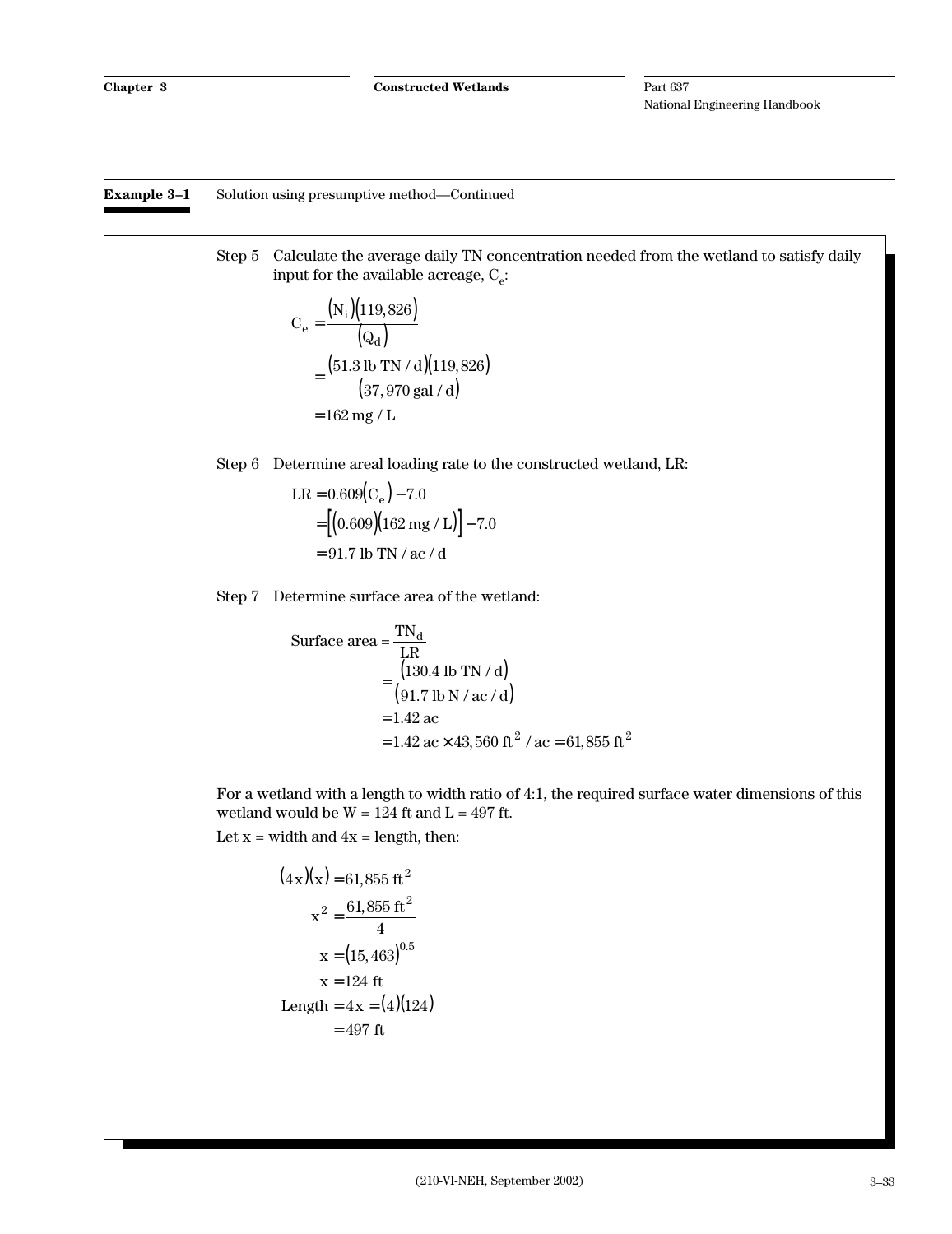**Example 3–1** Solution using presumptive method—Continued

Step 5 Calculate the average daily TN concentration needed from the wetland to satisfy daily input for the available acreage, $C_e$:

$$
\begin{aligned}
C_e &= \frac{(N_i)(119{,}826)}{(Q_d)} \\
&= \frac{(51.3 \text{ lb TN / d})(119{,}826)}{(37{,}970 \text{ gal / d})} \\
&= 162 \text{ mg / L}
\end{aligned}
$$

Step 6 Determine areal loading rate to the constructed wetland, LR:

$$
\begin{aligned}
LR &= 0.609(C_e) - 7.0 \\
&= [(0.609)(162 \text{ mg / L})] - 7.0 \\
&= 91.7 \text{ lb TN / ac / d}
\end{aligned}
$$

Step 7 Determine surface area of the wetland:

$$
\begin{aligned}
\text{Surface area} &= \frac{TN_d}{LR} \\
&= \frac{(130.4 \text{ lb TN / d})}{(91.7 \text{ lb N / ac / d})} \\
&= 1.42 \text{ ac} \\
&= 1.42 \text{ ac} \times 43{,}560 \text{ ft}^2 / \text{ac} = 61{,}855 \text{ ft}^2
\end{aligned}
$$

For a wetland with a length to width ratio of 4:1, the required surface water dimensions of this wetland would be W = 124 ft and L = 497 ft.

Let x = width and 4x = length, then:

$$
\begin{aligned}
(4x)(x) &= 61{,}855 \text{ ft}^2 \\
x^2 &= \frac{61{,}855 \text{ ft}^2}{4} \\
x &= (15{,}463)^{0.5} \\
x &= 124 \text{ ft} \\
\text{Length} &= 4x = (4)(124) \\
&= 497 \text{ ft}
\end{aligned}
$$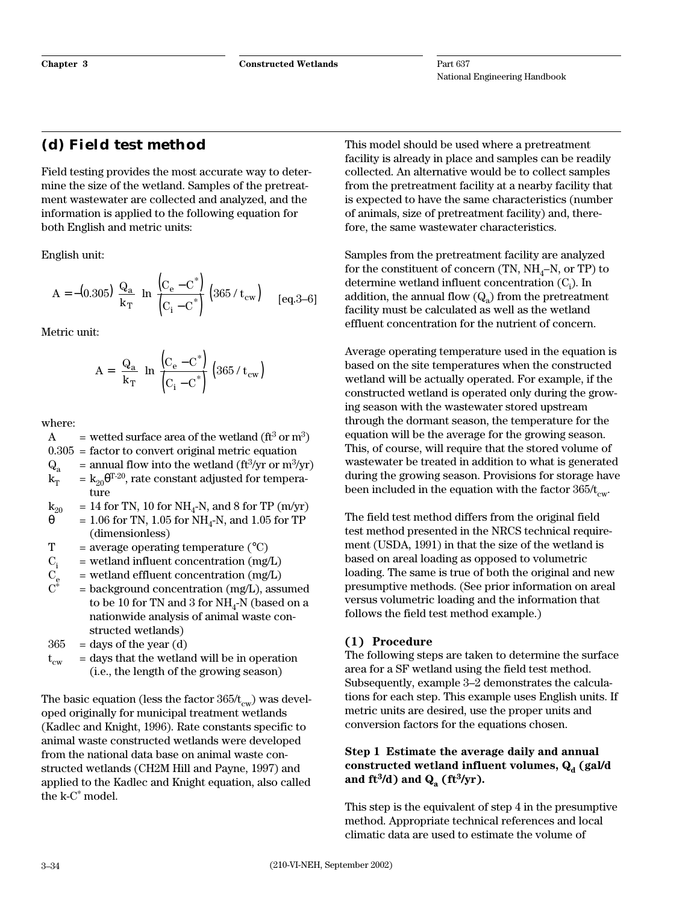### (d) Field test method

Field testing provides the most accurate way to determine the size of the wetland. Samples of the pretreatment wastewater are collected and analyzed, and the information is applied to the following equation for both English and metric units:

English unit:

$$A = -(0.305)\ \frac{Q_a}{k_T}\ \ln\frac{(C_e - C^*)}{(C_i - C^*)}\ (365 / t_{cw}) \qquad \text{[eq.3–6]}$$

Metric unit:

$$A = \frac{Q_a}{k_T}\ \ln\frac{(C_e - C^*)}{(C_i - C^*)}\ (365 / t_{cw})$$

where:

- $A$ = wetted surface area of the wetland ($ft^3$ or $m^3$)
- $0.305$ = factor to convert original metric equation
- $Q_a$ = annual flow into the wetland ($ft^3/yr$ or $m^3/yr$)
- $k_T$ = $k_{20}\theta^{T\text{-}20}$, rate constant adjusted for temperature
- $k_{20}$ = 14 for TN, 10 for $NH_4$-N, and 8 for TP (m/yr)
- $\theta$ = 1.06 for TN, 1.05 for $NH_4$-N, and 1.05 for TP (dimensionless)
- $T$ = average operating temperature (°C)
- $C_i$ = wetland influent concentration (mg/L)
- $C_e$ = wetland effluent concentration (mg/L)
- $C^*$ = background concentration (mg/L), assumed to be 10 for TN and 3 for $NH_4$-N (based on a nationwide analysis of animal waste constructed wetlands)
- $365$ = days of the year (d)
- $t_{cw}$ = days that the wetland will be in operation (i.e., the length of the growing season)

The basic equation (less the factor $365/t_{cw}$) was developed originally for municipal treatment wetlands (Kadlec and Knight, 1996). Rate constants specific to animal waste constructed wetlands were developed from the national data base on animal waste constructed wetlands (CH2M Hill and Payne, 1997) and applied to the Kadlec and Knight equation, also called the k-C* model.

This model should be used where a pretreatment facility is already in place and samples can be readily collected. An alternative would be to collect samples from the pretreatment facility at a nearby facility that is expected to have the same characteristics (number of animals, size of pretreatment facility) and, therefore, the same wastewater characteristics.

Samples from the pretreatment facility are analyzed for the constituent of concern (TN, $NH_4$–N, or TP) to determine wetland influent concentration ($C_i$). In addition, the annual flow ($Q_a$) from the pretreatment facility must be calculated as well as the wetland effluent concentration for the nutrient of concern.

Average operating temperature used in the equation is based on the site temperatures when the constructed wetland will be actually operated. For example, if the constructed wetland is operated only during the growing season with the wastewater stored upstream through the dormant season, the temperature for the equation will be the average for the growing season. This, of course, will require that the stored volume of wastewater be treated in addition to what is generated during the growing season. Provisions for storage have been included in the equation with the factor $365/t_{cw}$.

The field test method differs from the original field test method presented in the NRCS technical requirement (USDA, 1991) in that the size of the wetland is based on areal loading as opposed to volumetric loading. The same is true of both the original and new presumptive methods. (See prior information on areal versus volumetric loading and the information that follows the field test method example.)

#### (1) Procedure

The following steps are taken to determine the surface area for a SF wetland using the field test method. Subsequently, example 3–2 demonstrates the calculations for each step. This example uses English units. If metric units are desired, use the proper units and conversion factors for the equations chosen.

**Step 1 Estimate the average daily and annual constructed wetland influent volumes, $Q_d$ (gal/d and $ft^3/d$) and $Q_a$ ($ft^3/yr$).**

This step is the equivalent of step 4 in the presumptive method. Appropriate technical references and local climatic data are used to estimate the volume of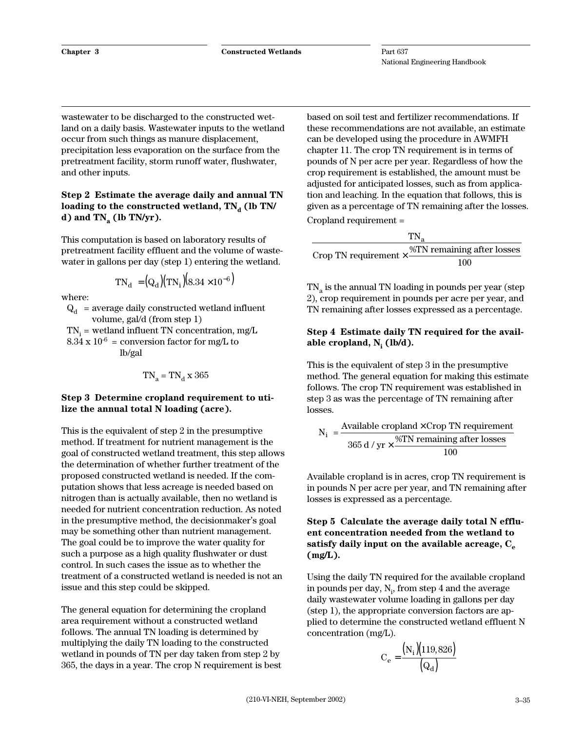wastewater to be discharged to the constructed wetland on a daily basis. Wastewater inputs to the wetland occur from such things as manure displacement, precipitation less evaporation on the surface from the pretreatment facility, storm runoff water, flushwater, and other inputs.

**Step 2 Estimate the average daily and annual TN loading to the constructed wetland, $TN_d$ (lb TN/d) and $TN_a$ (lb TN/yr).**

This computation is based on laboratory results of pretreatment facility effluent and the volume of wastewater in gallons per day (step 1) entering the wetland.

$$TN_d = (Q_d)(TN_i)(8.34 \times 10^{-6})$$

where:

$Q_d$ = average daily constructed wetland influent volume, gal/d (from step 1)

$TN_i$ = wetland influent TN concentration, mg/L

$8.34 \times 10^{-6}$ = conversion factor for mg/L to lb/gal

$$TN_a = TN_d \times 365$$

**Step 3 Determine cropland requirement to utilize the annual total N loading (acre).**

This is the equivalent of step 2 in the presumptive method. If treatment for nutrient management is the goal of constructed wetland treatment, this step allows the determination of whether further treatment of the proposed constructed wetland is needed. If the computation shows that less acreage is needed based on nitrogen than is actually available, then no wetland is needed for nutrient concentration reduction. As noted in the presumptive method, the decisionmaker's goal may be something other than nutrient management. The goal could be to improve the water quality for such a purpose as a high quality flushwater or dust control. In such cases the issue as to whether the treatment of a constructed wetland is needed is not an issue and this step could be skipped.

The general equation for determining the cropland area requirement without a constructed wetland follows. The annual TN loading is determined by multiplying the daily TN loading to the constructed wetland in pounds of TN per day taken from step 2 by 365, the days in a year. The crop N requirement is best based on soil test and fertilizer recommendations. If these recommendations are not available, an estimate can be developed using the procedure in AWMFH chapter 11. The crop TN requirement is in terms of pounds of N per acre per year. Regardless of how the crop requirement is established, the amount must be adjusted for anticipated losses, such as from application and leaching. In the equation that follows, this is given as a percentage of TN remaining after the losses.

Cropland requirement =

$$\frac{TN_a}{\text{Crop TN requirement} \times \dfrac{\text{\%TN remaining after losses}}{100}}$$

$TN_a$ is the annual TN loading in pounds per year (step 2), crop requirement in pounds per acre per year, and TN remaining after losses expressed as a percentage.

**Step 4 Estimate daily TN required for the available cropland, $N_i$ (lb/d).**

This is the equivalent of step 3 in the presumptive method. The general equation for making this estimate follows. The crop TN requirement was established in step 3 as was the percentage of TN remaining after losses.

$$N_i = \frac{\text{Available cropland} \times \text{Crop TN requirement}}{365\ \text{d/yr} \times \dfrac{\text{\%TN remaining after losses}}{100}}$$

Available cropland is in acres, crop TN requirement is in pounds N per acre per year, and TN remaining after losses is expressed as a percentage.

**Step 5 Calculate the average daily total N effluent concentration needed from the wetland to satisfy daily input on the available acreage, $C_e$ (mg/L).**

Using the daily TN required for the available cropland in pounds per day, $N_i$, from step 4 and the average daily wastewater volume loading in gallons per day (step 1), the appropriate conversion factors are applied to determine the constructed wetland effluent N concentration (mg/L).

$$C_e = \frac{(N_i)(119{,}826)}{(Q_d)}$$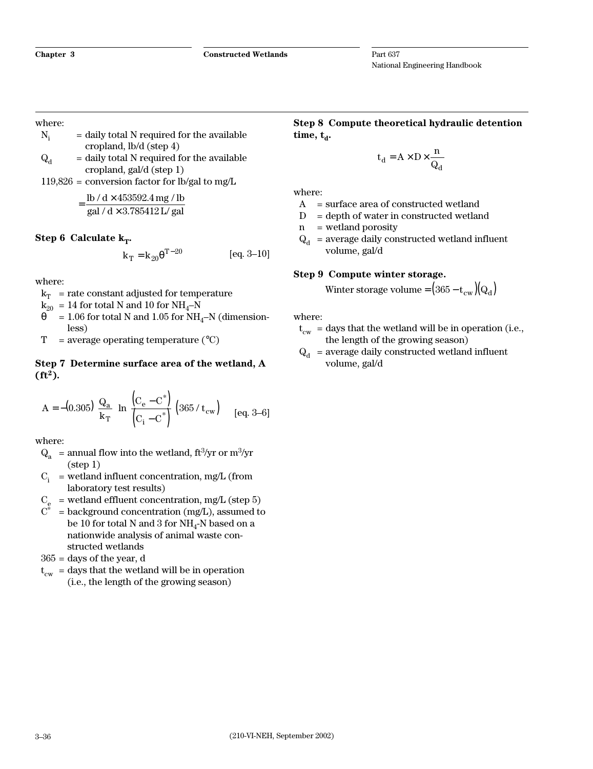where:

$N_i$ = daily total N required for the available cropland, lb/d (step 4)

$Q_d$ = daily total N required for the available cropland, gal/d (step 1)

119,826 = conversion factor for lb/gal to mg/L

$$= \frac{\text{lb / d} \times 453592.4 \text{ mg / lb}}{\text{gal / d} \times 3.785412 \text{ L/ gal}}$$

**Step 6 Calculate $k_T$.**

$$k_T = k_{20}\theta^{T-20} \qquad \text{[eq. 3–10]}$$

where:

$k_T$ = rate constant adjusted for temperature

$k_{20}$ = 14 for total N and 10 for $NH_4$–N

$\theta$ = 1.06 for total N and 1.05 for $NH_4$–N (dimensionless)

T = average operating temperature (°C)

**Step 7 Determine surface area of the wetland, A ($ft^2$).**

$$A = -(0.305)\ \frac{Q_a}{k_T}\ \ln\frac{\left(C_e - C^*\right)}{\left(C_i - C^*\right)}\ \left(365 / t_{cw}\right) \qquad \text{[eq. 3–6]}$$

where:

$Q_a$ = annual flow into the wetland, $ft^3$/yr or $m^3$/yr (step 1)

$C_i$ = wetland influent concentration, mg/L (from laboratory test results)

$C_e$ = wetland effluent concentration, mg/L (step 5)

$C^*$ = background concentration (mg/L), assumed to be 10 for total N and 3 for $NH_4$-N based on a nationwide analysis of animal waste constructed wetlands

365 = days of the year, d

$t_{cw}$ = days that the wetland will be in operation (i.e., the length of the growing season)

**Step 8 Compute theoretical hydraulic detention time, $t_d$.**

$$t_d = A \times D \times \frac{n}{Q_d}$$

where:

A = surface area of constructed wetland

D = depth of water in constructed wetland

n = wetland porosity

$Q_d$ = average daily constructed wetland influent volume, gal/d

**Step 9 Compute winter storage.**

$$\text{Winter storage volume} = \left(365 - t_{cw}\right)\left(Q_d\right)$$

where:

$t_{cw}$ = days that the wetland will be in operation (i.e., the length of the growing season)

$Q_d$ = average daily constructed wetland influent volume, gal/d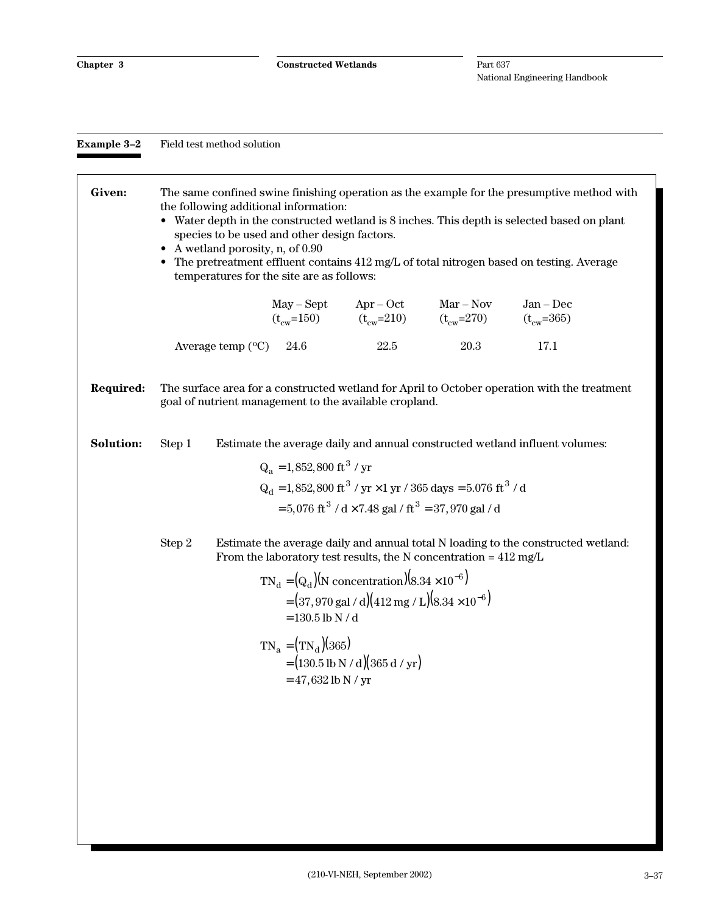**Example 3–2** Field test method solution

**Given:** The same confined swine finishing operation as the example for the presumptive method with the following additional information:

- Water depth in the constructed wetland is 8 inches. This depth is selected based on plant species to be used and other design factors.
- A wetland porosity, n, of 0.90
- The pretreatment effluent contains 412 mg/L of total nitrogen based on testing. Average temperatures for the site are as follows:

| | May – Sept ($t_{cw}$=150) | Apr – Oct ($t_{cw}$=210) | Mar – Nov ($t_{cw}$=270) | Jan – Dec ($t_{cw}$=365) |
|---|---|---|---|---|
| Average temp (°C) | 24.6 | 22.5 | 20.3 | 17.1 |

**Required:** The surface area for a constructed wetland for April to October operation with the treatment goal of nutrient management to the available cropland.

**Solution:**

Step 1 Estimate the average daily and annual constructed wetland influent volumes:

$$Q_a = 1,852,800 \text{ ft}^3/\text{yr}$$

$$Q_d = 1,852,800 \text{ ft}^3/\text{yr} \times 1 \text{ yr}/365 \text{ days} = 5.076 \text{ ft}^3/\text{d}$$

$$= 5,076 \text{ ft}^3/\text{d} \times 7.48 \text{ gal}/\text{ft}^3 = 37,970 \text{ gal}/\text{d}$$

Step 2 Estimate the average daily and annual total N loading to the constructed wetland: From the laboratory test results, the N concentration = 412 mg/L

$$TN_d = (Q_d)(\text{N concentration})(8.34 \times 10^{-6})$$

$$= (37,970 \text{ gal}/\text{d})(412 \text{ mg}/\text{L})(8.34 \times 10^{-6})$$

$$= 130.5 \text{ lb N}/\text{d}$$

$$TN_a = (TN_d)(365)$$

$$= (130.5 \text{ lb N}/\text{d})(365 \text{ d}/\text{yr})$$

$$= 47,632 \text{ lb N}/\text{yr}$$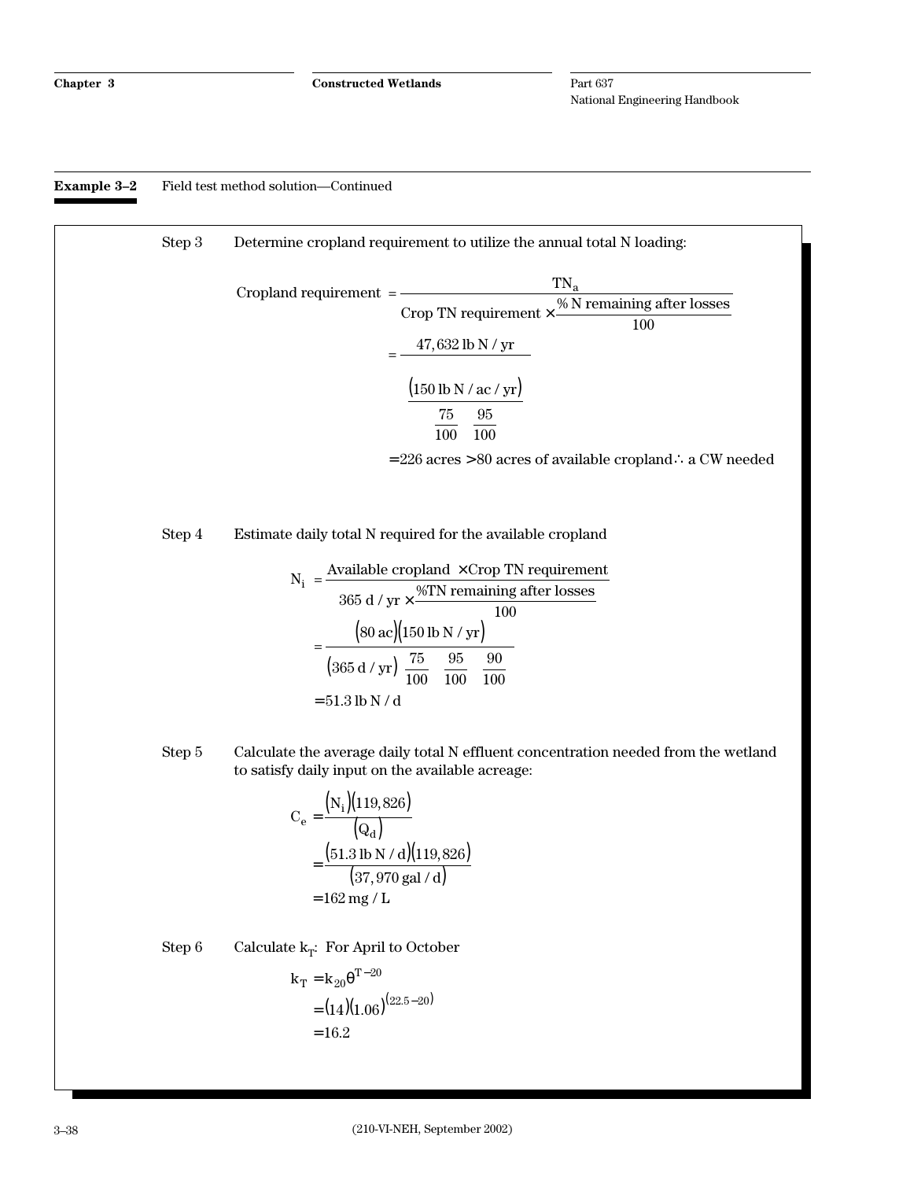**Example 3–2** Field test method solution—Continued

Step 3 Determine cropland requirement to utilize the annual total N loading:

$$\text{Cropland requirement} = \frac{TN_a}{\text{Crop TN requirement} \times \frac{\text{\% N remaining after losses}}{100}}$$

$$= \frac{47{,}632 \text{ lb N / yr}}{\left(150 \text{ lb N / ac / yr}\right)\left(\frac{75}{100}\right)\left(\frac{95}{100}\right)}$$

$$= 226 \text{ acres} > 80 \text{ acres of available cropland} \therefore \text{ a CW needed}$$

Step 4 Estimate daily total N required for the available cropland

$$N_i = \frac{\text{Available cropland} \times \text{Crop TN requirement}}{365 \text{ d / yr} \times \frac{\text{\%TN remaining after losses}}{100}}$$

$$= \frac{\left(80 \text{ ac}\right)\left(150 \text{ lb N / yr}\right)}{\left(365 \text{ d / yr}\right)\left(\frac{75}{100}\right)\left(\frac{95}{100}\right)\left(\frac{90}{100}\right)}$$

$$= 51.3 \text{ lb N / d}$$

Step 5 Calculate the average daily total N effluent concentration needed from the wetland to satisfy daily input on the available acreage:

$$C_e = \frac{\left(N_i\right)\left(119{,}826\right)}{\left(Q_d\right)}$$

$$= \frac{\left(51.3 \text{ lb N / d}\right)\left(119{,}826\right)}{\left(37{,}970 \text{ gal / d}\right)}$$

$$= 162 \text{ mg / L}$$

Step 6 Calculate $k_T$: For April to October

$$k_T = k_{20}\theta^{T-20}$$

$$= \left(14\right)\left(1.06\right)^{\left(22.5-20\right)}$$

$$= 16.2$$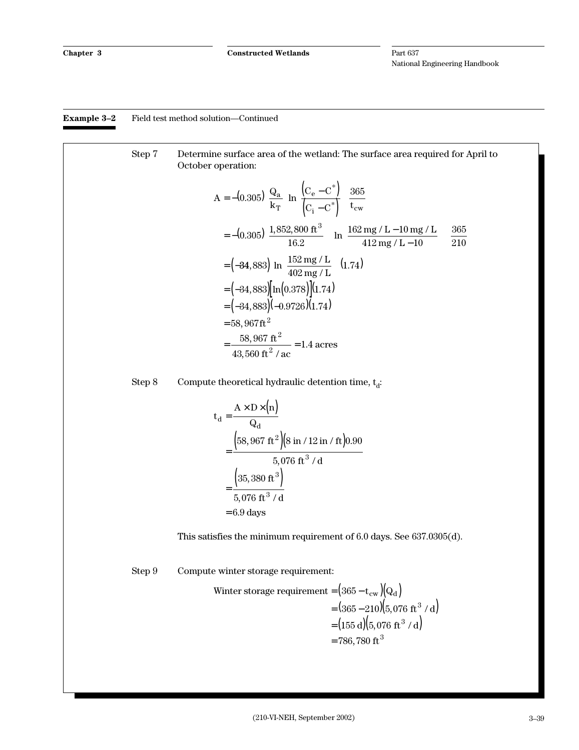**Example 3–2** Field test method solution—Continued

Step 7 Determine surface area of the wetland: The surface area required for April to October operation:

$$A = -(0.305)\ \frac{Q_a}{k_T}\ \ln\frac{(C_e - C^*)}{(C_i - C^*)}\ \frac{365}{t_{cw}}$$

$$= -(0.305)\ \frac{1,852,800\ ft^3}{16.2}\ \ln\frac{162\ mg/L - 10\ mg/L}{412\ mg/L - 10}\ \frac{365}{210}$$

$$= (-34,883)\ \ln\frac{152\ mg/L}{402\ mg/L}\ (1.74)$$

$$= (-34,883)[\ln(0.378)](1.74)$$

$$= (-34,883)(-0.9726)(1.74)$$

$$= 58,967\,ft^2$$

$$= \frac{58,967\ ft^2}{43,560\ ft^2/ac} = 1.4\ acres$$

Step 8 Compute theoretical hydraulic detention time, $t_d$:

$$t_d = \frac{A \times D \times (n)}{Q_d}$$

$$= \frac{(58,967\ ft^2)(8\ in/12\ in/ft)0.90}{5,076\ ft^3/d}$$

$$= \frac{(35,380\ ft^3)}{5,076\ ft^3/d}$$

$$= 6.9\ days$$

This satisfies the minimum requirement of 6.0 days. See 637.0305(d).

Step 9 Compute winter storage requirement:

$$\text{Winter storage requirement} = (365 - t_{cw})(Q_d)$$

$$= (365 - 210)(5,076\ ft^3/d)$$

$$= (155\ d)(5,076\ ft^3/d)$$

$$= 786,780\ ft^3$$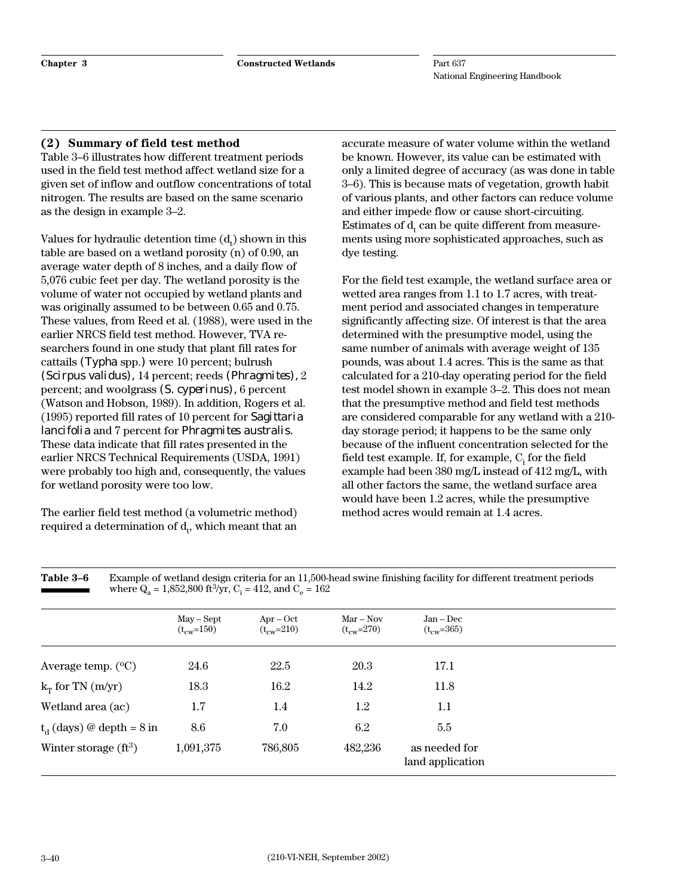### (2) Summary of field test method

Table 3–6 illustrates how different treatment periods used in the field test method affect wetland size for a given set of inflow and outflow concentrations of total nitrogen. The results are based on the same scenario as the design in example 3–2.

Values for hydraulic detention time ($d_t$) shown in this table are based on a wetland porosity (n) of 0.90, an average water depth of 8 inches, and a daily flow of 5,076 cubic feet per day. The wetland porosity is the volume of water not occupied by wetland plants and was originally assumed to be between 0.65 and 0.75. These values, from Reed et al. (1988), were used in the earlier NRCS field test method. However, TVA researchers found in one study that plant fill rates for cattails (*Typha* spp.) were 10 percent; bulrush (*Scirpus validus*), 14 percent; reeds (*Phragmites*), 2 percent; and woolgrass (*S. cyperinus*), 6 percent (Watson and Hobson, 1989). In addition, Rogers et al. (1995) reported fill rates of 10 percent for *Sagittaria lancifolia* and 7 percent for *Phragmites australis*. These data indicate that fill rates presented in the earlier NRCS Technical Requirements (USDA, 1991) were probably too high and, consequently, the values for wetland porosity were too low.

The earlier field test method (a volumetric method) required a determination of $d_t$, which meant that an accurate measure of water volume within the wetland be known. However, its value can be estimated with only a limited degree of accuracy (as was done in table 3–6). This is because mats of vegetation, growth habit of various plants, and other factors can reduce volume and either impede flow or cause short-circuiting. Estimates of $d_t$ can be quite different from measurements using more sophisticated approaches, such as dye testing.

For the field test example, the wetland surface area or wetted area ranges from 1.1 to 1.7 acres, with treatment period and associated changes in temperature significantly affecting size. Of interest is that the area determined with the presumptive model, using the same number of animals with average weight of 135 pounds, was about 1.4 acres. This is the same as that calculated for a 210-day operating period for the field test model shown in example 3–2. This does not mean that the presumptive method and field test methods are considered comparable for any wetland with a 210-day storage period; it happens to be the same only because of the influent concentration selected for the field test example. If, for example, $C_i$ for the field example had been 380 mg/L instead of 412 mg/L, with all other factors the same, the wetland surface area would have been 1.2 acres, while the presumptive method acres would remain at 1.4 acres.

**Table 3–6** Example of wetland design criteria for an 11,500-head swine finishing facility for different treatment periods where $Q_a$ = 1,852,800 ft$^3$/yr, $C_i$ = 412, and $C_e$ = 162

| | May – Sept ($t_{cw}$=150) | Apr – Oct ($t_{cw}$=210) | Mar – Nov ($t_{cw}$=270) | Jan – Dec ($t_{cw}$=365) |
|---|---|---|---|---|
| Average temp. (°C) | 24.6 | 22.5 | 20.3 | 17.1 |
| $k_T$ for TN (m/yr) | 18.3 | 16.2 | 14.2 | 11.8 |
| Wetland area (ac) | 1.7 | 1.4 | 1.2 | 1.1 |
| $t_d$ (days) @ depth = 8 in | 8.6 | 7.0 | 6.2 | 5.5 |
| Winter storage (ft$^3$) | 1,091,375 | 786,805 | 482,236 | as needed for land application |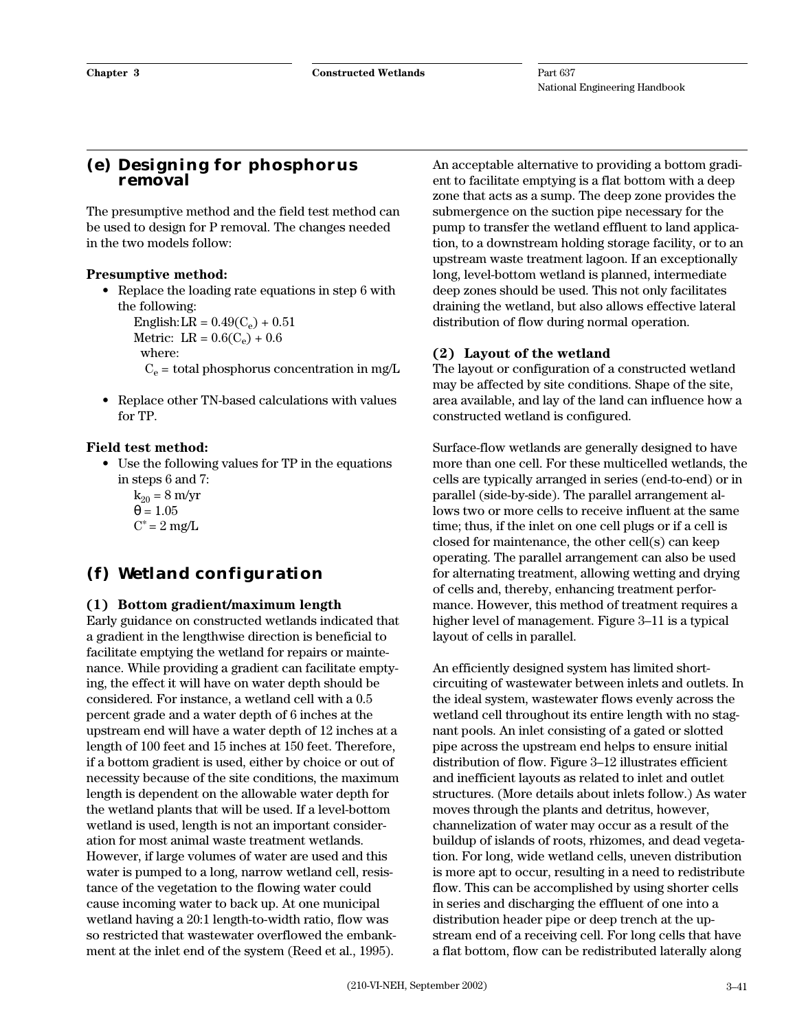## (e) Designing for phosphorus removal

The presumptive method and the field test method can be used to design for P removal. The changes needed in the two models follow:

**Presumptive method:**

- Replace the loading rate equations in step 6 with the following:

  English: $LR = 0.49(C_e) + 0.51$

  Metric: $LR = 0.6(C_e) + 0.6$

  where:

  $C_e$ = total phosphorus concentration in mg/L

- Replace other TN-based calculations with values for TP.

**Field test method:**

- Use the following values for TP in the equations in steps 6 and 7:

  $k_{20}$ = 8 m/yr

  $\theta$ = 1.05

  $C^*$ = 2 mg/L

## (f) Wetland configuration

### (1) Bottom gradient/maximum length

Early guidance on constructed wetlands indicated that a gradient in the lengthwise direction is beneficial to facilitate emptying the wetland for repairs or maintenance. While providing a gradient can facilitate emptying, the effect it will have on water depth should be considered. For instance, a wetland cell with a 0.5 percent grade and a water depth of 6 inches at the upstream end will have a water depth of 12 inches at a length of 100 feet and 15 inches at 150 feet. Therefore, if a bottom gradient is used, either by choice or out of necessity because of the site conditions, the maximum length is dependent on the allowable water depth for the wetland plants that will be used. If a level-bottom wetland is used, length is not an important consideration for most animal waste treatment wetlands. However, if large volumes of water are used and this water is pumped to a long, narrow wetland cell, resistance of the vegetation to the flowing water could cause incoming water to back up. At one municipal wetland having a 20:1 length-to-width ratio, flow was so restricted that wastewater overflowed the embankment at the inlet end of the system (Reed et al., 1995).

An acceptable alternative to providing a bottom gradient to facilitate emptying is a flat bottom with a deep zone that acts as a sump. The deep zone provides the submergence on the suction pipe necessary for the pump to transfer the wetland effluent to land application, to a downstream holding storage facility, or to an upstream waste treatment lagoon. If an exceptionally long, level-bottom wetland is planned, intermediate deep zones should be used. This not only facilitates draining the wetland, but also allows effective lateral distribution of flow during normal operation.

### (2) Layout of the wetland

The layout or configuration of a constructed wetland may be affected by site conditions. Shape of the site, area available, and lay of the land can influence how a constructed wetland is configured.

Surface-flow wetlands are generally designed to have more than one cell. For these multicelled wetlands, the cells are typically arranged in series (end-to-end) or in parallel (side-by-side). The parallel arrangement allows two or more cells to receive influent at the same time; thus, if the inlet on one cell plugs or if a cell is closed for maintenance, the other cell(s) can keep operating. The parallel arrangement can also be used for alternating treatment, allowing wetting and drying of cells and, thereby, enhancing treatment performance. However, this method of treatment requires a higher level of management. Figure 3–11 is a typical layout of cells in parallel.

An efficiently designed system has limited short-circuiting of wastewater between inlets and outlets. In the ideal system, wastewater flows evenly across the wetland cell throughout its entire length with no stagnant pools. An inlet consisting of a gated or slotted pipe across the upstream end helps to ensure initial distribution of flow. Figure 3–12 illustrates efficient and inefficient layouts as related to inlet and outlet structures. (More details about inlets follow.) As water moves through the plants and detritus, however, channelization of water may occur as a result of the buildup of islands of roots, rhizomes, and dead vegetation. For long, wide wetland cells, uneven distribution is more apt to occur, resulting in a need to redistribute flow. This can be accomplished by using shorter cells in series and discharging the effluent of one into a distribution header pipe or deep trench at the upstream end of a receiving cell. For long cells that have a flat bottom, flow can be redistributed laterally along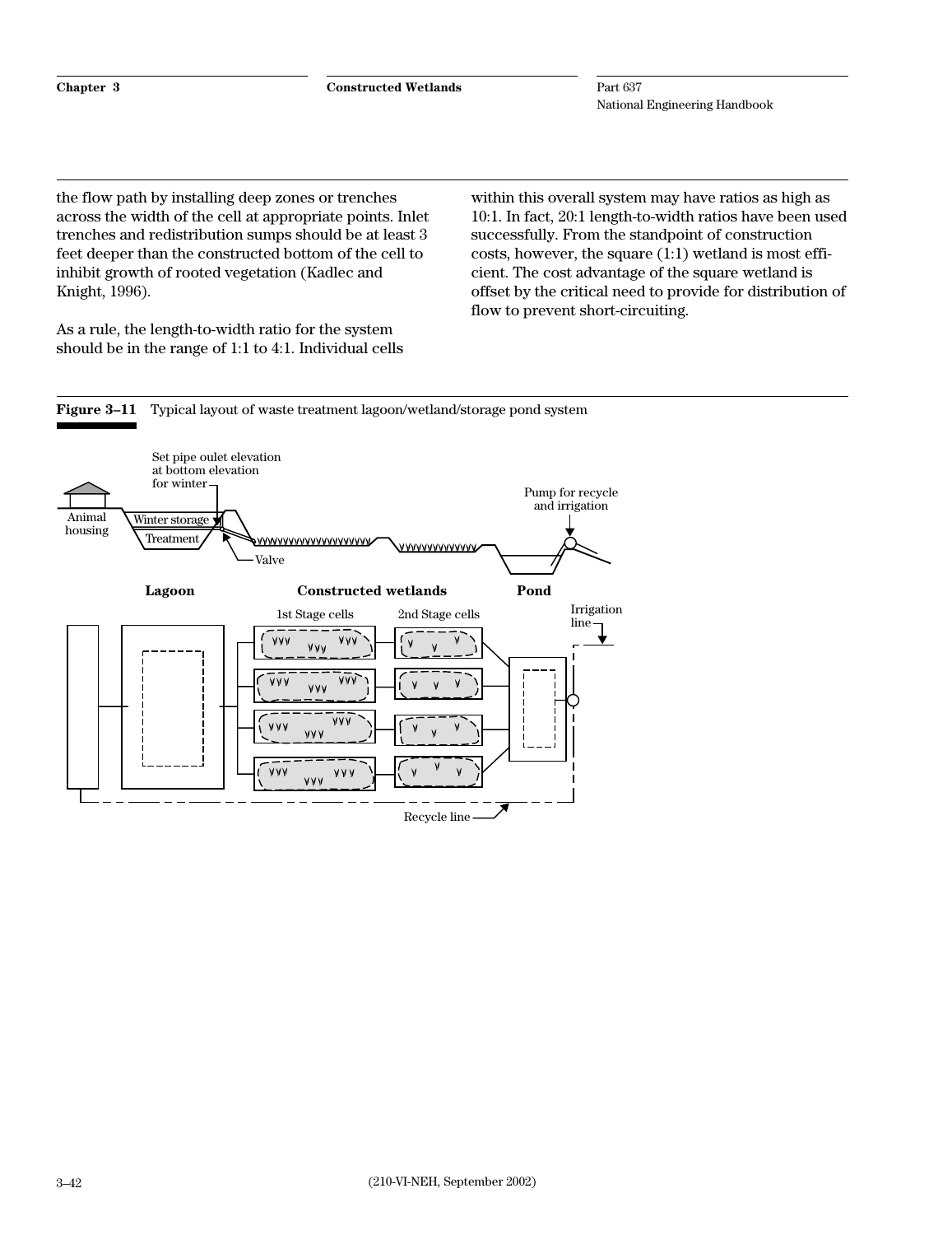the flow path by installing deep zones or trenches across the width of the cell at appropriate points. Inlet trenches and redistribution sumps should be at least 3 feet deeper than the constructed bottom of the cell to inhibit growth of rooted vegetation (Kadlec and Knight, 1996).

As a rule, the length-to-width ratio for the system should be in the range of 1:1 to 4:1. Individual cells within this overall system may have ratios as high as 10:1. In fact, 20:1 length-to-width ratios have been used successfully. From the standpoint of construction costs, however, the square (1:1) wetland is most efficient. The cost advantage of the square wetland is offset by the critical need to provide for distribution of flow to prevent short-circuiting.

**Figure 3–11** Typical layout of waste treatment lagoon/wetland/storage pond system

Set pipe oulet elevation at bottom elevation for winter

Animal housing

Winter storage

Treatment

Valve

Pump for recycle and irrigation

**Lagoon** **Constructed wetlands** **Pond**

1st Stage cells

2nd Stage cells

Irrigation line

Recycle line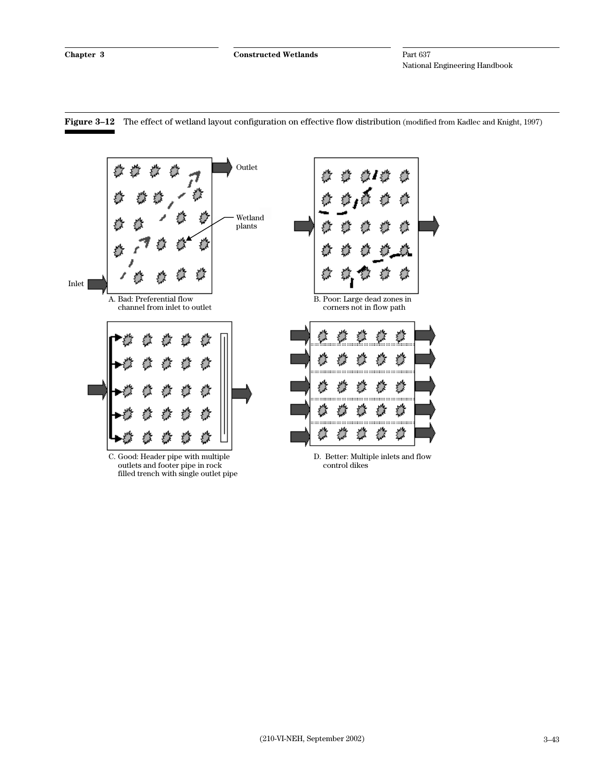**Figure 3–12** The effect of wetland layout configuration on effective flow distribution (modified from Kadlec and Knight, 1997)

Outlet

Wetland plants

Inlet

A. Bad: Preferential flow channel from inlet to outlet

B. Poor: Large dead zones in corners not in flow path

C. Good: Header pipe with multiple outlets and footer pipe in rock filled trench with single outlet pipe

D. Better: Multiple inlets and flow control dikes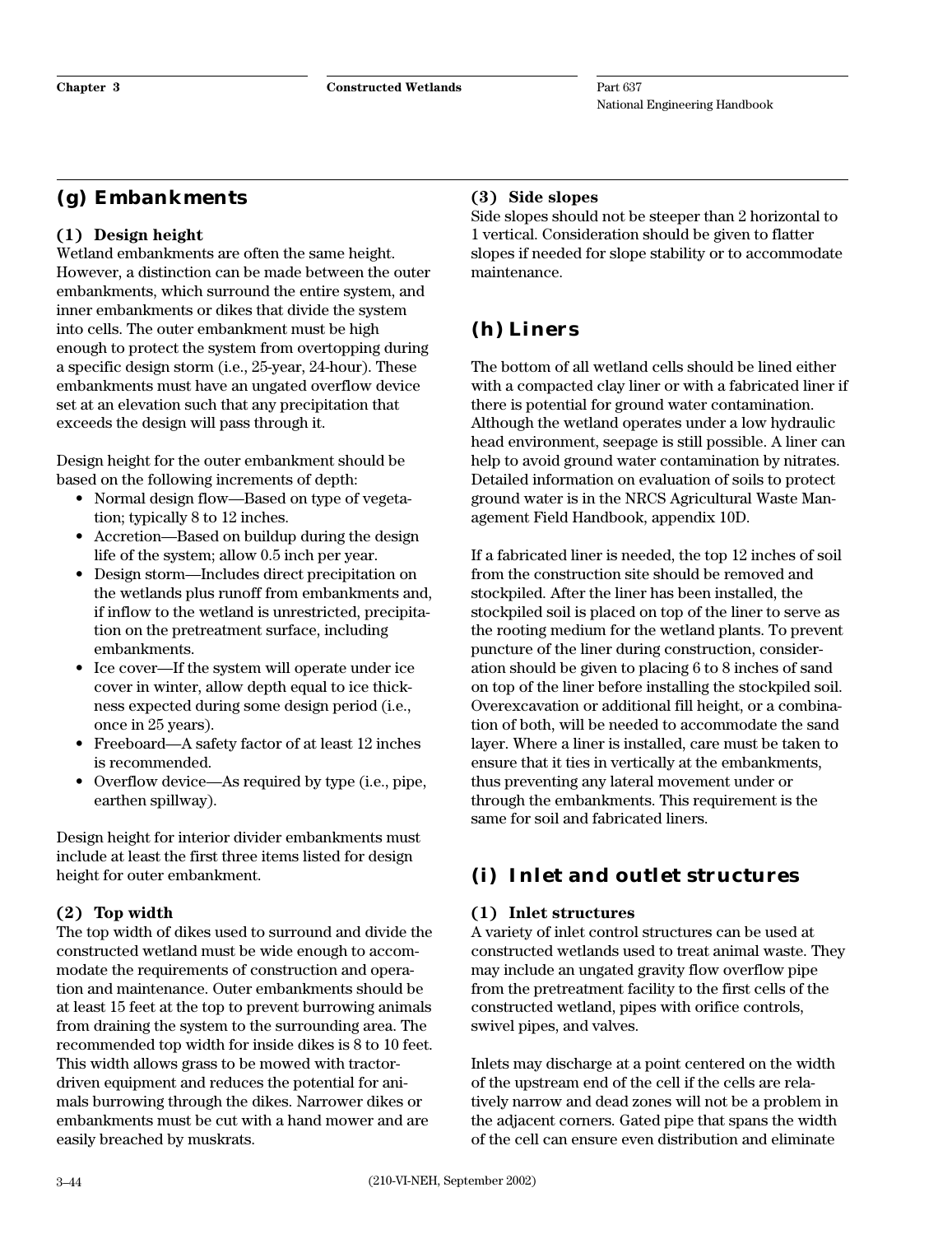## (g) Embankments

### (1) Design height

Wetland embankments are often the same height. However, a distinction can be made between the outer embankments, which surround the entire system, and inner embankments or dikes that divide the system into cells. The outer embankment must be high enough to protect the system from overtopping during a specific design storm (i.e., 25-year, 24-hour). These embankments must have an ungated overflow device set at an elevation such that any precipitation that exceeds the design will pass through it.

Design height for the outer embankment should be based on the following increments of depth:

- Normal design flow—Based on type of vegetation; typically 8 to 12 inches.
- Accretion—Based on buildup during the design life of the system; allow 0.5 inch per year.
- Design storm—Includes direct precipitation on the wetlands plus runoff from embankments and, if inflow to the wetland is unrestricted, precipitation on the pretreatment surface, including embankments.
- Ice cover—If the system will operate under ice cover in winter, allow depth equal to ice thickness expected during some design period (i.e., once in 25 years).
- Freeboard—A safety factor of at least 12 inches is recommended.
- Overflow device—As required by type (i.e., pipe, earthen spillway).

Design height for interior divider embankments must include at least the first three items listed for design height for outer embankment.

### (2) Top width

The top width of dikes used to surround and divide the constructed wetland must be wide enough to accommodate the requirements of construction and operation and maintenance. Outer embankments should be at least 15 feet at the top to prevent burrowing animals from draining the system to the surrounding area. The recommended top width for inside dikes is 8 to 10 feet. This width allows grass to be mowed with tractor-driven equipment and reduces the potential for animals burrowing through the dikes. Narrower dikes or embankments must be cut with a hand mower and are easily breached by muskrats.

### (3) Side slopes

Side slopes should not be steeper than 2 horizontal to 1 vertical. Consideration should be given to flatter slopes if needed for slope stability or to accommodate maintenance.

## (h) Liners

The bottom of all wetland cells should be lined either with a compacted clay liner or with a fabricated liner if there is potential for ground water contamination. Although the wetland operates under a low hydraulic head environment, seepage is still possible. A liner can help to avoid ground water contamination by nitrates. Detailed information on evaluation of soils to protect ground water is in the NRCS Agricultural Waste Management Field Handbook, appendix 10D.

If a fabricated liner is needed, the top 12 inches of soil from the construction site should be removed and stockpiled. After the liner has been installed, the stockpiled soil is placed on top of the liner to serve as the rooting medium for the wetland plants. To prevent puncture of the liner during construction, consideration should be given to placing 6 to 8 inches of sand on top of the liner before installing the stockpiled soil. Overexcavation or additional fill height, or a combination of both, will be needed to accommodate the sand layer. Where a liner is installed, care must be taken to ensure that it ties in vertically at the embankments, thus preventing any lateral movement under or through the embankments. This requirement is the same for soil and fabricated liners.

## (i) Inlet and outlet structures

### (1) Inlet structures

A variety of inlet control structures can be used at constructed wetlands used to treat animal waste. They may include an ungated gravity flow overflow pipe from the pretreatment facility to the first cells of the constructed wetland, pipes with orifice controls, swivel pipes, and valves.

Inlets may discharge at a point centered on the width of the upstream end of the cell if the cells are relatively narrow and dead zones will not be a problem in the adjacent corners. Gated pipe that spans the width of the cell can ensure even distribution and eliminate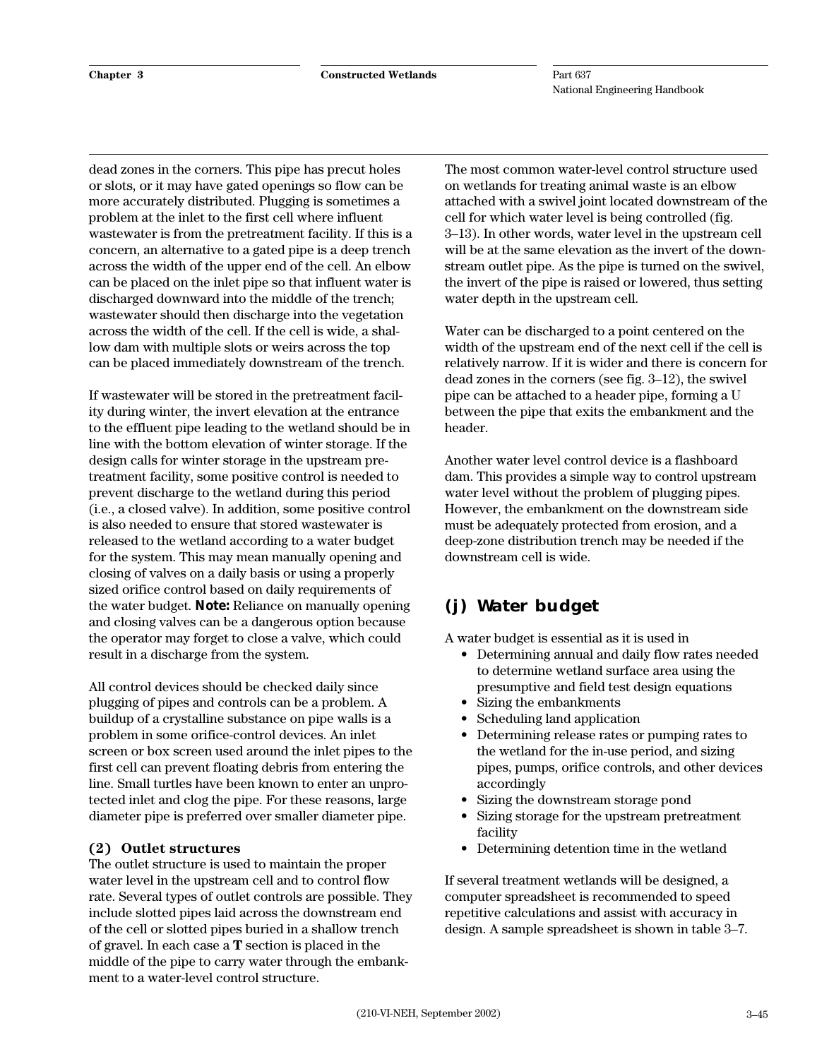dead zones in the corners. This pipe has precut holes or slots, or it may have gated openings so flow can be more accurately distributed. Plugging is sometimes a problem at the inlet to the first cell where influent wastewater is from the pretreatment facility. If this is a concern, an alternative to a gated pipe is a deep trench across the width of the upper end of the cell. An elbow can be placed on the inlet pipe so that influent water is discharged downward into the middle of the trench; wastewater should then discharge into the vegetation across the width of the cell. If the cell is wide, a shallow dam with multiple slots or weirs across the top can be placed immediately downstream of the trench.

If wastewater will be stored in the pretreatment facility during winter, the invert elevation at the entrance to the effluent pipe leading to the wetland should be in line with the bottom elevation of winter storage. If the design calls for winter storage in the upstream pretreatment facility, some positive control is needed to prevent discharge to the wetland during this period (i.e., a closed valve). In addition, some positive control is also needed to ensure that stored wastewater is released to the wetland according to a water budget for the system. This may mean manually opening and closing of valves on a daily basis or using a properly sized orifice control based on daily requirements of the water budget. **Note:** Reliance on manually opening and closing valves can be a dangerous option because the operator may forget to close a valve, which could result in a discharge from the system.

All control devices should be checked daily since plugging of pipes and controls can be a problem. A buildup of a crystalline substance on pipe walls is a problem in some orifice-control devices. An inlet screen or box screen used around the inlet pipes to the first cell can prevent floating debris from entering the line. Small turtles have been known to enter an unprotected inlet and clog the pipe. For these reasons, large diameter pipe is preferred over smaller diameter pipe.

#### (2) Outlet structures

The outlet structure is used to maintain the proper water level in the upstream cell and to control flow rate. Several types of outlet controls are possible. They include slotted pipes laid across the downstream end of the cell or slotted pipes buried in a shallow trench of gravel. In each case a **T** section is placed in the middle of the pipe to carry water through the embankment to a water-level control structure.

The most common water-level control structure used on wetlands for treating animal waste is an elbow attached with a swivel joint located downstream of the cell for which water level is being controlled (fig. 3–13). In other words, water level in the upstream cell will be at the same elevation as the invert of the downstream outlet pipe. As the pipe is turned on the swivel, the invert of the pipe is raised or lowered, thus setting water depth in the upstream cell.

Water can be discharged to a point centered on the width of the upstream end of the next cell if the cell is relatively narrow. If it is wider and there is concern for dead zones in the corners (see fig. 3–12), the swivel pipe can be attached to a header pipe, forming a U between the pipe that exits the embankment and the header.

Another water level control device is a flashboard dam. This provides a simple way to control upstream water level without the problem of plugging pipes. However, the embankment on the downstream side must be adequately protected from erosion, and a deep-zone distribution trench may be needed if the downstream cell is wide.

### (j) Water budget

A water budget is essential as it is used in

- Determining annual and daily flow rates needed to determine wetland surface area using the presumptive and field test design equations
- Sizing the embankments
- Scheduling land application
- Determining release rates or pumping rates to the wetland for the in-use period, and sizing pipes, pumps, orifice controls, and other devices accordingly
- Sizing the downstream storage pond
- Sizing storage for the upstream pretreatment facility
- Determining detention time in the wetland

If several treatment wetlands will be designed, a computer spreadsheet is recommended to speed repetitive calculations and assist with accuracy in design. A sample spreadsheet is shown in table 3–7.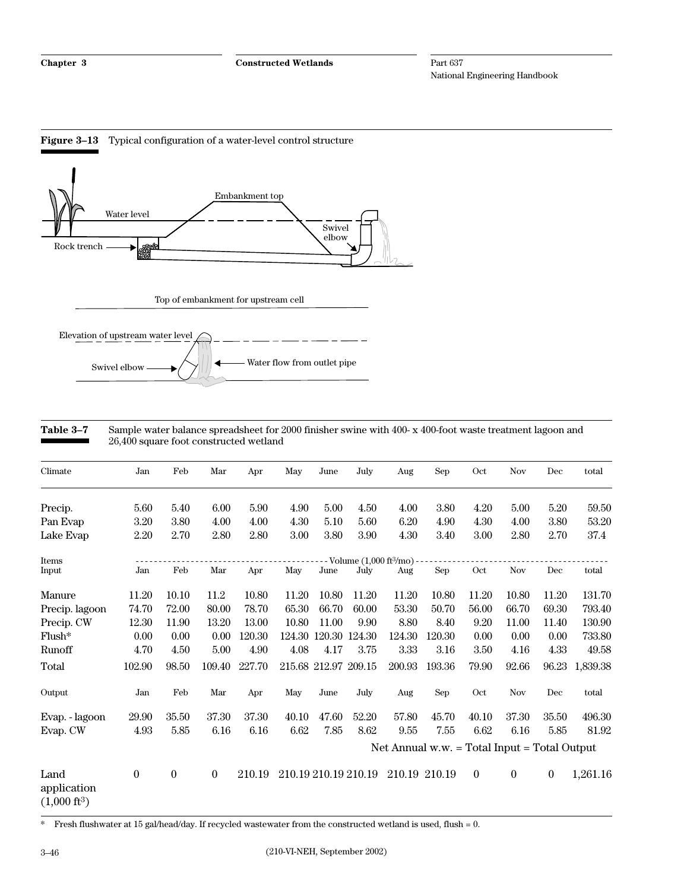**Figure 3–13** Typical configuration of a water-level control structure

Embankment top

Water level

Swivel elbow

Rock trench

Top of embankment for upstream cell

Elevation of upstream water level

Swivel elbow

Water flow from outlet pipe

**Table 3–7** Sample water balance spreadsheet for 2000 finisher swine with 400- x 400-foot waste treatment lagoon and 26,400 square foot constructed wetland

| Climate | Jan | Feb | Mar | Apr | May | June | July | Aug | Sep | Oct | Nov | Dec | total |
|---|---|---|---|---|---|---|---|---|---|---|---|---|---|
| Precip. | 5.60 | 5.40 | 6.00 | 5.90 | 4.90 | 5.00 | 4.50 | 4.00 | 3.80 | 4.20 | 5.00 | 5.20 | 59.50 |
| Pan Evap | 3.20 | 3.80 | 4.00 | 4.00 | 4.30 | 5.10 | 5.60 | 6.20 | 4.90 | 4.30 | 4.00 | 3.80 | 53.20 |
| Lake Evap | 2.20 | 2.70 | 2.80 | 2.80 | 3.00 | 3.80 | 3.90 | 4.30 | 3.40 | 3.00 | 2.80 | 2.70 | 37.4 |
| Items | ---- | ---- | ---- | ---- | ---- | ---- | Volume (1,000 ft³/mo) | ---- | ---- | ---- | ---- | ---- | ---- |
| Input | Jan | Feb | Mar | Apr | May | June | July | Aug | Sep | Oct | Nov | Dec | total |
| Manure | 11.20 | 10.10 | 11.2 | 10.80 | 11.20 | 10.80 | 11.20 | 11.20 | 10.80 | 11.20 | 10.80 | 11.20 | 131.70 |
| Precip. lagoon | 74.70 | 72.00 | 80.00 | 78.70 | 65.30 | 66.70 | 60.00 | 53.30 | 50.70 | 56.00 | 66.70 | 69.30 | 793.40 |
| Precip. CW | 12.30 | 11.90 | 13.20 | 13.00 | 10.80 | 11.00 | 9.90 | 8.80 | 8.40 | 9.20 | 11.00 | 11.40 | 130.90 |
| Flush* | 0.00 | 0.00 | 0.00 | 120.30 | 124.30 | 120.30 | 124.30 | 124.30 | 120.30 | 0.00 | 0.00 | 0.00 | 733.80 |
| Runoff | 4.70 | 4.50 | 5.00 | 4.90 | 4.08 | 4.17 | 3.75 | 3.33 | 3.16 | 3.50 | 4.16 | 4.33 | 49.58 |
| Total | 102.90 | 98.50 | 109.40 | 227.70 | 215.68 | 212.97 | 209.15 | 200.93 | 193.36 | 79.90 | 92.66 | 96.23 | 1,839.38 |
| Output | Jan | Feb | Mar | Apr | May | June | July | Aug | Sep | Oct | Nov | Dec | total |
| Evap. - lagoon | 29.90 | 35.50 | 37.30 | 37.30 | 40.10 | 47.60 | 52.20 | 57.80 | 45.70 | 40.10 | 37.30 | 35.50 | 496.30 |
| Evap. CW | 4.93 | 5.85 | 6.16 | 6.16 | 6.62 | 7.85 | 8.62 | 9.55 | 7.55 | 6.62 | 6.16 | 5.85 | 81.92 |
| | | | | | | | | Net Annual w.w. = Total Input = Total Output | | | | | |
| Land application (1,000 ft³) | 0 | 0 | 0 | 210.19 | 210.19 | 210.19 | 210.19 | 210.19 | 210.19 | 0 | 0 | 0 | 1,261.16 |

\* Fresh flushwater at 15 gal/head/day. If recycled wastewater from the constructed wetland is used, flush = 0.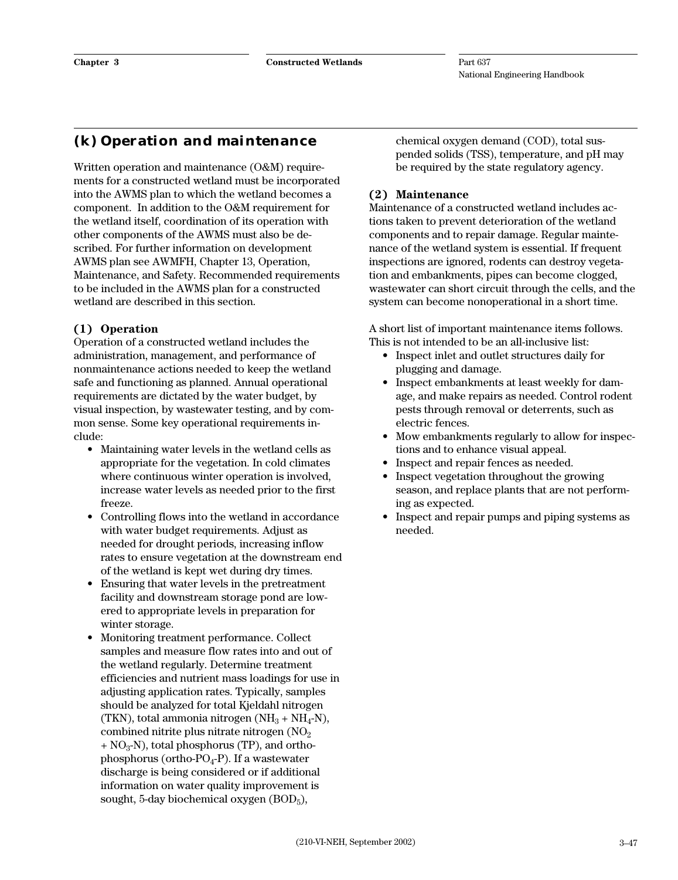## (k) Operation and maintenance

Written operation and maintenance (O&M) requirements for a constructed wetland must be incorporated into the AWMS plan to which the wetland becomes a component. In addition to the O&M requirement for the wetland itself, coordination of its operation with other components of the AWMS must also be described. For further information on development AWMS plan see AWMFH, Chapter 13, Operation, Maintenance, and Safety. Recommended requirements to be included in the AWMS plan for a constructed wetland are described in this section.

### (1) Operation

Operation of a constructed wetland includes the administration, management, and performance of nonmaintenance actions needed to keep the wetland safe and functioning as planned. Annual operational requirements are dictated by the water budget, by visual inspection, by wastewater testing, and by common sense. Some key operational requirements include:

- Maintaining water levels in the wetland cells as appropriate for the vegetation. In cold climates where continuous winter operation is involved, increase water levels as needed prior to the first freeze.
- Controlling flows into the wetland in accordance with water budget requirements. Adjust as needed for drought periods, increasing inflow rates to ensure vegetation at the downstream end of the wetland is kept wet during dry times.
- Ensuring that water levels in the pretreatment facility and downstream storage pond are lowered to appropriate levels in preparation for winter storage.
- Monitoring treatment performance. Collect samples and measure flow rates into and out of the wetland regularly. Determine treatment efficiencies and nutrient mass loadings for use in adjusting application rates. Typically, samples should be analyzed for total Kjeldahl nitrogen (TKN), total ammonia nitrogen ($NH_3$ + $NH_4$-N), combined nitrite plus nitrate nitrogen ($NO_2$ + $NO_3$-N), total phosphorus (TP), and ortho-phosphorus (ortho-$PO_4$-P). If a wastewater discharge is being considered or if additional information on water quality improvement is sought, 5-day biochemical oxygen ($BOD_5$), chemical oxygen demand (COD), total suspended solids (TSS), temperature, and pH may be required by the state regulatory agency.

### (2) Maintenance

Maintenance of a constructed wetland includes actions taken to prevent deterioration of the wetland components and to repair damage. Regular maintenance of the wetland system is essential. If frequent inspections are ignored, rodents can destroy vegetation and embankments, pipes can become clogged, wastewater can short circuit through the cells, and the system can become nonoperational in a short time.

A short list of important maintenance items follows. This is not intended to be an all-inclusive list:

- Inspect inlet and outlet structures daily for plugging and damage.
- Inspect embankments at least weekly for damage, and make repairs as needed. Control rodent pests through removal or deterrents, such as electric fences.
- Mow embankments regularly to allow for inspections and to enhance visual appeal.
- Inspect and repair fences as needed.
- Inspect vegetation throughout the growing season, and replace plants that are not performing as expected.
- Inspect and repair pumps and piping systems as needed.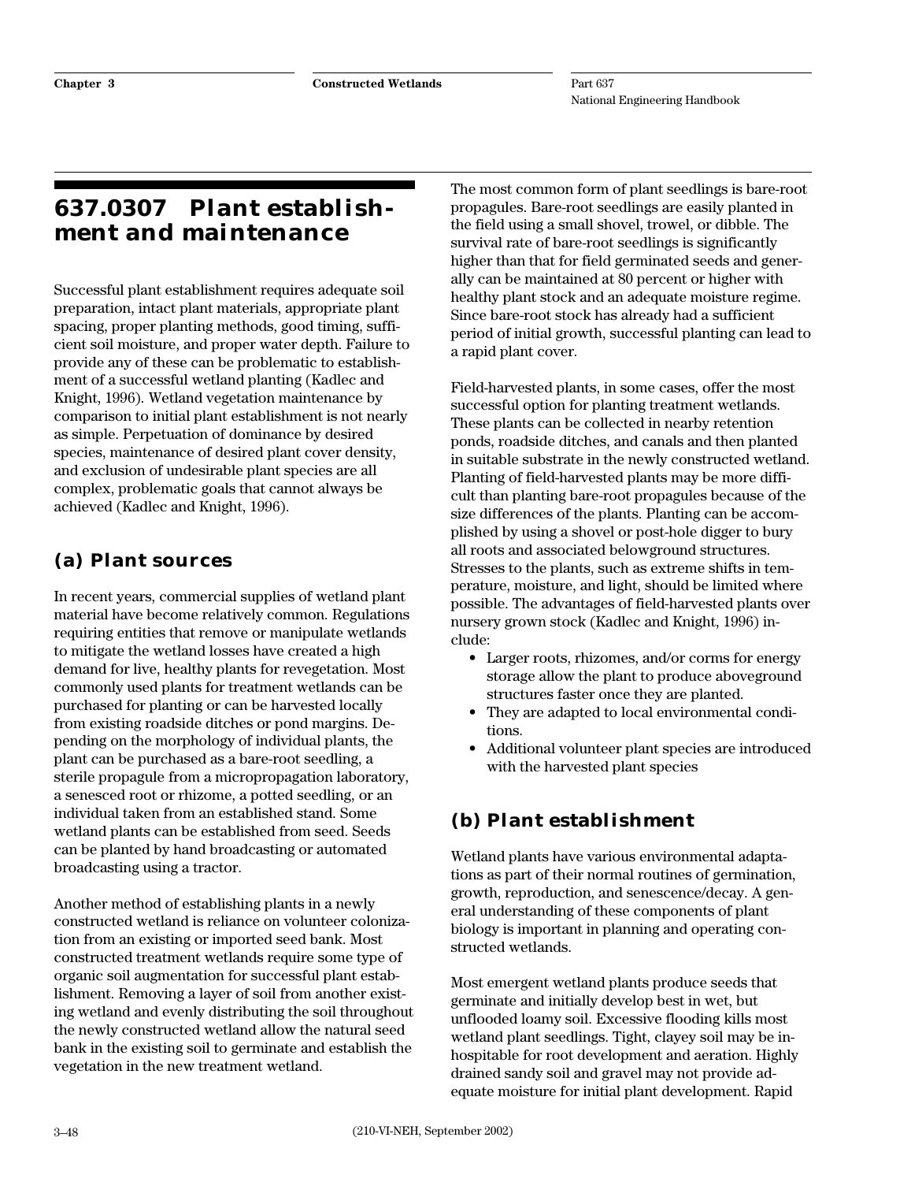## 637.0307 Plant establishment and maintenance

Successful plant establishment requires adequate soil preparation, intact plant materials, appropriate plant spacing, proper planting methods, good timing, sufficient soil moisture, and proper water depth. Failure to provide any of these can be problematic to establishment of a successful wetland planting (Kadlec and Knight, 1996). Wetland vegetation maintenance by comparison to initial plant establishment is not nearly as simple. Perpetuation of dominance by desired species, maintenance of desired plant cover density, and exclusion of undesirable plant species are all complex, problematic goals that cannot always be achieved (Kadlec and Knight, 1996).

### (a) Plant sources

In recent years, commercial supplies of wetland plant material have become relatively common. Regulations requiring entities that remove or manipulate wetlands to mitigate the wetland losses have created a high demand for live, healthy plants for revegetation. Most commonly used plants for treatment wetlands can be purchased for planting or can be harvested locally from existing roadside ditches or pond margins. Depending on the morphology of individual plants, the plant can be purchased as a bare-root seedling, a sterile propagule from a micropropagation laboratory, a senesced root or rhizome, a potted seedling, or an individual taken from an established stand. Some wetland plants can be established from seed. Seeds can be planted by hand broadcasting or automated broadcasting using a tractor.

Another method of establishing plants in a newly constructed wetland is reliance on volunteer colonization from an existing or imported seed bank. Most constructed treatment wetlands require some type of organic soil augmentation for successful plant establishment. Removing a layer of soil from another existing wetland and evenly distributing the soil throughout the newly constructed wetland allow the natural seed bank in the existing soil to germinate and establish the vegetation in the new treatment wetland.

The most common form of plant seedlings is bare-root propagules. Bare-root seedlings are easily planted in the field using a small shovel, trowel, or dibble. The survival rate of bare-root seedlings is significantly higher than that for field germinated seeds and generally can be maintained at 80 percent or higher with healthy plant stock and an adequate moisture regime. Since bare-root stock has already had a sufficient period of initial growth, successful planting can lead to a rapid plant cover.

Field-harvested plants, in some cases, offer the most successful option for planting treatment wetlands. These plants can be collected in nearby retention ponds, roadside ditches, and canals and then planted in suitable substrate in the newly constructed wetland. Planting of field-harvested plants may be more difficult than planting bare-root propagules because of the size differences of the plants. Planting can be accomplished by using a shovel or post-hole digger to bury all roots and associated belowground structures. Stresses to the plants, such as extreme shifts in temperature, moisture, and light, should be limited where possible. The advantages of field-harvested plants over nursery grown stock (Kadlec and Knight, 1996) include:

- Larger roots, rhizomes, and/or corms for energy storage allow the plant to produce aboveground structures faster once they are planted.
- They are adapted to local environmental conditions.
- Additional volunteer plant species are introduced with the harvested plant species

### (b) Plant establishment

Wetland plants have various environmental adaptations as part of their normal routines of germination, growth, reproduction, and senescence/decay. A general understanding of these components of plant biology is important in planning and operating constructed wetlands.

Most emergent wetland plants produce seeds that germinate and initially develop best in wet, but unflooded loamy soil. Excessive flooding kills most wetland plant seedlings. Tight, clayey soil may be inhospitable for root development and aeration. Highly drained sandy soil and gravel may not provide adequate moisture for initial plant development. Rapid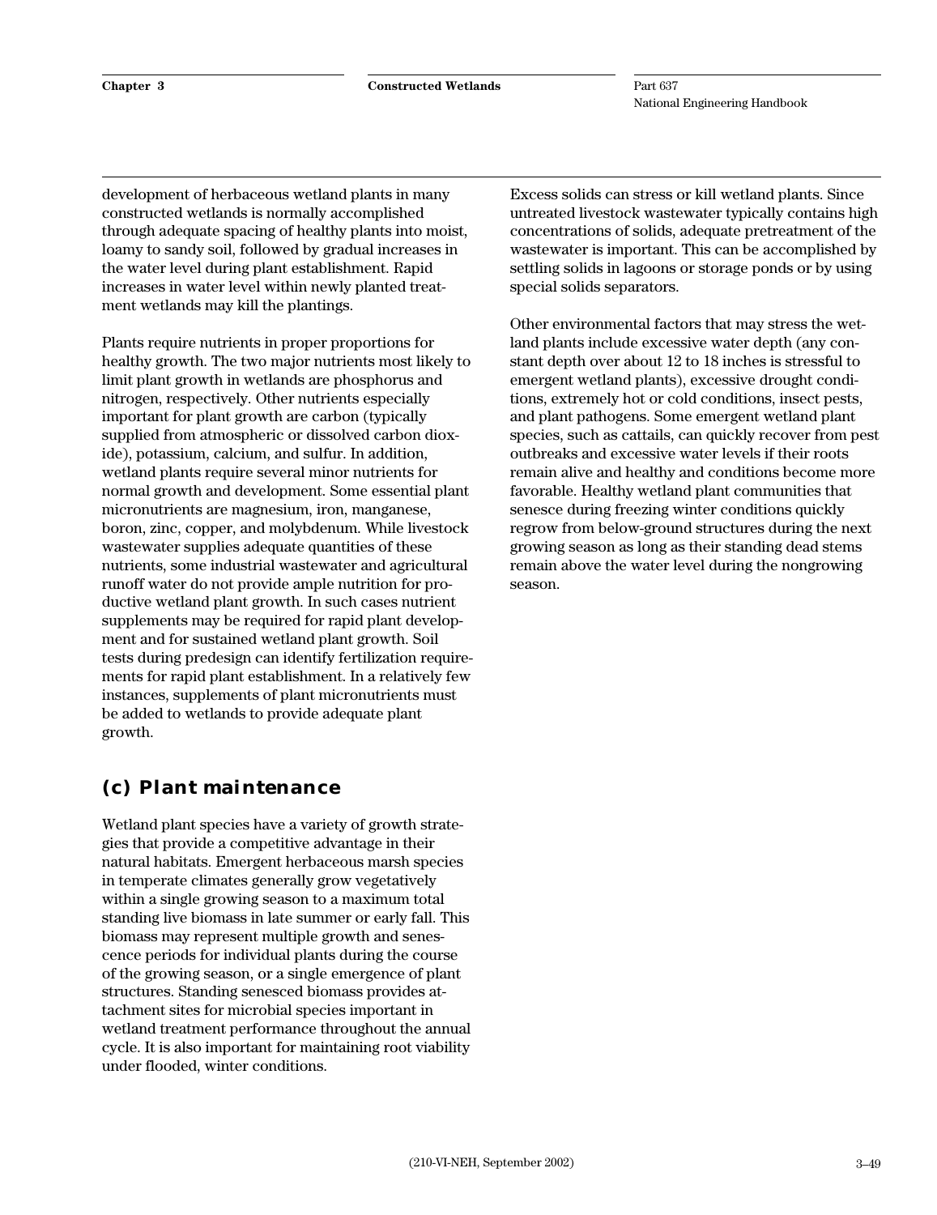development of herbaceous wetland plants in many constructed wetlands is normally accomplished through adequate spacing of healthy plants into moist, loamy to sandy soil, followed by gradual increases in the water level during plant establishment. Rapid increases in water level within newly planted treatment wetlands may kill the plantings.

Plants require nutrients in proper proportions for healthy growth. The two major nutrients most likely to limit plant growth in wetlands are phosphorus and nitrogen, respectively. Other nutrients especially important for plant growth are carbon (typically supplied from atmospheric or dissolved carbon dioxide), potassium, calcium, and sulfur. In addition, wetland plants require several minor nutrients for normal growth and development. Some essential plant micronutrients are magnesium, iron, manganese, boron, zinc, copper, and molybdenum. While livestock wastewater supplies adequate quantities of these nutrients, some industrial wastewater and agricultural runoff water do not provide ample nutrition for productive wetland plant growth. In such cases nutrient supplements may be required for rapid plant development and for sustained wetland plant growth. Soil tests during predesign can identify fertilization requirements for rapid plant establishment. In a relatively few instances, supplements of plant micronutrients must be added to wetlands to provide adequate plant growth.

## (c) Plant maintenance

Wetland plant species have a variety of growth strategies that provide a competitive advantage in their natural habitats. Emergent herbaceous marsh species in temperate climates generally grow vegetatively within a single growing season to a maximum total standing live biomass in late summer or early fall. This biomass may represent multiple growth and senescence periods for individual plants during the course of the growing season, or a single emergence of plant structures. Standing senesced biomass provides attachment sites for microbial species important in wetland treatment performance throughout the annual cycle. It is also important for maintaining root viability under flooded, winter conditions.

Excess solids can stress or kill wetland plants. Since untreated livestock wastewater typically contains high concentrations of solids, adequate pretreatment of the wastewater is important. This can be accomplished by settling solids in lagoons or storage ponds or by using special solids separators.

Other environmental factors that may stress the wetland plants include excessive water depth (any constant depth over about 12 to 18 inches is stressful to emergent wetland plants), excessive drought conditions, extremely hot or cold conditions, insect pests, and plant pathogens. Some emergent wetland plant species, such as cattails, can quickly recover from pest outbreaks and excessive water levels if their roots remain alive and healthy and conditions become more favorable. Healthy wetland plant communities that senesce during freezing winter conditions quickly regrow from below-ground structures during the next growing season as long as their standing dead stems remain above the water level during the nongrowing season.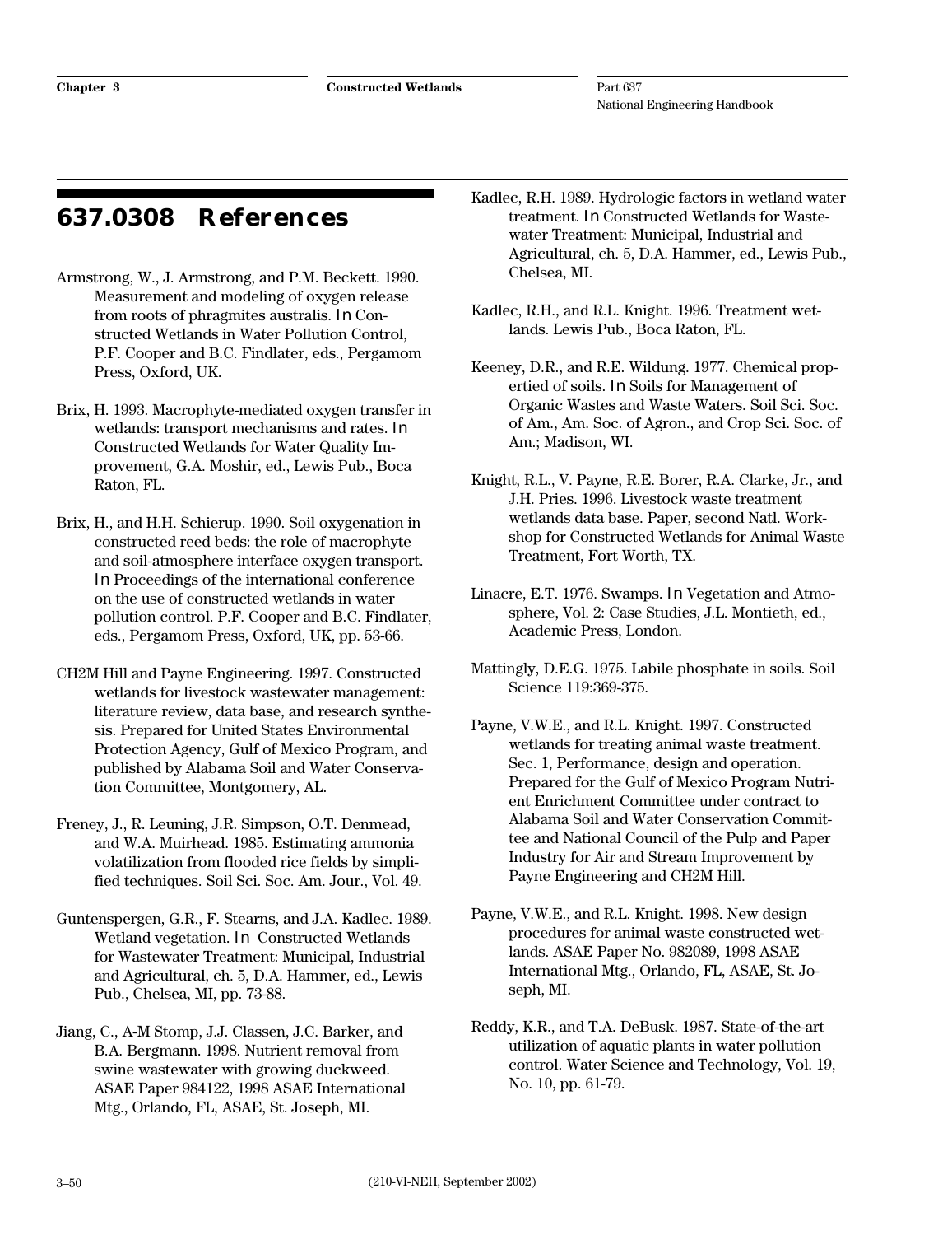## 637.0308 References

Armstrong, W., J. Armstrong, and P.M. Beckett. 1990. Measurement and modeling of oxygen release from roots of phragmites australis. *In* Constructed Wetlands in Water Pollution Control, P.F. Cooper and B.C. Findlater, eds., Pergamom Press, Oxford, UK.

Brix, H. 1993. Macrophyte-mediated oxygen transfer in wetlands: transport mechanisms and rates. *In* Constructed Wetlands for Water Quality Improvement, G.A. Moshir, ed., Lewis Pub., Boca Raton, FL.

Brix, H., and H.H. Schierup. 1990. Soil oxygenation in constructed reed beds: the role of macrophyte and soil-atmosphere interface oxygen transport. *In* Proceedings of the international conference on the use of constructed wetlands in water pollution control. P.F. Cooper and B.C. Findlater, eds., Pergamom Press, Oxford, UK, pp. 53-66.

CH2M Hill and Payne Engineering. 1997. Constructed wetlands for livestock wastewater management: literature review, data base, and research synthesis. Prepared for United States Environmental Protection Agency, Gulf of Mexico Program, and published by Alabama Soil and Water Conservation Committee, Montgomery, AL.

Freney, J., R. Leuning, J.R. Simpson, O.T. Denmead, and W.A. Muirhead. 1985. Estimating ammonia volatilization from flooded rice fields by simplified techniques. Soil Sci. Soc. Am. Jour., Vol. 49.

Guntenspergen, G.R., F. Stearns, and J.A. Kadlec. 1989. Wetland vegetation. *In* Constructed Wetlands for Wastewater Treatment: Municipal, Industrial and Agricultural, ch. 5, D.A. Hammer, ed., Lewis Pub., Chelsea, MI, pp. 73-88.

Jiang, C., A-M Stomp, J.J. Classen, J.C. Barker, and B.A. Bergmann. 1998. Nutrient removal from swine wastewater with growing duckweed. ASAE Paper 984122, 1998 ASAE International Mtg., Orlando, FL, ASAE, St. Joseph, MI.

Kadlec, R.H. 1989. Hydrologic factors in wetland water treatment. *In* Constructed Wetlands for Wastewater Treatment: Municipal, Industrial and Agricultural, ch. 5, D.A. Hammer, ed., Lewis Pub., Chelsea, MI.

Kadlec, R.H., and R.L. Knight. 1996. Treatment wetlands. Lewis Pub., Boca Raton, FL.

Keeney, D.R., and R.E. Wildung. 1977. Chemical propertied of soils. *In* Soils for Management of Organic Wastes and Waste Waters. Soil Sci. Soc. of Am., Am. Soc. of Agron., and Crop Sci. Soc. of Am.; Madison, WI.

Knight, R.L., V. Payne, R.E. Borer, R.A. Clarke, Jr., and J.H. Pries. 1996. Livestock waste treatment wetlands data base. Paper, second Natl. Workshop for Constructed Wetlands for Animal Waste Treatment, Fort Worth, TX.

Linacre, E.T. 1976. Swamps. *In* Vegetation and Atmosphere, Vol. 2: Case Studies, J.L. Montieth, ed., Academic Press, London.

Mattingly, D.E.G. 1975. Labile phosphate in soils. Soil Science 119:369-375.

Payne, V.W.E., and R.L. Knight. 1997. Constructed wetlands for treating animal waste treatment. Sec. 1, Performance, design and operation. Prepared for the Gulf of Mexico Program Nutrient Enrichment Committee under contract to Alabama Soil and Water Conservation Committee and National Council of the Pulp and Paper Industry for Air and Stream Improvement by Payne Engineering and CH2M Hill.

Payne, V.W.E., and R.L. Knight. 1998. New design procedures for animal waste constructed wetlands. ASAE Paper No. 982089, 1998 ASAE International Mtg., Orlando, FL, ASAE, St. Joseph, MI.

Reddy, K.R., and T.A. DeBusk. 1987. State-of-the-art utilization of aquatic plants in water pollution control. Water Science and Technology, Vol. 19, No. 10, pp. 61-79.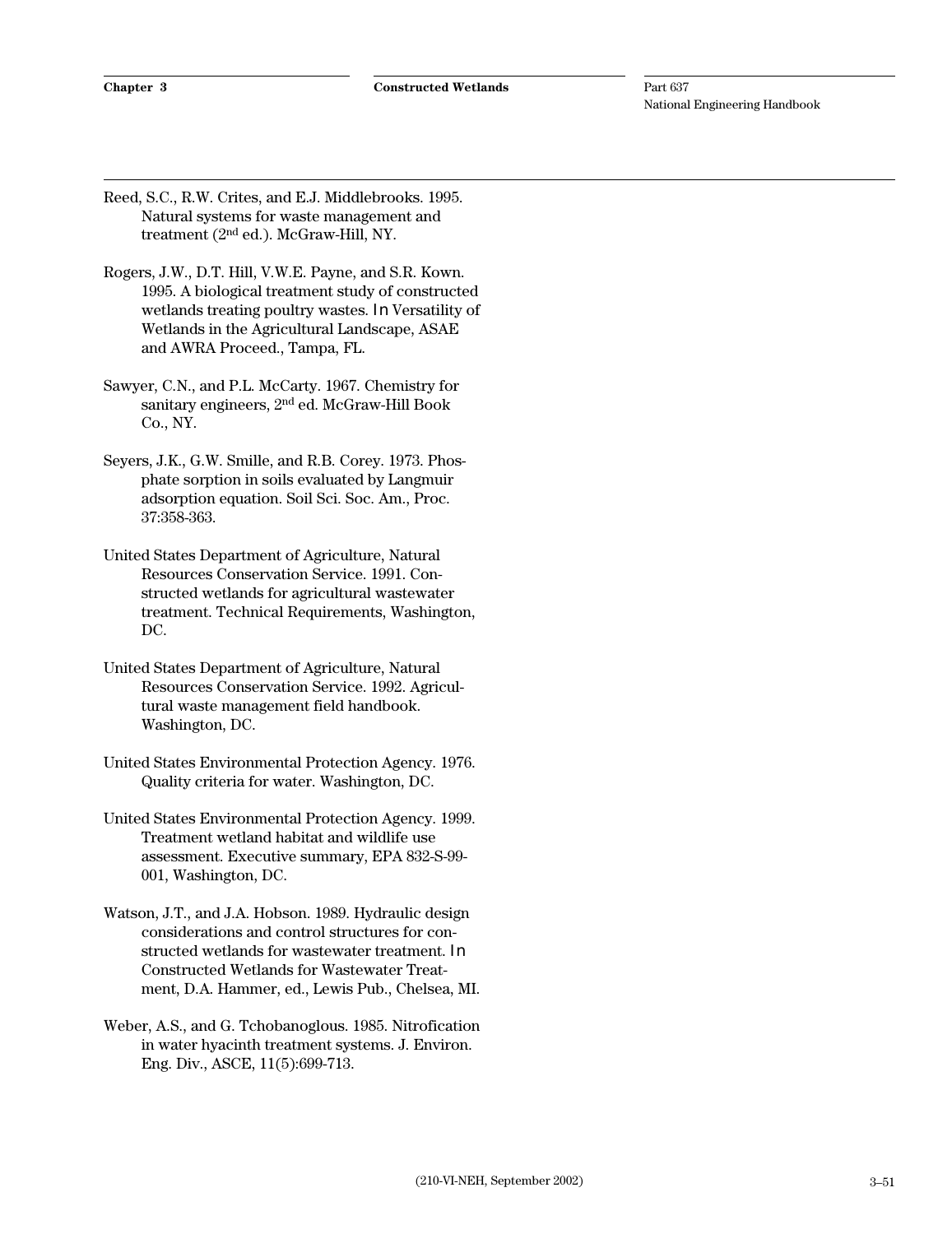Reed, S.C., R.W. Crites, and E.J. Middlebrooks. 1995. Natural systems for waste management and treatment (2nd ed.). McGraw-Hill, NY.

Rogers, J.W., D.T. Hill, V.W.E. Payne, and S.R. Kown. 1995. A biological treatment study of constructed wetlands treating poultry wastes. *In* Versatility of Wetlands in the Agricultural Landscape, ASAE and AWRA Proceed., Tampa, FL.

Sawyer, C.N., and P.L. McCarty. 1967. Chemistry for sanitary engineers, 2nd ed. McGraw-Hill Book Co., NY.

Seyers, J.K., G.W. Smille, and R.B. Corey. 1973. Phosphate sorption in soils evaluated by Langmuir adsorption equation. Soil Sci. Soc. Am., Proc. 37:358-363.

United States Department of Agriculture, Natural Resources Conservation Service. 1991. Constructed wetlands for agricultural wastewater treatment. Technical Requirements, Washington, DC.

United States Department of Agriculture, Natural Resources Conservation Service. 1992. Agricultural waste management field handbook. Washington, DC.

United States Environmental Protection Agency. 1976. Quality criteria for water. Washington, DC.

United States Environmental Protection Agency. 1999. Treatment wetland habitat and wildlife use assessment. Executive summary, EPA 832-S-99-001, Washington, DC.

Watson, J.T., and J.A. Hobson. 1989. Hydraulic design considerations and control structures for constructed wetlands for wastewater treatment. *In* Constructed Wetlands for Wastewater Treatment, D.A. Hammer, ed., Lewis Pub., Chelsea, MI.

Weber, A.S., and G. Tchobanoglous. 1985. Nitrofication in water hyacinth treatment systems. J. Environ. Eng. Div., ASCE, 11(5):699-713.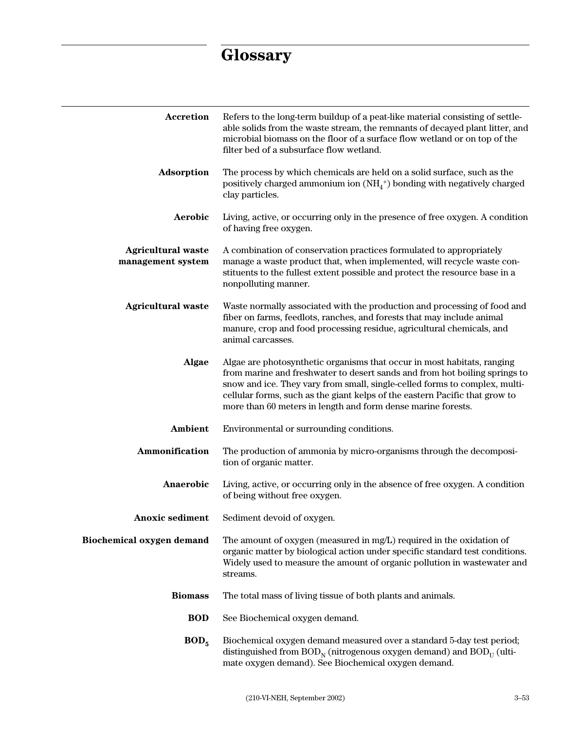# Glossary

**Accretion** Refers to the long-term buildup of a peat-like material consisting of settleable solids from the waste stream, the remnants of decayed plant litter, and microbial biomass on the floor of a surface flow wetland or on top of the filter bed of a subsurface flow wetland.

**Adsorption** The process by which chemicals are held on a solid surface, such as the positively charged ammonium ion ($NH_4^+$) bonding with negatively charged clay particles.

**Aerobic** Living, active, or occurring only in the presence of free oxygen. A condition of having free oxygen.

**Agricultural waste management system** A combination of conservation practices formulated to appropriately manage a waste product that, when implemented, will recycle waste constituents to the fullest extent possible and protect the resource base in a nonpolluting manner.

**Agricultural waste** Waste normally associated with the production and processing of food and fiber on farms, feedlots, ranches, and forests that may include animal manure, crop and food processing residue, agricultural chemicals, and animal carcasses.

**Algae** Algae are photosynthetic organisms that occur in most habitats, ranging from marine and freshwater to desert sands and from hot boiling springs to snow and ice. They vary from small, single-celled forms to complex, multicellular forms, such as the giant kelps of the eastern Pacific that grow to more than 60 meters in length and form dense marine forests.

**Ambient** Environmental or surrounding conditions.

**Ammonification** The production of ammonia by micro-organisms through the decomposition of organic matter.

**Anaerobic** Living, active, or occurring only in the absence of free oxygen. A condition of being without free oxygen.

**Anoxic sediment** Sediment devoid of oxygen.

**Biochemical oxygen demand** The amount of oxygen (measured in mg/L) required in the oxidation of organic matter by biological action under specific standard test conditions. Widely used to measure the amount of organic pollution in wastewater and streams.

**Biomass** The total mass of living tissue of both plants and animals.

**BOD** See Biochemical oxygen demand.

**$BOD_5$** Biochemical oxygen demand measured over a standard 5-day test period; distinguished from $BOD_N$ (nitrogenous oxygen demand) and $BOD_U$ (ultimate oxygen demand). See Biochemical oxygen demand.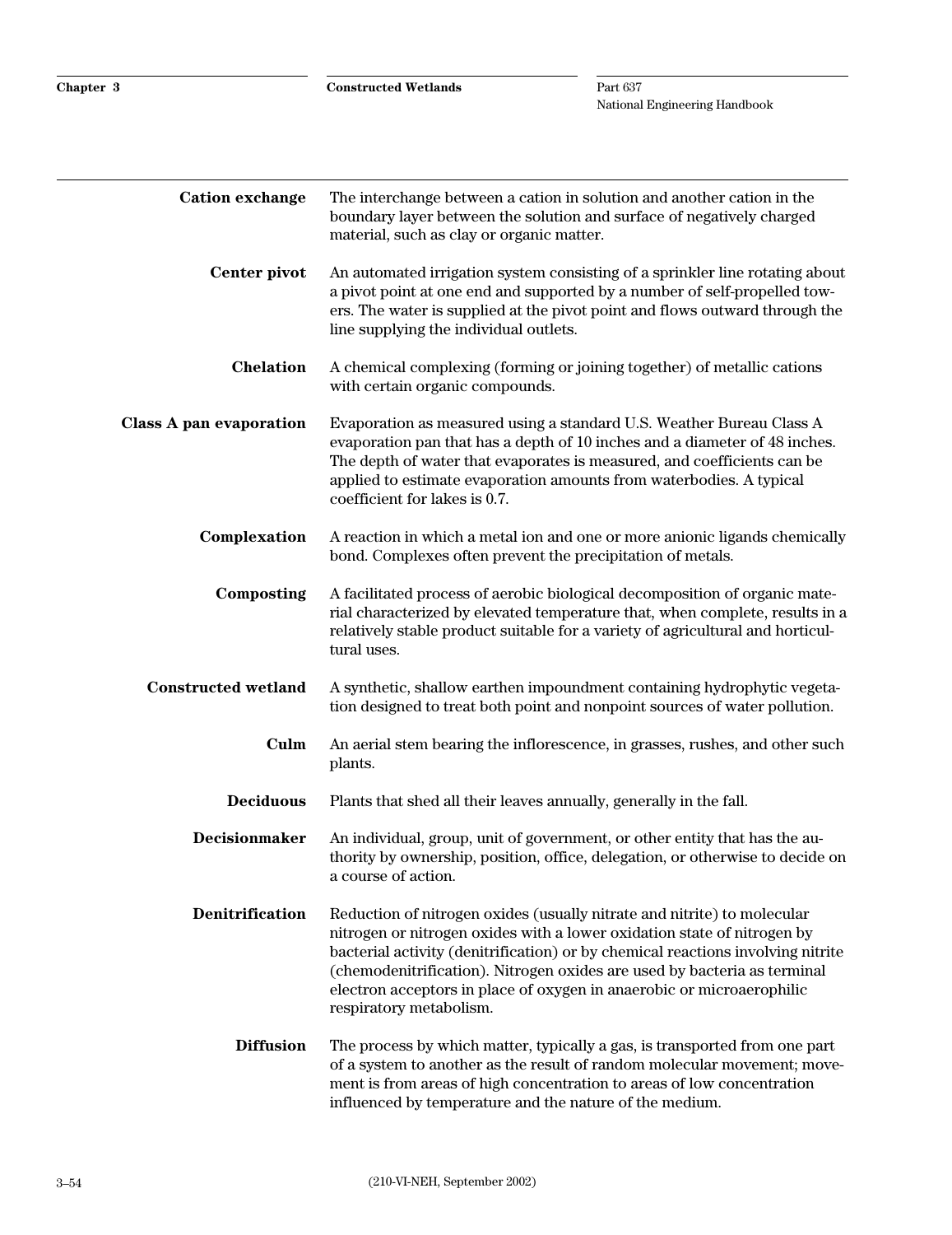**Cation exchange** The interchange between a cation in solution and another cation in the boundary layer between the solution and surface of negatively charged material, such as clay or organic matter.

**Center pivot** An automated irrigation system consisting of a sprinkler line rotating about a pivot point at one end and supported by a number of self-propelled towers. The water is supplied at the pivot point and flows outward through the line supplying the individual outlets.

**Chelation** A chemical complexing (forming or joining together) of metallic cations with certain organic compounds.

**Class A pan evaporation** Evaporation as measured using a standard U.S. Weather Bureau Class A evaporation pan that has a depth of 10 inches and a diameter of 48 inches. The depth of water that evaporates is measured, and coefficients can be applied to estimate evaporation amounts from waterbodies. A typical coefficient for lakes is 0.7.

**Complexation** A reaction in which a metal ion and one or more anionic ligands chemically bond. Complexes often prevent the precipitation of metals.

**Composting** A facilitated process of aerobic biological decomposition of organic material characterized by elevated temperature that, when complete, results in a relatively stable product suitable for a variety of agricultural and horticultural uses.

**Constructed wetland** A synthetic, shallow earthen impoundment containing hydrophytic vegetation designed to treat both point and nonpoint sources of water pollution.

**Culm** An aerial stem bearing the inflorescence, in grasses, rushes, and other such plants.

**Deciduous** Plants that shed all their leaves annually, generally in the fall.

**Decisionmaker** An individual, group, unit of government, or other entity that has the authority by ownership, position, office, delegation, or otherwise to decide on a course of action.

**Denitrification** Reduction of nitrogen oxides (usually nitrate and nitrite) to molecular nitrogen or nitrogen oxides with a lower oxidation state of nitrogen by bacterial activity (denitrification) or by chemical reactions involving nitrite (chemodenitrification). Nitrogen oxides are used by bacteria as terminal electron acceptors in place of oxygen in anaerobic or microaerophilic respiratory metabolism.

**Diffusion** The process by which matter, typically a gas, is transported from one part of a system to another as the result of random molecular movement; movement is from areas of high concentration to areas of low concentration influenced by temperature and the nature of the medium.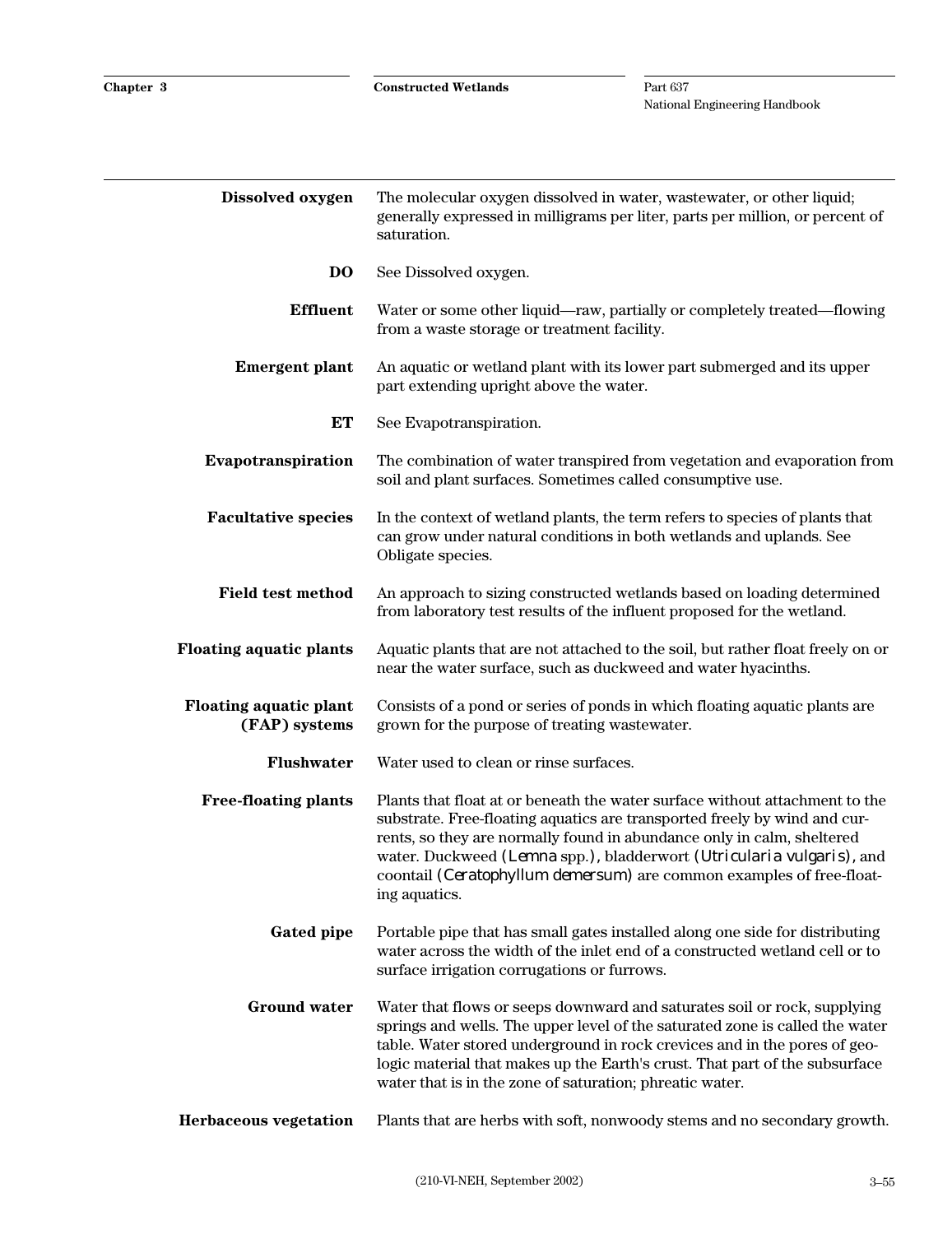**Dissolved oxygen** The molecular oxygen dissolved in water, wastewater, or other liquid; generally expressed in milligrams per liter, parts per million, or percent of saturation.

**DO** See Dissolved oxygen.

**Effluent** Water or some other liquid—raw, partially or completely treated—flowing from a waste storage or treatment facility.

**Emergent plant** An aquatic or wetland plant with its lower part submerged and its upper part extending upright above the water.

**ET** See Evapotranspiration.

**Evapotranspiration** The combination of water transpired from vegetation and evaporation from soil and plant surfaces. Sometimes called consumptive use.

**Facultative species** In the context of wetland plants, the term refers to species of plants that can grow under natural conditions in both wetlands and uplands. See Obligate species.

**Field test method** An approach to sizing constructed wetlands based on loading determined from laboratory test results of the influent proposed for the wetland.

**Floating aquatic plants** Aquatic plants that are not attached to the soil, but rather float freely on or near the water surface, such as duckweed and water hyacinths.

**Floating aquatic plant (FAP) systems** Consists of a pond or series of ponds in which floating aquatic plants are grown for the purpose of treating wastewater.

**Flushwater** Water used to clean or rinse surfaces.

**Free-floating plants** Plants that float at or beneath the water surface without attachment to the substrate. Free-floating aquatics are transported freely by wind and currents, so they are normally found in abundance only in calm, sheltered water. Duckweed (*Lemna* spp.), bladderwort (*Utricularia vulgaris*), and coontail (*Ceratophyllum demersum*) are common examples of free-floating aquatics.

**Gated pipe** Portable pipe that has small gates installed along one side for distributing water across the width of the inlet end of a constructed wetland cell or to surface irrigation corrugations or furrows.

**Ground water** Water that flows or seeps downward and saturates soil or rock, supplying springs and wells. The upper level of the saturated zone is called the water table. Water stored underground in rock crevices and in the pores of geologic material that makes up the Earth's crust. That part of the subsurface water that is in the zone of saturation; phreatic water.

**Herbaceous vegetation** Plants that are herbs with soft, nonwoody stems and no secondary growth.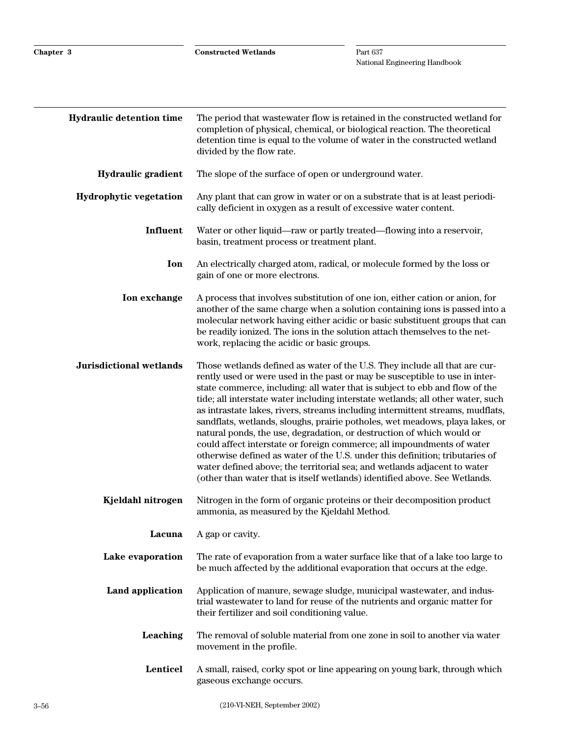**Hydraulic detention time** The period that wastewater flow is retained in the constructed wetland for completion of physical, chemical, or biological reaction. The theoretical detention time is equal to the volume of water in the constructed wetland divided by the flow rate.

**Hydraulic gradient** The slope of the surface of open or underground water.

**Hydrophytic vegetation** Any plant that can grow in water or on a substrate that is at least periodically deficient in oxygen as a result of excessive water content.

**Influent** Water or other liquid—raw or partly treated—flowing into a reservoir, basin, treatment process or treatment plant.

**Ion** An electrically charged atom, radical, or molecule formed by the loss or gain of one or more electrons.

**Ion exchange** A process that involves substitution of one ion, either cation or anion, for another of the same charge when a solution containing ions is passed into a molecular network having either acidic or basic substituent groups that can be readily ionized. The ions in the solution attach themselves to the network, replacing the acidic or basic groups.

**Jurisdictional wetlands** Those wetlands defined as water of the U.S. They include all that are currently used or were used in the past or may be susceptible to use in interstate commerce, including: all water that is subject to ebb and flow of the tide; all interstate water including interstate wetlands; all other water, such as intrastate lakes, rivers, streams including intermittent streams, mudflats, sandflats, wetlands, sloughs, prairie potholes, wet meadows, playa lakes, or natural ponds, the use, degradation, or destruction of which would or could affect interstate or foreign commerce; all impoundments of water otherwise defined as water of the U.S. under this definition; tributaries of water defined above; the territorial sea; and wetlands adjacent to water (other than water that is itself wetlands) identified above. See Wetlands.

**Kjeldahl nitrogen** Nitrogen in the form of organic proteins or their decomposition product ammonia, as measured by the Kjeldahl Method.

**Lacuna** A gap or cavity.

**Lake evaporation** The rate of evaporation from a water surface like that of a lake too large to be much affected by the additional evaporation that occurs at the edge.

**Land application** Application of manure, sewage sludge, municipal wastewater, and industrial wastewater to land for reuse of the nutrients and organic matter for their fertilizer and soil conditioning value.

**Leaching** The removal of soluble material from one zone in soil to another via water movement in the profile.

**Lenticel** A small, raised, corky spot or line appearing on young bark, through which gaseous exchange occurs.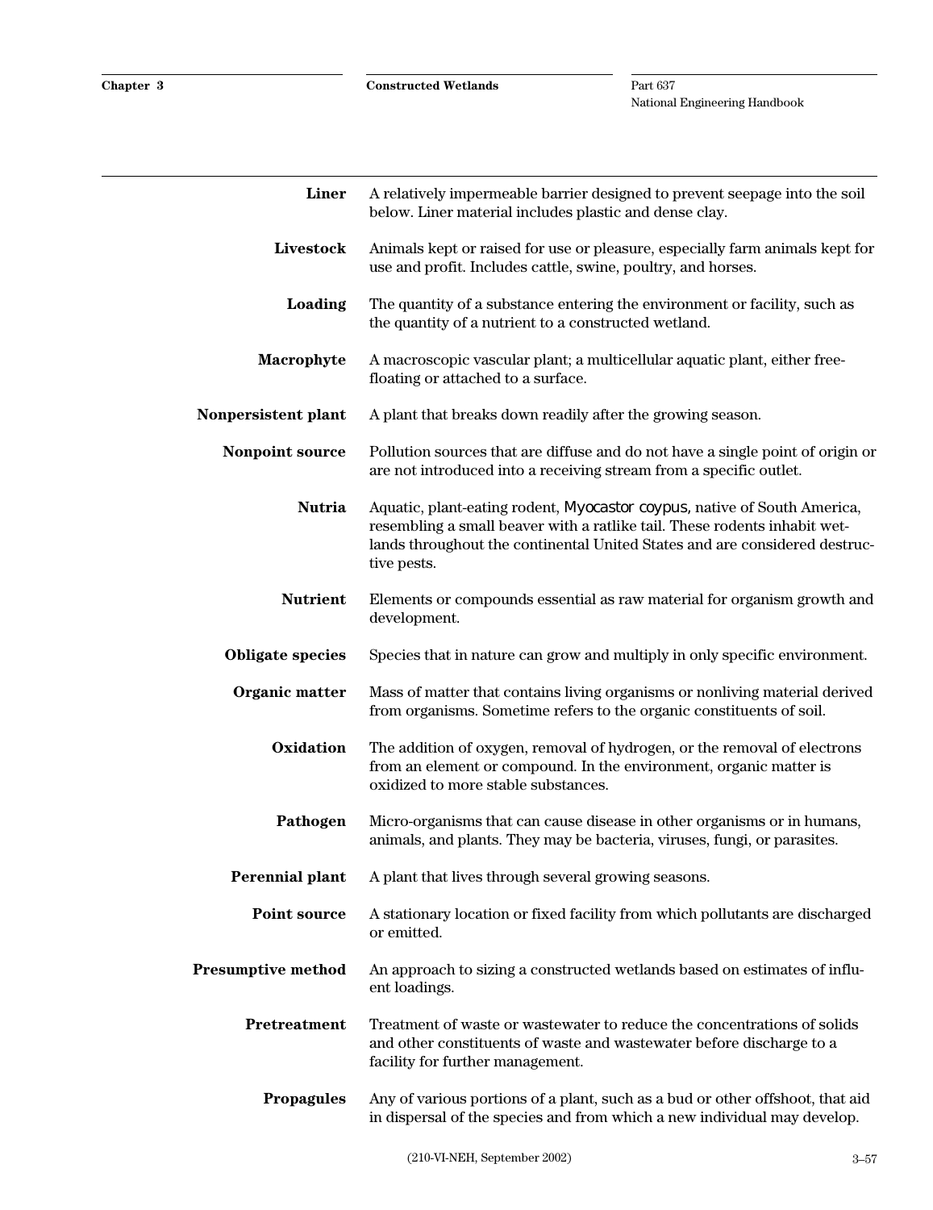**Liner** A relatively impermeable barrier designed to prevent seepage into the soil below. Liner material includes plastic and dense clay.

**Livestock** Animals kept or raised for use or pleasure, especially farm animals kept for use and profit. Includes cattle, swine, poultry, and horses.

**Loading** The quantity of a substance entering the environment or facility, such as the quantity of a nutrient to a constructed wetland.

**Macrophyte** A macroscopic vascular plant; a multicellular aquatic plant, either free-floating or attached to a surface.

**Nonpersistent plant** A plant that breaks down readily after the growing season.

**Nonpoint source** Pollution sources that are diffuse and do not have a single point of origin or are not introduced into a receiving stream from a specific outlet.

**Nutria** Aquatic, plant-eating rodent, *Myocastor coypus,* native of South America, resembling a small beaver with a ratlike tail. These rodents inhabit wetlands throughout the continental United States and are considered destructive pests.

**Nutrient** Elements or compounds essential as raw material for organism growth and development.

**Obligate species** Species that in nature can grow and multiply in only specific environment.

**Organic matter** Mass of matter that contains living organisms or nonliving material derived from organisms. Sometime refers to the organic constituents of soil.

**Oxidation** The addition of oxygen, removal of hydrogen, or the removal of electrons from an element or compound. In the environment, organic matter is oxidized to more stable substances.

**Pathogen** Micro-organisms that can cause disease in other organisms or in humans, animals, and plants. They may be bacteria, viruses, fungi, or parasites.

**Perennial plant** A plant that lives through several growing seasons.

**Point source** A stationary location or fixed facility from which pollutants are discharged or emitted.

**Presumptive method** An approach to sizing a constructed wetlands based on estimates of influent loadings.

**Pretreatment** Treatment of waste or wastewater to reduce the concentrations of solids and other constituents of waste and wastewater before discharge to a facility for further management.

**Propagules** Any of various portions of a plant, such as a bud or other offshoot, that aid in dispersal of the species and from which a new individual may develop.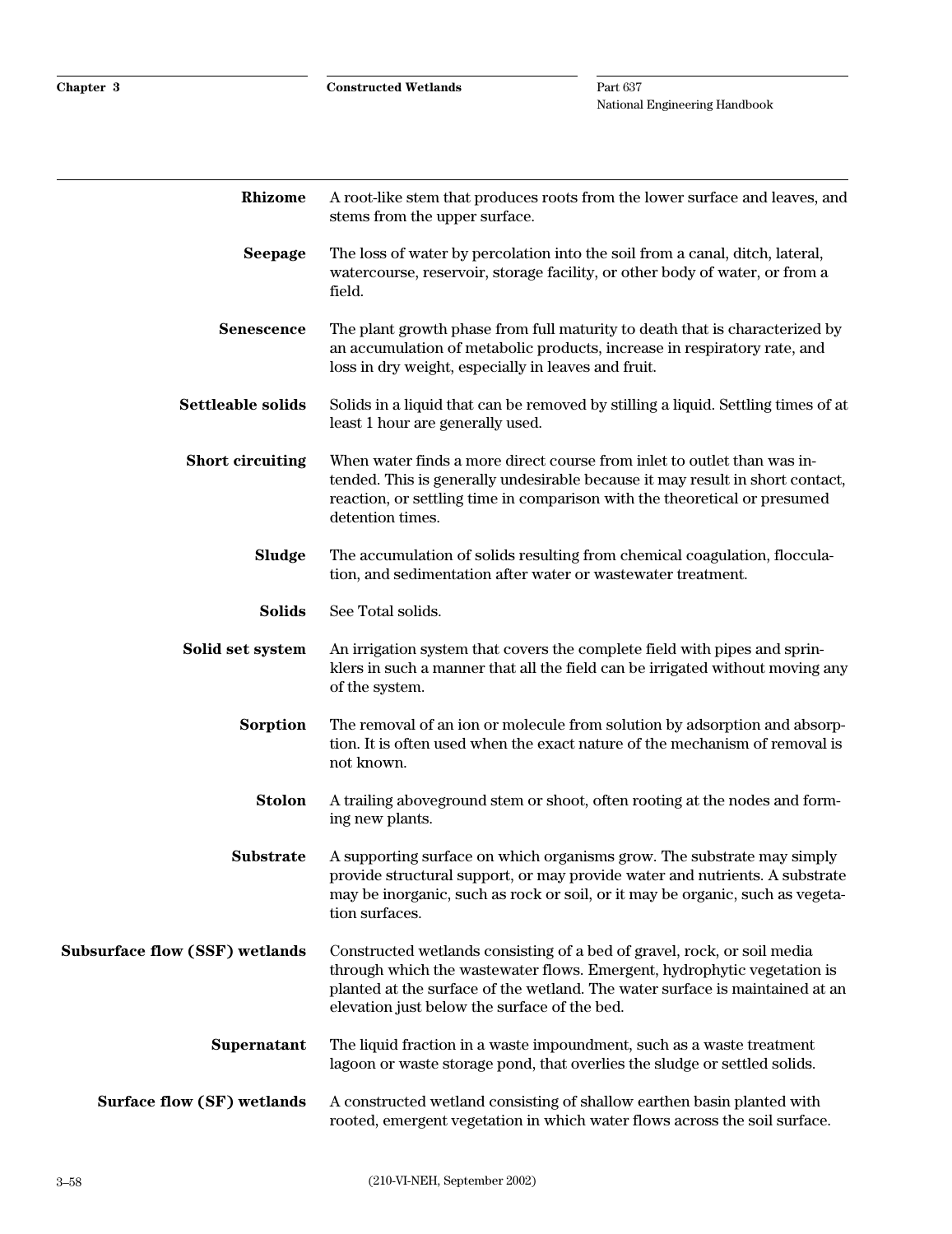**Rhizome** A root-like stem that produces roots from the lower surface and leaves, and stems from the upper surface.

**Seepage** The loss of water by percolation into the soil from a canal, ditch, lateral, watercourse, reservoir, storage facility, or other body of water, or from a field.

**Senescence** The plant growth phase from full maturity to death that is characterized by an accumulation of metabolic products, increase in respiratory rate, and loss in dry weight, especially in leaves and fruit.

**Settleable solids** Solids in a liquid that can be removed by stilling a liquid. Settling times of at least 1 hour are generally used.

**Short circuiting** When water finds a more direct course from inlet to outlet than was intended. This is generally undesirable because it may result in short contact, reaction, or settling time in comparison with the theoretical or presumed detention times.

**Sludge** The accumulation of solids resulting from chemical coagulation, flocculation, and sedimentation after water or wastewater treatment.

**Solids** See Total solids.

**Solid set system** An irrigation system that covers the complete field with pipes and sprinklers in such a manner that all the field can be irrigated without moving any of the system.

**Sorption** The removal of an ion or molecule from solution by adsorption and absorption. It is often used when the exact nature of the mechanism of removal is not known.

**Stolon** A trailing aboveground stem or shoot, often rooting at the nodes and forming new plants.

**Substrate** A supporting surface on which organisms grow. The substrate may simply provide structural support, or may provide water and nutrients. A substrate may be inorganic, such as rock or soil, or it may be organic, such as vegetation surfaces.

**Subsurface flow (SSF) wetlands** Constructed wetlands consisting of a bed of gravel, rock, or soil media through which the wastewater flows. Emergent, hydrophytic vegetation is planted at the surface of the wetland. The water surface is maintained at an elevation just below the surface of the bed.

**Supernatant** The liquid fraction in a waste impoundment, such as a waste treatment lagoon or waste storage pond, that overlies the sludge or settled solids.

**Surface flow (SF) wetlands** A constructed wetland consisting of shallow earthen basin planted with rooted, emergent vegetation in which water flows across the soil surface.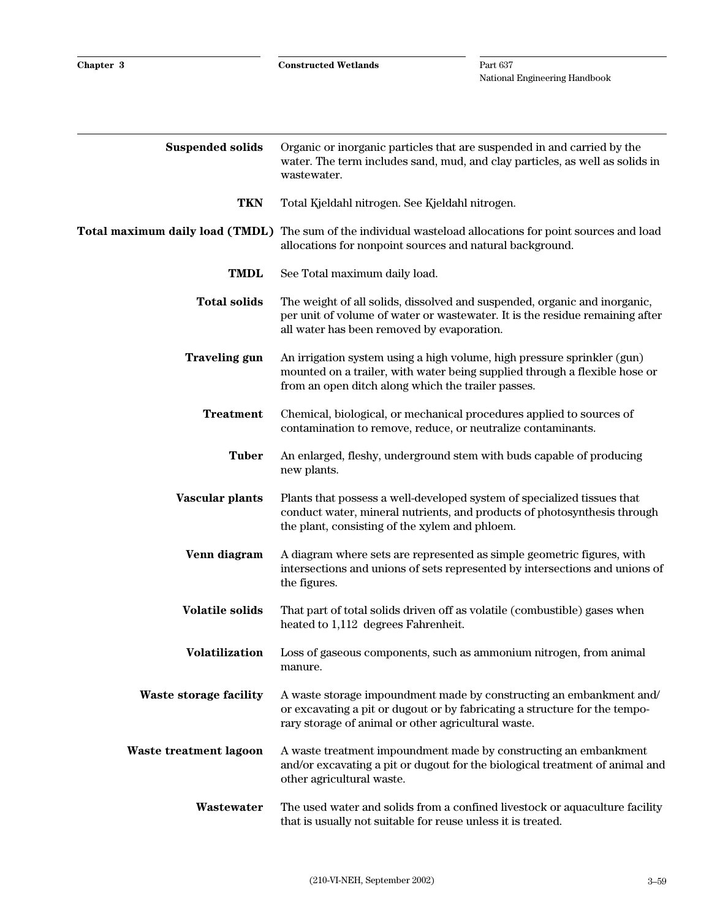**Suspended solids** Organic or inorganic particles that are suspended in and carried by the water. The term includes sand, mud, and clay particles, as well as solids in wastewater.

**TKN** Total Kjeldahl nitrogen. See Kjeldahl nitrogen.

**Total maximum daily load (TMDL)** The sum of the individual wasteload allocations for point sources and load allocations for nonpoint sources and natural background.

**TMDL** See Total maximum daily load.

**Total solids** The weight of all solids, dissolved and suspended, organic and inorganic, per unit of volume of water or wastewater. It is the residue remaining after all water has been removed by evaporation.

**Traveling gun** An irrigation system using a high volume, high pressure sprinkler (gun) mounted on a trailer, with water being supplied through a flexible hose or from an open ditch along which the trailer passes.

**Treatment** Chemical, biological, or mechanical procedures applied to sources of contamination to remove, reduce, or neutralize contaminants.

**Tuber** An enlarged, fleshy, underground stem with buds capable of producing new plants.

**Vascular plants** Plants that possess a well-developed system of specialized tissues that conduct water, mineral nutrients, and products of photosynthesis through the plant, consisting of the xylem and phloem.

**Venn diagram** A diagram where sets are represented as simple geometric figures, with intersections and unions of sets represented by intersections and unions of the figures.

**Volatile solids** That part of total solids driven off as volatile (combustible) gases when heated to 1,112 degrees Fahrenheit.

**Volatilization** Loss of gaseous components, such as ammonium nitrogen, from animal manure.

**Waste storage facility** A waste storage impoundment made by constructing an embankment and/or excavating a pit or dugout or by fabricating a structure for the temporary storage of animal or other agricultural waste.

**Waste treatment lagoon** A waste treatment impoundment made by constructing an embankment and/or excavating a pit or dugout for the biological treatment of animal and other agricultural waste.

**Wastewater** The used water and solids from a confined livestock or aquaculture facility that is usually not suitable for reuse unless it is treated.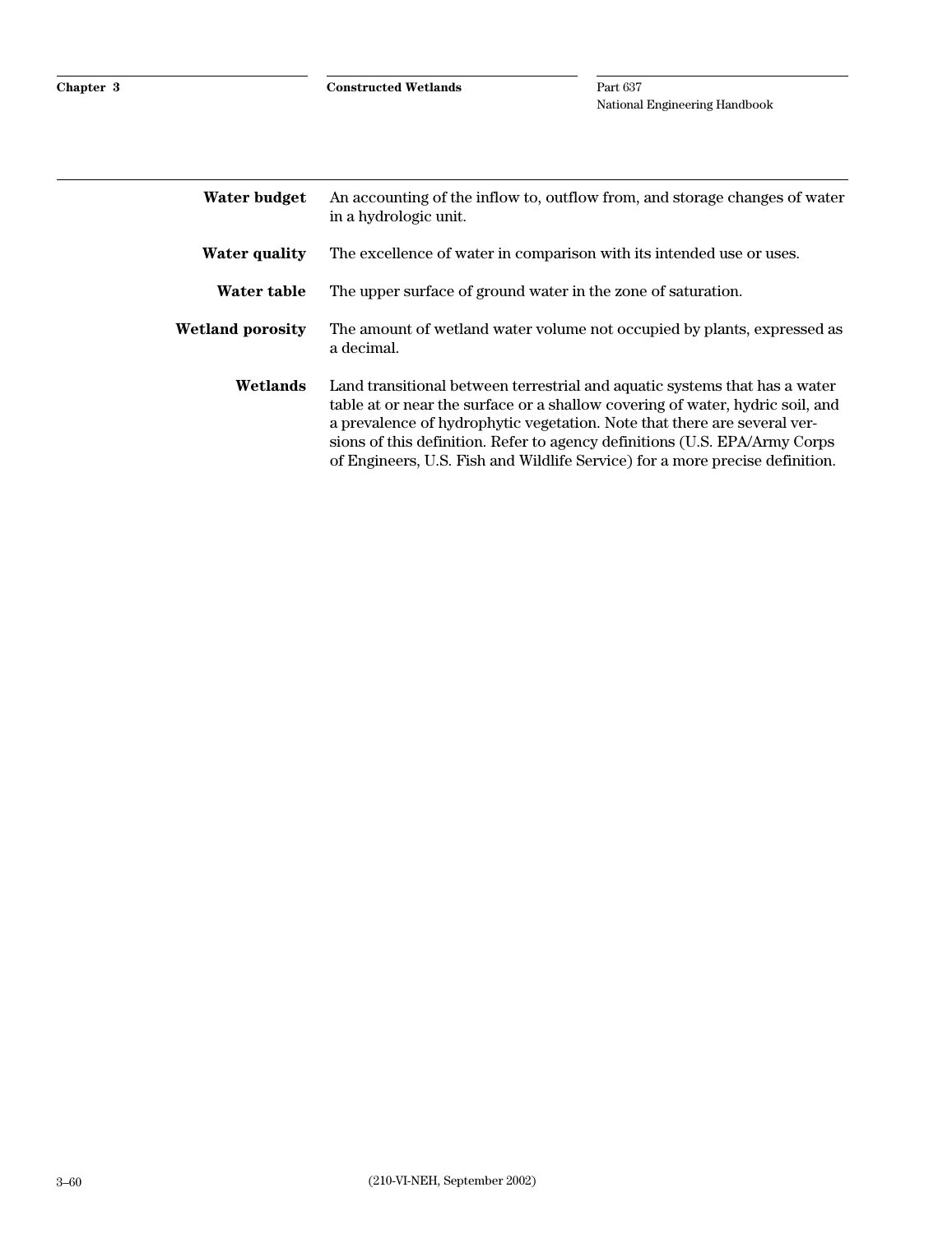**Water budget** An accounting of the inflow to, outflow from, and storage changes of water in a hydrologic unit.

**Water quality** The excellence of water in comparison with its intended use or uses.

**Water table** The upper surface of ground water in the zone of saturation.

**Wetland porosity** The amount of wetland water volume not occupied by plants, expressed as a decimal.

**Wetlands** Land transitional between terrestrial and aquatic systems that has a water table at or near the surface or a shallow covering of water, hydric soil, and a prevalence of hydrophytic vegetation. Note that there are several versions of this definition. Refer to agency definitions (U.S. EPA/Army Corps of Engineers, U.S. Fish and Wildlife Service) for a more precise definition.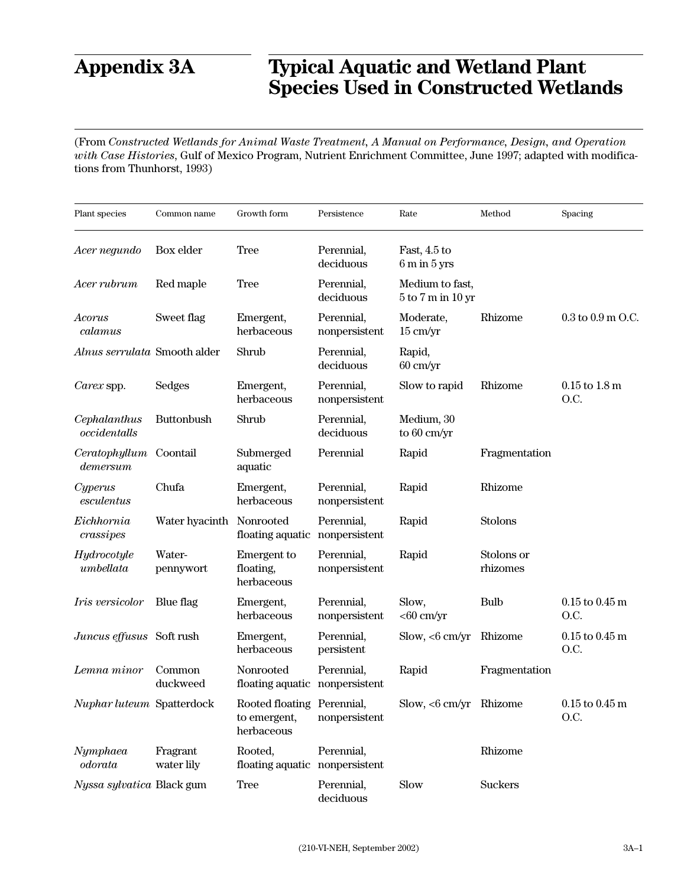# Appendix 3A Typical Aquatic and Wetland Plant Species Used in Constructed Wetlands

(From *Constructed Wetlands for Animal Waste Treatment, A Manual on Performance, Design, and Operation with Case Histories*, Gulf of Mexico Program, Nutrient Enrichment Committee, June 1997; adapted with modifications from Thunhorst, 1993)

| Plant species | Common name | Growth form | Persistence | Rate | Method | Spacing |
|---|---|---|---|---|---|---|
| *Acer negundo* | Box elder | Tree | Perennial, deciduous | Fast, 4.5 to 6 m in 5 yrs | | |
| *Acer rubrum* | Red maple | Tree | Perennial, deciduous | Medium to fast, 5 to 7 m in 10 yr | | |
| *Acorus calamus* | Sweet flag | Emergent, herbaceous | Perennial, nonpersistent | Moderate, 15 cm/yr | Rhizome | 0.3 to 0.9 m O.C. |
| *Alnus serrulata* | Smooth alder | Shrub | Perennial, deciduous | Rapid, 60 cm/yr | | |
| *Carex* spp. | Sedges | Emergent, herbaceous | Perennial, nonpersistent | Slow to rapid | Rhizome | 0.15 to 1.8 m O.C. |
| *Cephalanthus occidentalls* | Buttonbush | Shrub | Perennial, deciduous | Medium, 30 to 60 cm/yr | | |
| *Ceratophyllum demersum* | Coontail | Submerged aquatic | Perennial | Rapid | Fragmentation | |
| *Cyperus esculentus* | Chufa | Emergent, herbaceous | Perennial, nonpersistent | Rapid | Rhizome | |
| *Eichhornia crassipes* | Water hyacinth | Nonrooted floating aquatic | Perennial, nonpersistent | Rapid | Stolons | |
| *Hydrocotyle umbellata* | Water-pennywort | Emergent to floating, herbaceous | Perennial, nonpersistent | Rapid | Stolons or rhizomes | |
| *Iris versicolor* | Blue flag | Emergent, herbaceous | Perennial, nonpersistent | Slow, <60 cm/yr | Bulb | 0.15 to 0.45 m O.C. |
| *Juncus effusus* | Soft rush | Emergent, herbaceous | Perennial, persistent | Slow, <6 cm/yr | Rhizome | 0.15 to 0.45 m O.C. |
| *Lemna minor* | Common duckweed | Nonrooted floating aquatic | Perennial, nonpersistent | Rapid | Fragmentation | |
| *Nuphar luteum* | Spatterdock | Rooted floating to emergent, herbaceous | Perennial, nonpersistent | Slow, <6 cm/yr | Rhizome | 0.15 to 0.45 m O.C. |
| *Nymphaea odorata* | Fragrant water lily | Rooted, floating aquatic | Perennial, nonpersistent | | Rhizome | |
| *Nyssa sylvatica* | Black gum | Tree | Perennial, deciduous | Slow | Suckers | |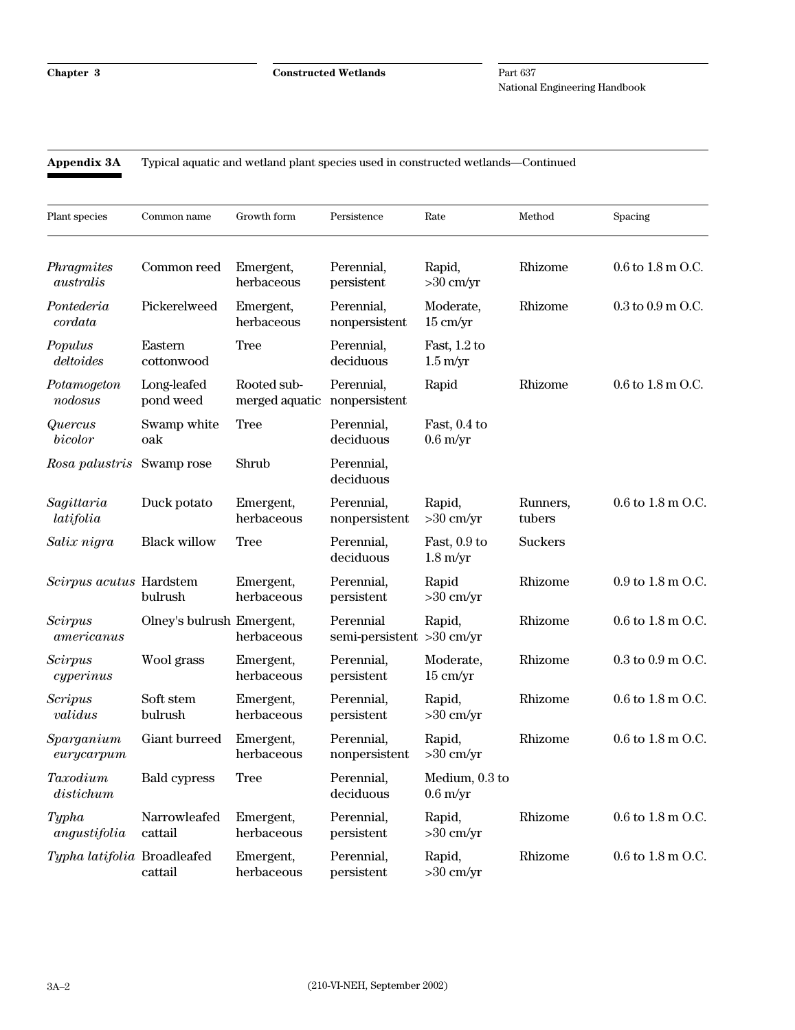**Appendix 3A** Typical aquatic and wetland plant species used in constructed wetlands—Continued

| Plant species | Common name | Growth form | Persistence | Rate | Method | Spacing |
|---|---|---|---|---|---|---|
| *Phragmites australis* | Common reed | Emergent, herbaceous | Perennial, persistent | Rapid, >30 cm/yr | Rhizome | 0.6 to 1.8 m O.C. |
| *Pontederia cordata* | Pickerelweed | Emergent, herbaceous | Perennial, nonpersistent | Moderate, 15 cm/yr | Rhizome | 0.3 to 0.9 m O.C. |
| *Populus deltoides* | Eastern cottonwood | Tree | Perennial, deciduous | Fast, 1.2 to 1.5 m/yr | | |
| *Potamogeton nodosus* | Long-leafed pond weed | Rooted sub-merged aquatic | Perennial, nonpersistent | Rapid | Rhizome | 0.6 to 1.8 m O.C. |
| *Quercus bicolor* | Swamp white oak | Tree | Perennial, deciduous | Fast, 0.4 to 0.6 m/yr | | |
| *Rosa palustris* | Swamp rose | Shrub | Perennial, deciduous | | | |
| *Sagittaria latifolia* | Duck potato | Emergent, herbaceous | Perennial, nonpersistent | Rapid, >30 cm/yr | Runners, tubers | 0.6 to 1.8 m O.C. |
| *Salix nigra* | Black willow | Tree | Perennial, deciduous | Fast, 0.9 to 1.8 m/yr | Suckers | |
| *Scirpus acutus* | Hardstem bulrush | Emergent, herbaceous | Perennial, persistent | Rapid >30 cm/yr | Rhizome | 0.9 to 1.8 m O.C. |
| *Scirpus americanus* | Olney's bulrush | Emergent, herbaceous | Perennial semi-persistent | Rapid, >30 cm/yr | Rhizome | 0.6 to 1.8 m O.C. |
| *Scirpus cyperinus* | Wool grass | Emergent, herbaceous | Perennial, persistent | Moderate, 15 cm/yr | Rhizome | 0.3 to 0.9 m O.C. |
| *Scripus validus* | Soft stem bulrush | Emergent, herbaceous | Perennial, persistent | Rapid, >30 cm/yr | Rhizome | 0.6 to 1.8 m O.C. |
| *Sparganium eurycarpum* | Giant burreed | Emergent, herbaceous | Perennial, nonpersistent | Rapid, >30 cm/yr | Rhizome | 0.6 to 1.8 m O.C. |
| *Taxodium distichum* | Bald cypress | Tree | Perennial, deciduous | Medium, 0.3 to 0.6 m/yr | | |
| *Typha angustifolia* | Narrowleafed cattail | Emergent, herbaceous | Perennial, persistent | Rapid, >30 cm/yr | Rhizome | 0.6 to 1.8 m O.C. |
| *Typha latifolia* | Broadleafed cattail | Emergent, herbaceous | Perennial, persistent | Rapid, >30 cm/yr | Rhizome | 0.6 to 1.8 m O.C. |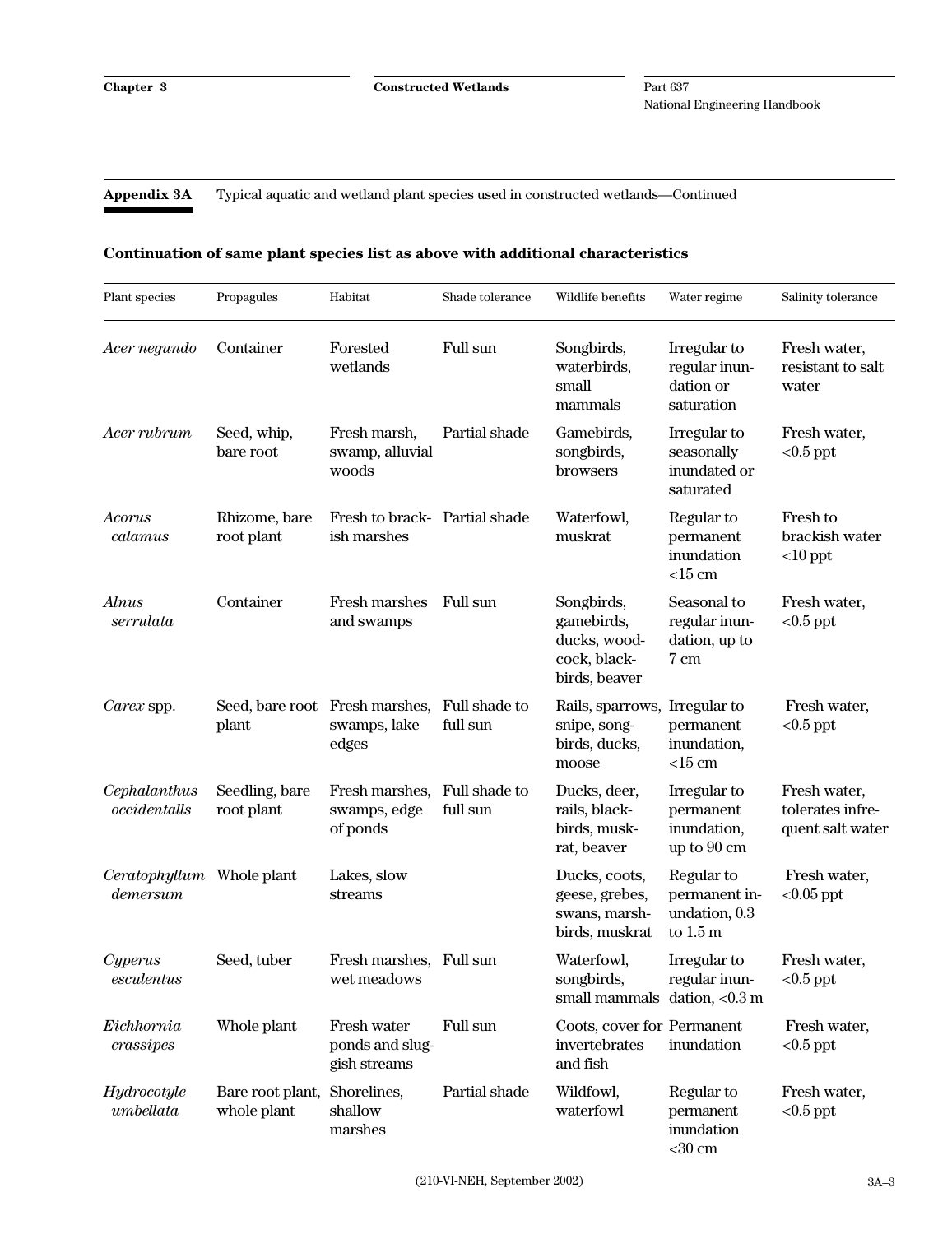**Appendix 3A** Typical aquatic and wetland plant species used in constructed wetlands—Continued

### Continuation of same plant species list as above with additional characteristics

| Plant species | Propagules | Habitat | Shade tolerance | Wildlife benefits | Water regime | Salinity tolerance |
|---|---|---|---|---|---|---|
| *Acer negundo* | Container | Forested wetlands | Full sun | Songbirds, waterbirds, small mammals | Irregular to regular inundation or saturation | Fresh water, resistant to salt water |
| *Acer rubrum* | Seed, whip, bare root | Fresh marsh, swamp, alluvial woods | Partial shade | Gamebirds, songbirds, browsers | Irregular to seasonally inundated or saturated | Fresh water, <0.5 ppt |
| *Acorus calamus* | Rhizome, bare root plant | Fresh to brackish marshes | Partial shade | Waterfowl, muskrat | Regular to permanent inundation <15 cm | Fresh to brackish water <10 ppt |
| *Alnus serrulata* | Container | Fresh marshes and swamps | Full sun | Songbirds, gamebirds, ducks, woodcock, blackbirds, beaver | Seasonal to regular inundation, up to 7 cm | Fresh water, <0.5 ppt |
| *Carex* spp. | Seed, bare root plant | Fresh marshes, swamps, lake edges | Full shade to full sun | Rails, sparrows, snipe, songbirds, ducks, moose | Irregular to permanent inundation, <15 cm | Fresh water, <0.5 ppt |
| *Cephalanthus occidentalls* | Seedling, bare root plant | Fresh marshes, swamps, edge of ponds | Full shade to full sun | Ducks, deer, rails, blackbirds, muskrat, beaver | Irregular to permanent inundation, up to 90 cm | Fresh water, tolerates infrequent salt water |
| *Ceratophyllum demersum* | Whole plant | Lakes, slow streams | | Ducks, coots, geese, grebes, swans, marshbirds, muskrat | Regular to permanent inundation, 0.3 to 1.5 m | Fresh water, <0.05 ppt |
| *Cyperus esculentus* | Seed, tuber | Fresh marshes, wet meadows | Full sun | Waterfowl, songbirds, small mammals | Irregular to regular inundation, <0.3 m | Fresh water, <0.5 ppt |
| *Eichhornia crassipes* | Whole plant | Fresh water ponds and sluggish streams | Full sun | Coots, cover for invertebrates and fish | Permanent inundation | Fresh water, <0.5 ppt |
| *Hydrocotyle umbellata* | Bare root plant, whole plant | Shorelines, shallow marshes | Partial shade | Wildfowl, waterfowl | Regular to permanent inundation <30 cm | Fresh water, <0.5 ppt |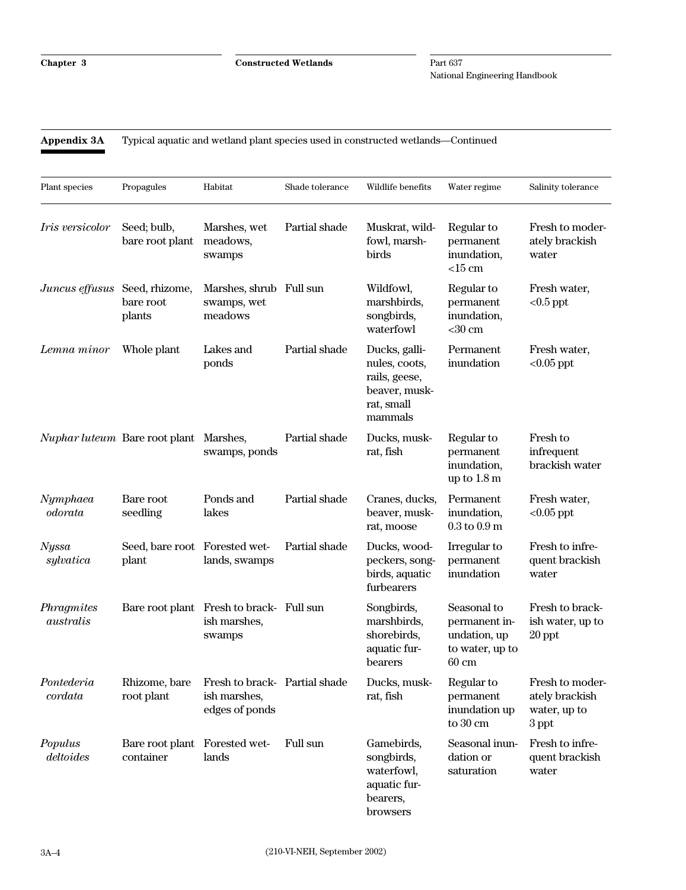**Appendix 3A** Typical aquatic and wetland plant species used in constructed wetlands—Continued

| Plant species | Propagules | Habitat | Shade tolerance | Wildlife benefits | Water regime | Salinity tolerance |
|---|---|---|---|---|---|---|
| *Iris versicolor* | Seed; bulb, bare root plant | Marshes, wet meadows, swamps | Partial shade | Muskrat, wildfowl, marshbirds | Regular to permanent inundation, <15 cm | Fresh to moderately brackish water |
| *Juncus effusus* | Seed, rhizome, bare root plants | Marshes, shrub swamps, wet meadows | Full sun | Wildfowl, marshbirds, songbirds, waterfowl | Regular to permanent inundation, <30 cm | Fresh water, <0.5 ppt |
| *Lemna minor* | Whole plant | Lakes and ponds | Partial shade | Ducks, gallinules, coots, rails, geese, beaver, muskrat, small mammals | Permanent inundation | Fresh water, <0.05 ppt |
| *Nuphar luteum* | Bare root plant | Marshes, swamps, ponds | Partial shade | Ducks, muskrat, fish | Regular to permanent inundation, up to 1.8 m | Fresh to infrequent brackish water |
| *Nymphaea odorata* | Bare root seedling | Ponds and lakes | Partial shade | Cranes, ducks, beaver, muskrat, moose | Permanent inundation, 0.3 to 0.9 m | Fresh water, <0.05 ppt |
| *Nyssa sylvatica* | Seed, bare root plant | Forested wetlands, swamps | Partial shade | Ducks, woodpeckers, songbirds, aquatic furbearers | Irregular to permanent inundation | Fresh to infrequent brackish water |
| *Phragmites australis* | Bare root plant | Fresh to brackish marshes, swamps | Full sun | Songbirds, marshbirds, shorebirds, aquatic furbearers | Seasonal to permanent inundation, up to water, up to 60 cm | Fresh to brackish water, up to 20 ppt |
| *Pontederia cordata* | Rhizome, bare root plant | Fresh to brackish marshes, edges of ponds | Partial shade | Ducks, muskrat, fish | Regular to permanent inundation up to 30 cm | Fresh to moderately brackish water, up to 3 ppt |
| *Populus deltoides* | Bare root plant container | Forested wetlands | Full sun | Gamebirds, songbirds, waterfowl, aquatic furbearers, browsers | Seasonal inundation or saturation | Fresh to infrequent brackish water |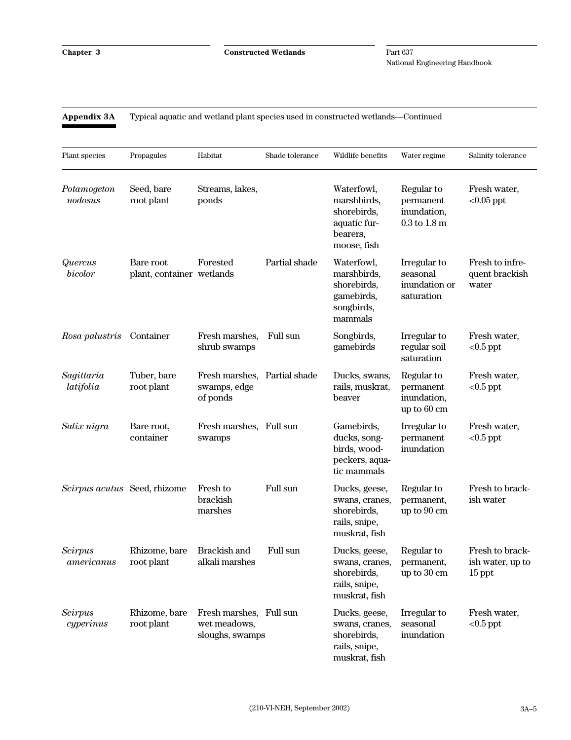**Appendix 3A** Typical aquatic and wetland plant species used in constructed wetlands—Continued

| Plant species | Propagules | Habitat | Shade tolerance | Wildlife benefits | Water regime | Salinity tolerance |
|---|---|---|---|---|---|---|
| *Potamogeton nodosus* | Seed, bare root plant | Streams, lakes, ponds | | Waterfowl, marshbirds, shorebirds, aquatic fur-bearers, moose, fish | Regular to permanent inundation, 0.3 to 1.8 m | Fresh water, <0.05 ppt |
| *Quercus bicolor* | Bare root plant, container | Forested wetlands | Partial shade | Waterfowl, marshbirds, shorebirds, gamebirds, songbirds, mammals | Irregular to seasonal inundation or saturation | Fresh to infrequent brackish water |
| *Rosa palustris* | Container | Fresh marshes, shrub swamps | Full sun | Songbirds, gamebirds | Irregular to regular soil saturation | Fresh water, <0.5 ppt |
| *Sagittaria latifolia* | Tuber, bare root plant | Fresh marshes, swamps, edge of ponds | Partial shade | Ducks, swans, rails, muskrat, beaver | Regular to permanent inundation, up to 60 cm | Fresh water, <0.5 ppt |
| *Salix nigra* | Bare root, container | Fresh marshes, swamps | Full sun | Gamebirds, ducks, song-birds, wood-peckers, aquatic mammals | Irregular to permanent inundation | Fresh water, <0.5 ppt |
| *Scirpus acutus* | Seed, rhizome | Fresh to brackish marshes | Full sun | Ducks, geese, swans, cranes, shorebirds, rails, snipe, muskrat, fish | Regular to permanent, up to 90 cm | Fresh to brackish water |
| *Scirpus americanus* | Rhizome, bare root plant | Brackish and alkali marshes | Full sun | Ducks, geese, swans, cranes, shorebirds, rails, snipe, muskrat, fish | Regular to permanent, up to 30 cm | Fresh to brackish water, up to 15 ppt |
| *Scirpus cyperinus* | Rhizome, bare root plant | Fresh marshes, wet meadows, sloughs, swamps | Full sun | Ducks, geese, swans, cranes, shorebirds, rails, snipe, muskrat, fish | Irregular to seasonal inundation | Fresh water, <0.5 ppt |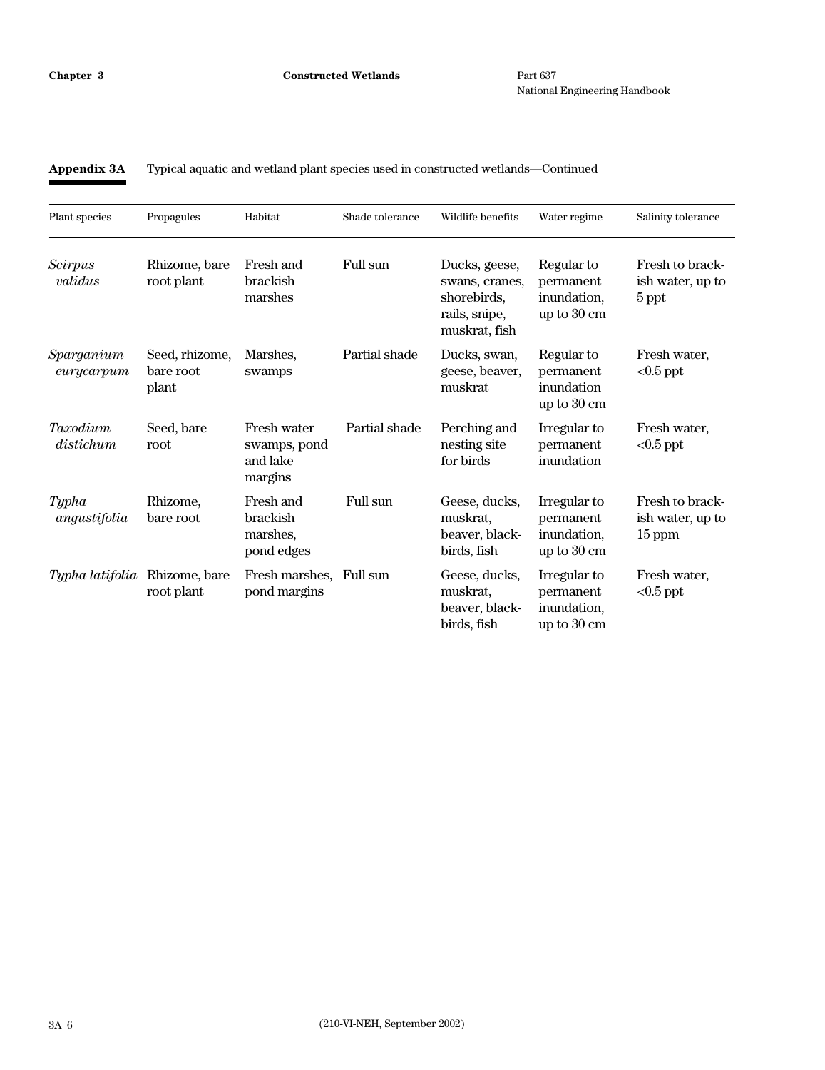**Appendix 3A** Typical aquatic and wetland plant species used in constructed wetlands—Continued

| Plant species | Propagules | Habitat | Shade tolerance | Wildlife benefits | Water regime | Salinity tolerance |
|---|---|---|---|---|---|---|
| *Scirpus validus* | Rhizome, bare root plant | Fresh and brackish marshes | Full sun | Ducks, geese, swans, cranes, shorebirds, rails, snipe, muskrat, fish | Regular to permanent inundation, up to 30 cm | Fresh to brackish water, up to 5 ppt |
| *Sparganium eurycarpum* | Seed, rhizome, bare root plant | Marshes, swamps | Partial shade | Ducks, swan, geese, beaver, muskrat | Regular to permanent inundation up to 30 cm | Fresh water, <0.5 ppt |
| *Taxodium distichum* | Seed, bare root | Fresh water swamps, pond and lake margins | Partial shade | Perching and nesting site for birds | Irregular to permanent inundation | Fresh water, <0.5 ppt |
| *Typha angustifolia* | Rhizome, bare root | Fresh and brackish marshes, pond edges | Full sun | Geese, ducks, muskrat, beaver, blackbirds, fish | Irregular to permanent inundation, up to 30 cm | Fresh to brackish water, up to 15 ppm |
| *Typha latifolia* | Rhizome, bare root plant | Fresh marshes, pond margins | Full sun | Geese, ducks, muskrat, beaver, blackbirds, fish | Irregular to permanent inundation, up to 30 cm | Fresh water, <0.5 ppt |